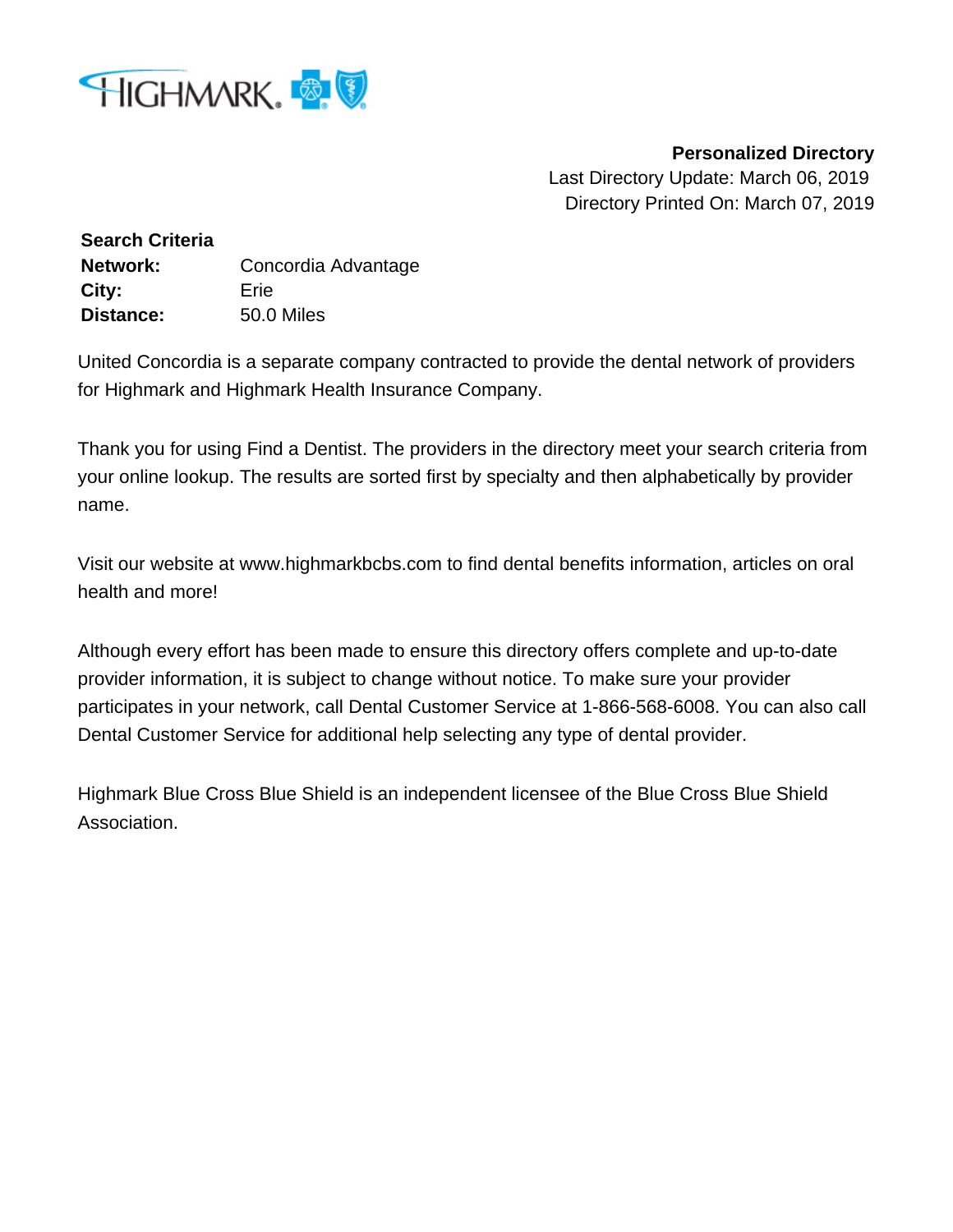**Personalized Directory**

Last Directory Update: March 06, 2019

Directory Printed On: March 07, 2019

**Search Criteria**

| | |
|---|---|
| **Network:** | Concordia Advantage |
| **City:** | Erie |
| **Distance:** | 50.0 Miles |

United Concordia is a separate company contracted to provide the dental network of providers for Highmark and Highmark Health Insurance Company.

Thank you for using Find a Dentist. The providers in the directory meet your search criteria from your online lookup. The results are sorted first by specialty and then alphabetically by provider name.

Visit our website at www.highmarkbcbs.com to find dental benefits information, articles on oral health and more!

Although every effort has been made to ensure this directory offers complete and up-to-date provider information, it is subject to change without notice. To make sure your provider participates in your network, call Dental Customer Service at 1-866-568-6008. You can also call Dental Customer Service for additional help selecting any type of dental provider.

Highmark Blue Cross Blue Shield is an independent licensee of the Blue Cross Blue Shield Association.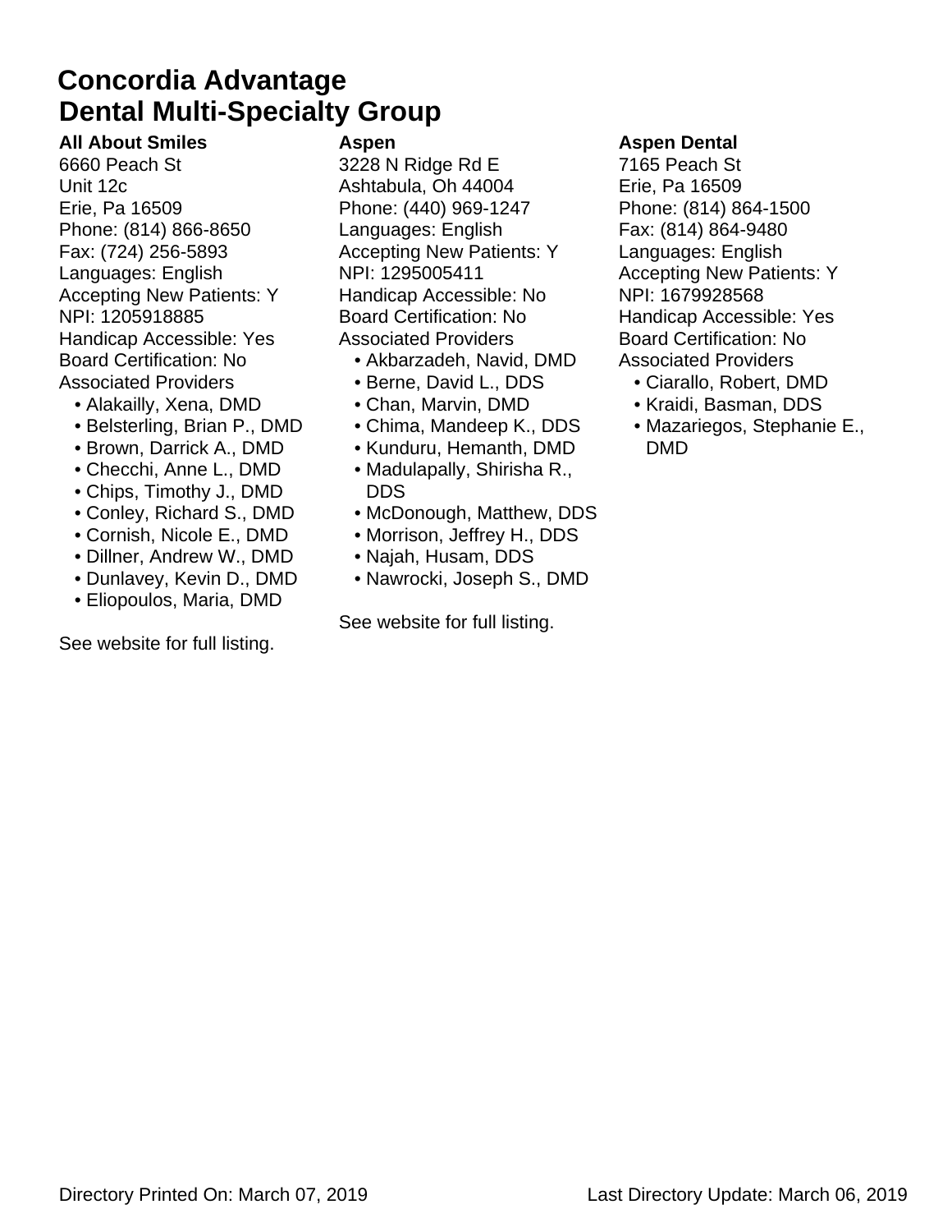# Concordia Advantage
# Dental Multi-Specialty Group

**All About Smiles**
6660 Peach St
Unit 12c
Erie, Pa 16509
Phone: (814) 866-8650
Fax: (724) 256-5893
Languages: English
Accepting New Patients: Y
NPI: 1205918885
Handicap Accessible: Yes
Board Certification: No
Associated Providers

- Alakailly, Xena, DMD
- Belsterling, Brian P., DMD
- Brown, Darrick A., DMD
- Checchi, Anne L., DMD
- Chips, Timothy J., DMD
- Conley, Richard S., DMD
- Cornish, Nicole E., DMD
- Dillner, Andrew W., DMD
- Dunlavey, Kevin D., DMD
- Eliopoulos, Maria, DMD

See website for full listing.

**Aspen**
3228 N Ridge Rd E
Ashtabula, Oh 44004
Phone: (440) 969-1247
Languages: English
Accepting New Patients: Y
NPI: 1295005411
Handicap Accessible: No
Board Certification: No
Associated Providers

- Akbarzadeh, Navid, DMD
- Berne, David L., DDS
- Chan, Marvin, DMD
- Chima, Mandeep K., DDS
- Kunduru, Hemanth, DMD
- Madulapally, Shirisha R., DDS
- McDonough, Matthew, DDS
- Morrison, Jeffrey H., DDS
- Najah, Husam, DDS
- Nawrocki, Joseph S., DMD

See website for full listing.

**Aspen Dental**
7165 Peach St
Erie, Pa 16509
Phone: (814) 864-1500
Fax: (814) 864-9480
Languages: English
Accepting New Patients: Y
NPI: 1679928568
Handicap Accessible: Yes
Board Certification: No
Associated Providers

- Ciarallo, Robert, DMD
- Kraidi, Basman, DDS
- Mazariegos, Stephanie E., DMD

Directory Printed On: March 07, 2019 Last Directory Update: March 06, 2019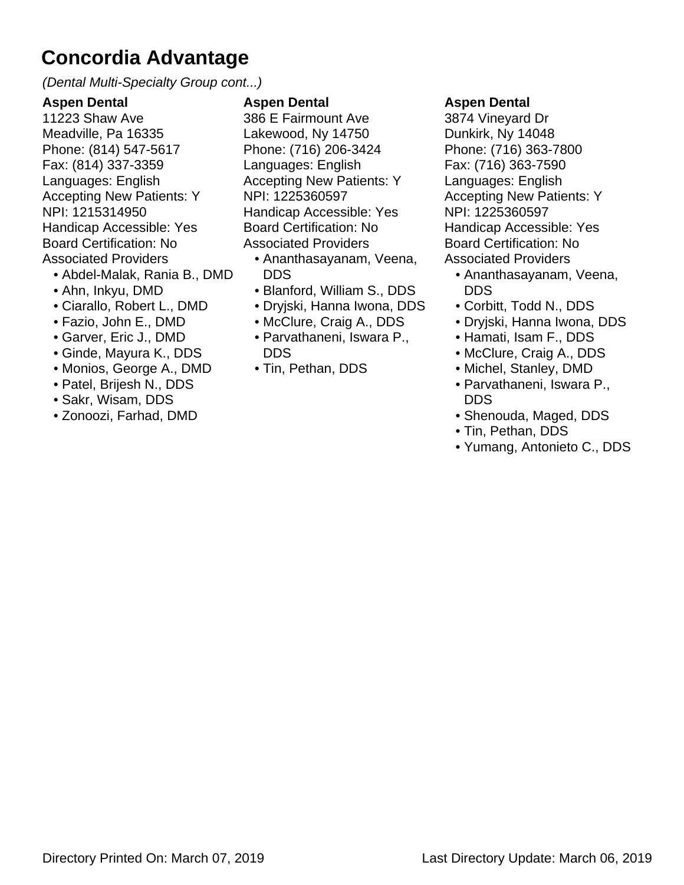# Concordia Advantage

*(Dental Multi-Specialty Group cont...)*

**Aspen Dental**
11223 Shaw Ave
Meadville, Pa 16335
Phone: (814) 547-5617
Fax: (814) 337-3359
Languages: English
Accepting New Patients: Y
NPI: 1215314950
Handicap Accessible: Yes
Board Certification: No
Associated Providers

- Abdel-Malak, Rania B., DMD
- Ahn, Inkyu, DMD
- Ciarallo, Robert L., DMD
- Fazio, John E., DMD
- Garver, Eric J., DMD
- Ginde, Mayura K., DDS
- Monios, George A., DMD
- Patel, Brijesh N., DDS
- Sakr, Wisam, DDS
- Zonoozi, Farhad, DMD

**Aspen Dental**
386 E Fairmount Ave
Lakewood, Ny 14750
Phone: (716) 206-3424
Languages: English
Accepting New Patients: Y
NPI: 1225360597
Handicap Accessible: Yes
Board Certification: No
Associated Providers

- Ananthasayanam, Veena, DDS
- Blanford, William S., DDS
- Dryjski, Hanna Iwona, DDS
- McClure, Craig A., DDS
- Parvathaneni, Iswara P., DDS
- Tin, Pethan, DDS

**Aspen Dental**
3874 Vineyard Dr
Dunkirk, Ny 14048
Phone: (716) 363-7800
Fax: (716) 363-7590
Languages: English
Accepting New Patients: Y
NPI: 1225360597
Handicap Accessible: Yes
Board Certification: No
Associated Providers

- Ananthasayanam, Veena, DDS
- Corbitt, Todd N., DDS
- Dryjski, Hanna Iwona, DDS
- Hamati, Isam F., DDS
- McClure, Craig A., DDS
- Michel, Stanley, DMD
- Parvathaneni, Iswara P., DDS
- Shenouda, Maged, DDS
- Tin, Pethan, DDS
- Yumang, Antonieto C., DDS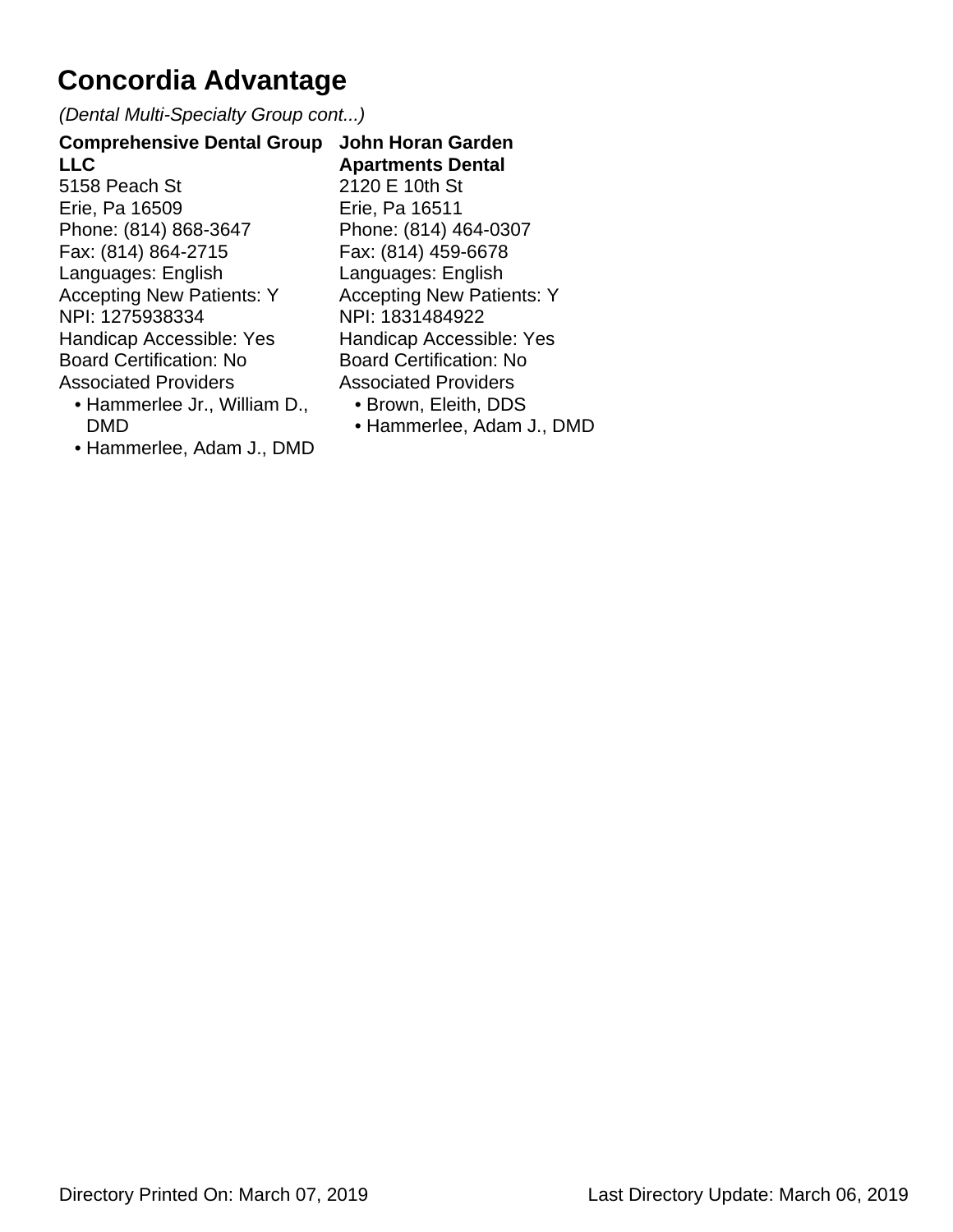# Concordia Advantage

*(Dental Multi-Specialty Group cont...)*

**Comprehensive Dental Group LLC**
5158 Peach St
Erie, Pa 16509
Phone: (814) 868-3647
Fax: (814) 864-2715
Languages: English
Accepting New Patients: Y
NPI: 1275938334
Handicap Accessible: Yes
Board Certification: No
Associated Providers

- Hammerlee Jr., William D., DMD
- Hammerlee, Adam J., DMD

**John Horan Garden Apartments Dental**
2120 E 10th St
Erie, Pa 16511
Phone: (814) 464-0307
Fax: (814) 459-6678
Languages: English
Accepting New Patients: Y
NPI: 1831484922
Handicap Accessible: Yes
Board Certification: No
Associated Providers

- Brown, Eleith, DDS
- Hammerlee, Adam J., DMD

Directory Printed On: March 07, 2019 Last Directory Update: March 06, 2019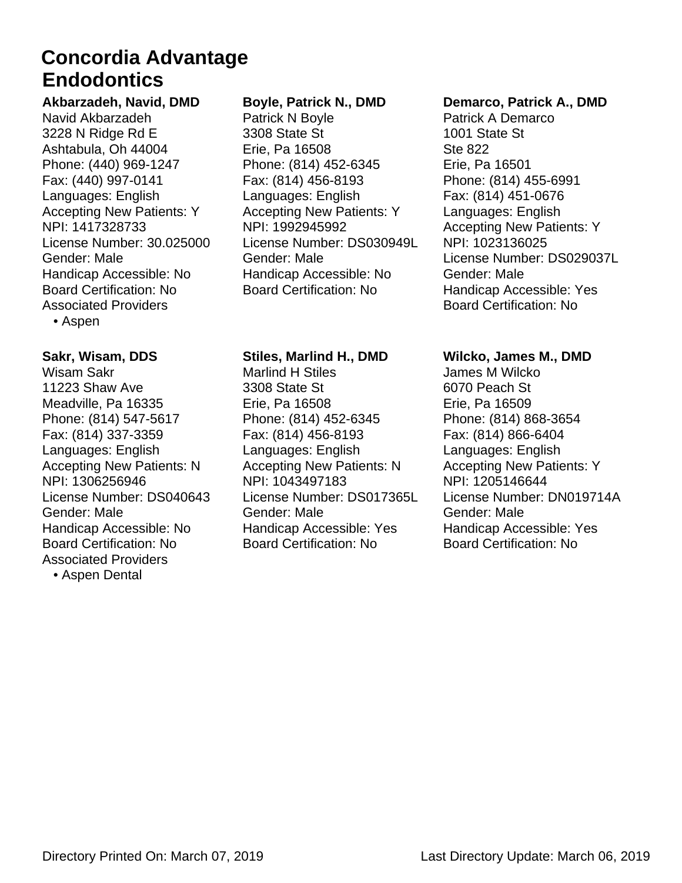# Concordia Advantage
## Endodontics

**Akbarzadeh, Navid, DMD**
Navid Akbarzadeh
3228 N Ridge Rd E
Ashtabula, Oh 44004
Phone: (440) 969-1247
Fax: (440) 997-0141
Languages: English
Accepting New Patients: Y
NPI: 1417328733
License Number: 30.025000
Gender: Male
Handicap Accessible: No
Board Certification: No
Associated Providers
- Aspen

**Boyle, Patrick N., DMD**
Patrick N Boyle
3308 State St
Erie, Pa 16508
Phone: (814) 452-6345
Fax: (814) 456-8193
Languages: English
Accepting New Patients: Y
NPI: 1992945992
License Number: DS030949L
Gender: Male
Handicap Accessible: No
Board Certification: No

**Demarco, Patrick A., DMD**
Patrick A Demarco
1001 State St
Ste 822
Erie, Pa 16501
Phone: (814) 455-6991
Fax: (814) 451-0676
Languages: English
Accepting New Patients: Y
NPI: 1023136025
License Number: DS029037L
Gender: Male
Handicap Accessible: Yes
Board Certification: No

**Sakr, Wisam, DDS**
Wisam Sakr
11223 Shaw Ave
Meadville, Pa 16335
Phone: (814) 547-5617
Fax: (814) 337-3359
Languages: English
Accepting New Patients: N
NPI: 1306256946
License Number: DS040643
Gender: Male
Handicap Accessible: No
Board Certification: No
Associated Providers
- Aspen Dental

**Stiles, Marlind H., DMD**
Marlind H Stiles
3308 State St
Erie, Pa 16508
Phone: (814) 452-6345
Fax: (814) 456-8193
Languages: English
Accepting New Patients: N
NPI: 1043497183
License Number: DS017365L
Gender: Male
Handicap Accessible: Yes
Board Certification: No

**Wilcko, James M., DMD**
James M Wilcko
6070 Peach St
Erie, Pa 16509
Phone: (814) 868-3654
Fax: (814) 866-6404
Languages: English
Accepting New Patients: Y
NPI: 1205146644
License Number: DN019714A
Gender: Male
Handicap Accessible: Yes
Board Certification: No

Directory Printed On: March 07, 2019    Last Directory Update: March 06, 2019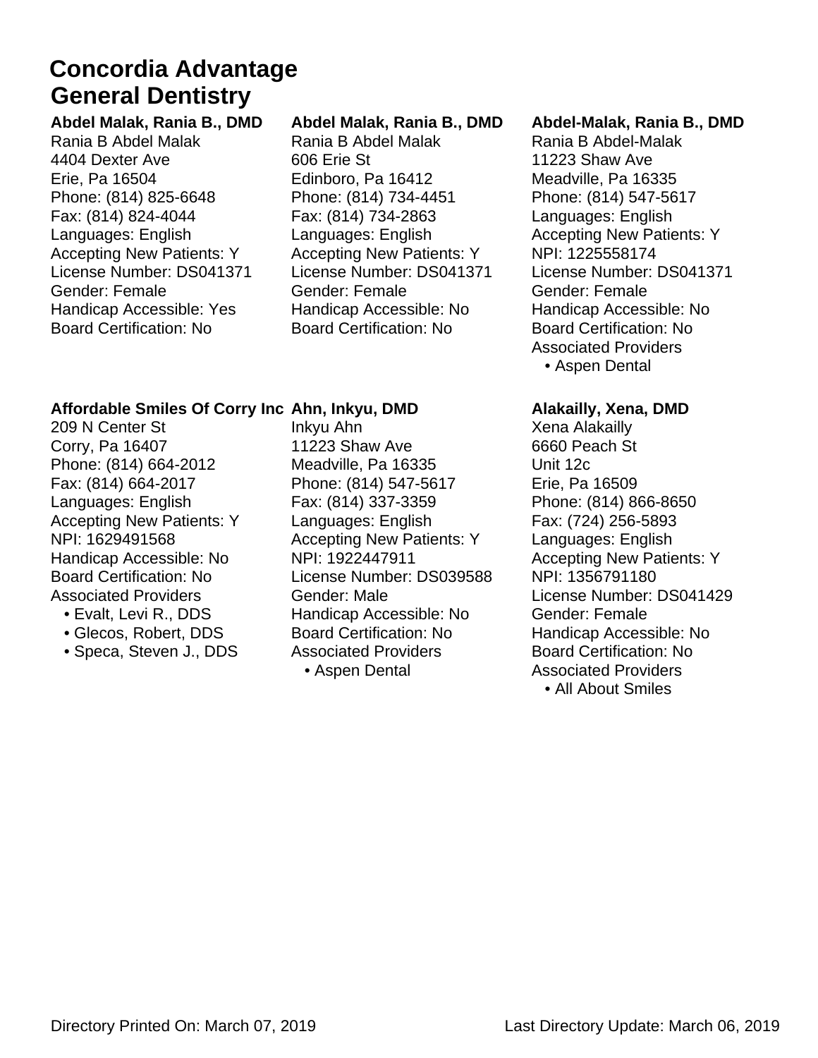# Concordia Advantage
## General Dentistry

**Abdel Malak, Rania B., DMD**
Rania B Abdel Malak
4404 Dexter Ave
Erie, Pa 16504
Phone: (814) 825-6648
Fax: (814) 824-4044
Languages: English
Accepting New Patients: Y
License Number: DS041371
Gender: Female
Handicap Accessible: Yes
Board Certification: No

**Abdel Malak, Rania B., DMD**
Rania B Abdel Malak
606 Erie St
Edinboro, Pa 16412
Phone: (814) 734-4451
Fax: (814) 734-2863
Languages: English
Accepting New Patients: Y
License Number: DS041371
Gender: Female
Handicap Accessible: No
Board Certification: No

**Abdel-Malak, Rania B., DMD**
Rania B Abdel-Malak
11223 Shaw Ave
Meadville, Pa 16335
Phone: (814) 547-5617
Languages: English
Accepting New Patients: Y
NPI: 1225558174
License Number: DS041371
Gender: Female
Handicap Accessible: No
Board Certification: No
Associated Providers
- Aspen Dental

**Affordable Smiles Of Corry Inc**
209 N Center St
Corry, Pa 16407
Phone: (814) 664-2012
Fax: (814) 664-2017
Languages: English
Accepting New Patients: Y
NPI: 1629491568
Handicap Accessible: No
Board Certification: No
Associated Providers
- Evalt, Levi R., DDS
- Glecos, Robert, DDS
- Speca, Steven J., DDS

**Ahn, Inkyu, DMD**
Inkyu Ahn
11223 Shaw Ave
Meadville, Pa 16335
Phone: (814) 547-5617
Fax: (814) 337-3359
Languages: English
Accepting New Patients: Y
NPI: 1922447911
License Number: DS039588
Gender: Male
Handicap Accessible: No
Board Certification: No
Associated Providers
- Aspen Dental

**Alakailly, Xena, DMD**
Xena Alakailly
6660 Peach St
Unit 12c
Erie, Pa 16509
Phone: (814) 866-8650
Fax: (724) 256-5893
Languages: English
Accepting New Patients: Y
NPI: 1356791180
License Number: DS041429
Gender: Female
Handicap Accessible: No
Board Certification: No
Associated Providers
- All About Smiles

Directory Printed On: March 07, 2019    Last Directory Update: March 06, 2019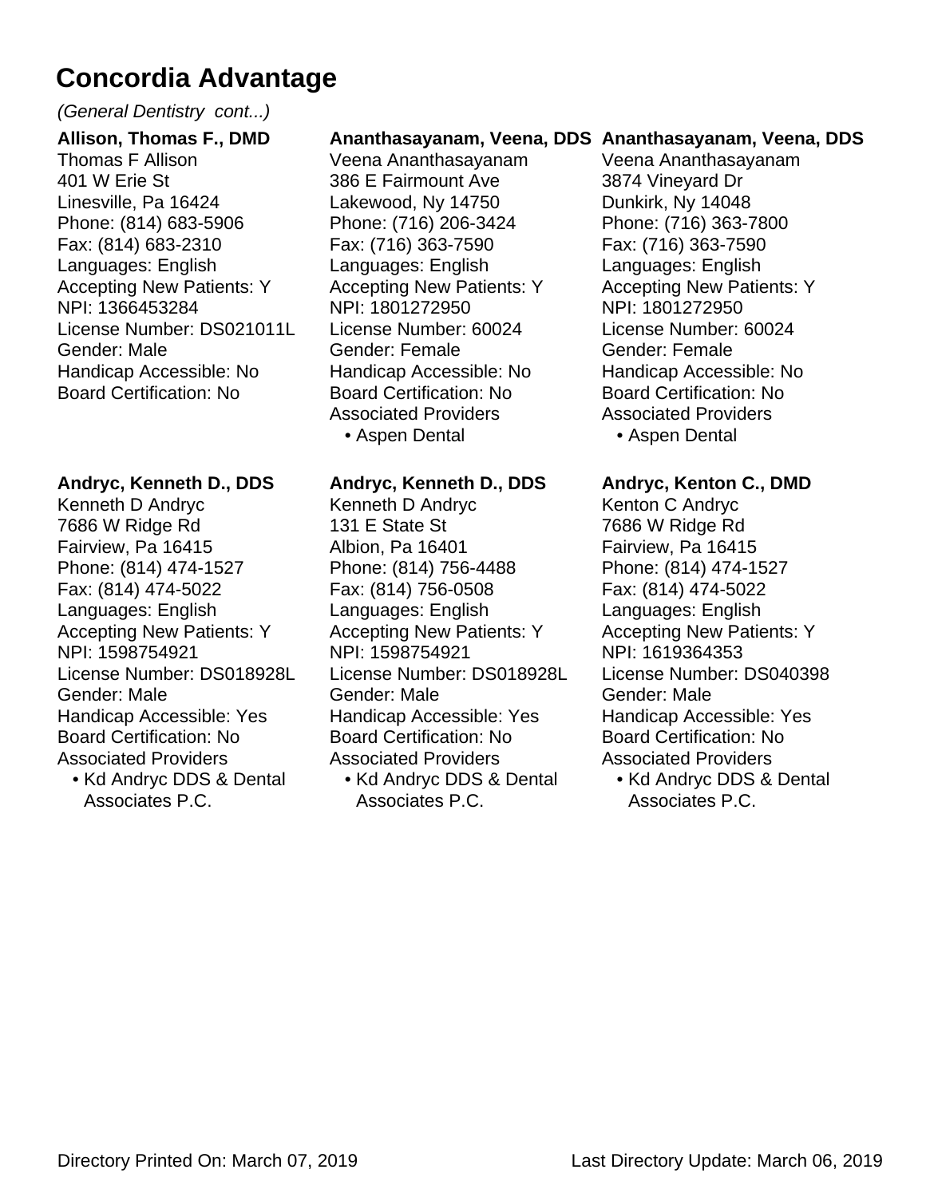# Concordia Advantage

*(General Dentistry cont...)*

**Allison, Thomas F., DMD**
Thomas F Allison
401 W Erie St
Linesville, Pa 16424
Phone: (814) 683-5906
Fax: (814) 683-2310
Languages: English
Accepting New Patients: Y
NPI: 1366453284
License Number: DS021011L
Gender: Male
Handicap Accessible: No
Board Certification: No

**Ananthasayanam, Veena, DDS**
Veena Ananthasayanam
386 E Fairmount Ave
Lakewood, Ny 14750
Phone: (716) 206-3424
Fax: (716) 363-7590
Languages: English
Accepting New Patients: Y
NPI: 1801272950
License Number: 60024
Gender: Female
Handicap Accessible: No
Board Certification: No
Associated Providers
- Aspen Dental

**Ananthasayanam, Veena, DDS**
Veena Ananthasayanam
3874 Vineyard Dr
Dunkirk, Ny 14048
Phone: (716) 363-7800
Fax: (716) 363-7590
Languages: English
Accepting New Patients: Y
NPI: 1801272950
License Number: 60024
Gender: Female
Handicap Accessible: No
Board Certification: No
Associated Providers
- Aspen Dental

**Andryc, Kenneth D., DDS**
Kenneth D Andryc
7686 W Ridge Rd
Fairview, Pa 16415
Phone: (814) 474-1527
Fax: (814) 474-5022
Languages: English
Accepting New Patients: Y
NPI: 1598754921
License Number: DS018928L
Gender: Male
Handicap Accessible: Yes
Board Certification: No
Associated Providers
- Kd Andryc DDS & Dental Associates P.C.

**Andryc, Kenneth D., DDS**
Kenneth D Andryc
131 E State St
Albion, Pa 16401
Phone: (814) 756-4488
Fax: (814) 756-0508
Languages: English
Accepting New Patients: Y
NPI: 1598754921
License Number: DS018928L
Gender: Male
Handicap Accessible: Yes
Board Certification: No
Associated Providers
- Kd Andryc DDS & Dental Associates P.C.

**Andryc, Kenton C., DMD**
Kenton C Andryc
7686 W Ridge Rd
Fairview, Pa 16415
Phone: (814) 474-1527
Fax: (814) 474-5022
Languages: English
Accepting New Patients: Y
NPI: 1619364353
License Number: DS040398
Gender: Male
Handicap Accessible: Yes
Board Certification: No
Associated Providers
- Kd Andryc DDS & Dental Associates P.C.

Directory Printed On: March 07, 2019 Last Directory Update: March 06, 2019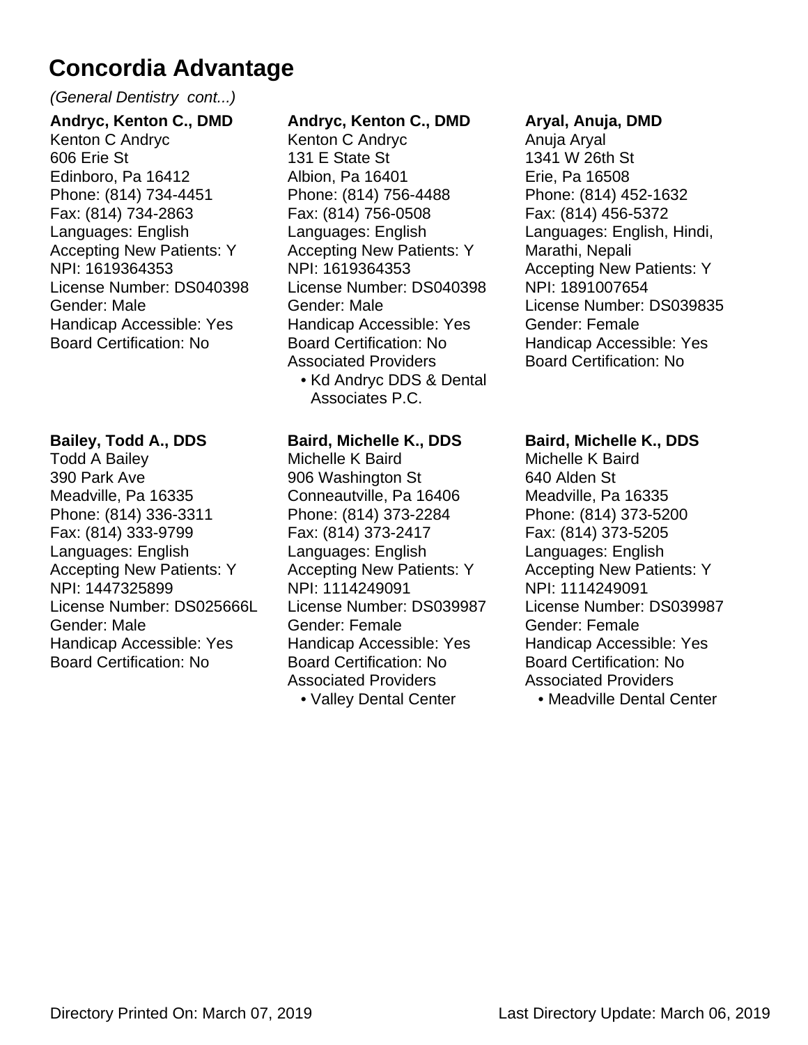# Concordia Advantage

*(General Dentistry cont...)*

**Andryc, Kenton C., DMD**
Kenton C Andryc
606 Erie St
Edinboro, Pa 16412
Phone: (814) 734-4451
Fax: (814) 734-2863
Languages: English
Accepting New Patients: Y
NPI: 1619364353
License Number: DS040398
Gender: Male
Handicap Accessible: Yes
Board Certification: No

**Andryc, Kenton C., DMD**
Kenton C Andryc
131 E State St
Albion, Pa 16401
Phone: (814) 756-4488
Fax: (814) 756-0508
Languages: English
Accepting New Patients: Y
NPI: 1619364353
License Number: DS040398
Gender: Male
Handicap Accessible: Yes
Board Certification: No
Associated Providers
- Kd Andryc DDS & Dental Associates P.C.

**Aryal, Anuja, DMD**
Anuja Aryal
1341 W 26th St
Erie, Pa 16508
Phone: (814) 452-1632
Fax: (814) 456-5372
Languages: English, Hindi, Marathi, Nepali
Accepting New Patients: Y
NPI: 1891007654
License Number: DS039835
Gender: Female
Handicap Accessible: Yes
Board Certification: No

**Bailey, Todd A., DDS**
Todd A Bailey
390 Park Ave
Meadville, Pa 16335
Phone: (814) 336-3311
Fax: (814) 333-9799
Languages: English
Accepting New Patients: Y
NPI: 1447325899
License Number: DS025666L
Gender: Male
Handicap Accessible: Yes
Board Certification: No

**Baird, Michelle K., DDS**
Michelle K Baird
906 Washington St
Conneautville, Pa 16406
Phone: (814) 373-2284
Fax: (814) 373-2417
Languages: English
Accepting New Patients: Y
NPI: 1114249091
License Number: DS039987
Gender: Female
Handicap Accessible: Yes
Board Certification: No
Associated Providers
- Valley Dental Center

**Baird, Michelle K., DDS**
Michelle K Baird
640 Alden St
Meadville, Pa 16335
Phone: (814) 373-5200
Fax: (814) 373-5205
Languages: English
Accepting New Patients: Y
NPI: 1114249091
License Number: DS039987
Gender: Female
Handicap Accessible: Yes
Board Certification: No
Associated Providers
- Meadville Dental Center

Directory Printed On: March 07, 2019    Last Directory Update: March 06, 2019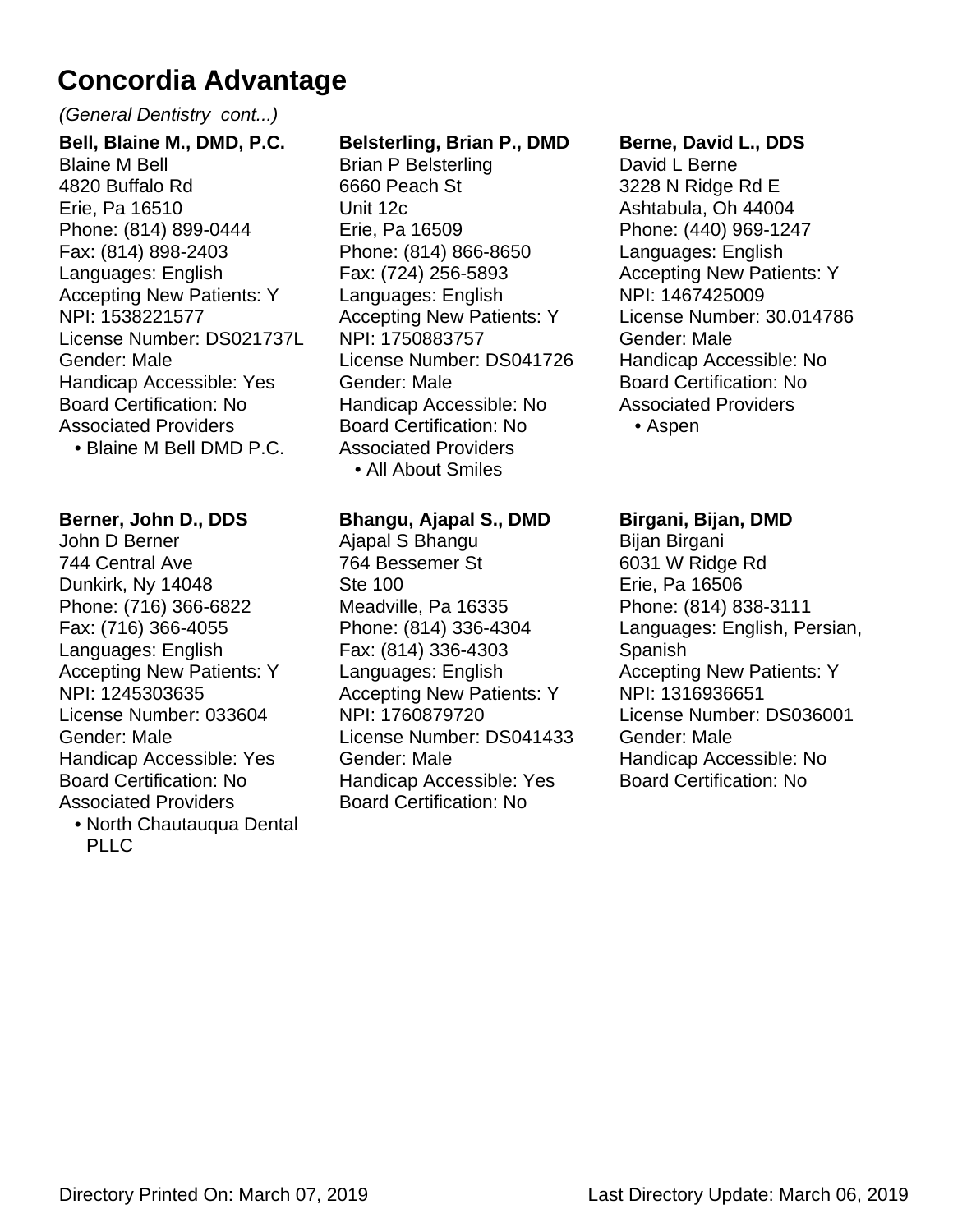# Concordia Advantage

*(General Dentistry cont...)*

**Bell, Blaine M., DMD, P.C.**
Blaine M Bell
4820 Buffalo Rd
Erie, Pa 16510
Phone: (814) 899-0444
Fax: (814) 898-2403
Languages: English
Accepting New Patients: Y
NPI: 1538221577
License Number: DS021737L
Gender: Male
Handicap Accessible: Yes
Board Certification: No
Associated Providers
- Blaine M Bell DMD P.C.

**Belsterling, Brian P., DMD**
Brian P Belsterling
6660 Peach St
Unit 12c
Erie, Pa 16509
Phone: (814) 866-8650
Fax: (724) 256-5893
Languages: English
Accepting New Patients: Y
NPI: 1750883757
License Number: DS041726
Gender: Male
Handicap Accessible: No
Board Certification: No
Associated Providers
- All About Smiles

**Berne, David L., DDS**
David L Berne
3228 N Ridge Rd E
Ashtabula, Oh 44004
Phone: (440) 969-1247
Languages: English
Accepting New Patients: Y
NPI: 1467425009
License Number: 30.014786
Gender: Male
Handicap Accessible: No
Board Certification: No
Associated Providers
- Aspen

**Berner, John D., DDS**
John D Berner
744 Central Ave
Dunkirk, Ny 14048
Phone: (716) 366-6822
Fax: (716) 366-4055
Languages: English
Accepting New Patients: Y
NPI: 1245303635
License Number: 033604
Gender: Male
Handicap Accessible: Yes
Board Certification: No
Associated Providers
- North Chautauqua Dental PLLC

**Bhangu, Ajapal S., DMD**
Ajapal S Bhangu
764 Bessemer St
Ste 100
Meadville, Pa 16335
Phone: (814) 336-4304
Fax: (814) 336-4303
Languages: English
Accepting New Patients: Y
NPI: 1760879720
License Number: DS041433
Gender: Male
Handicap Accessible: Yes
Board Certification: No

**Birgani, Bijan, DMD**
Bijan Birgani
6031 W Ridge Rd
Erie, Pa 16506
Phone: (814) 838-3111
Languages: English, Persian, Spanish
Accepting New Patients: Y
NPI: 1316936651
License Number: DS036001
Gender: Male
Handicap Accessible: No
Board Certification: No

Directory Printed On: March 07, 2019    Last Directory Update: March 06, 2019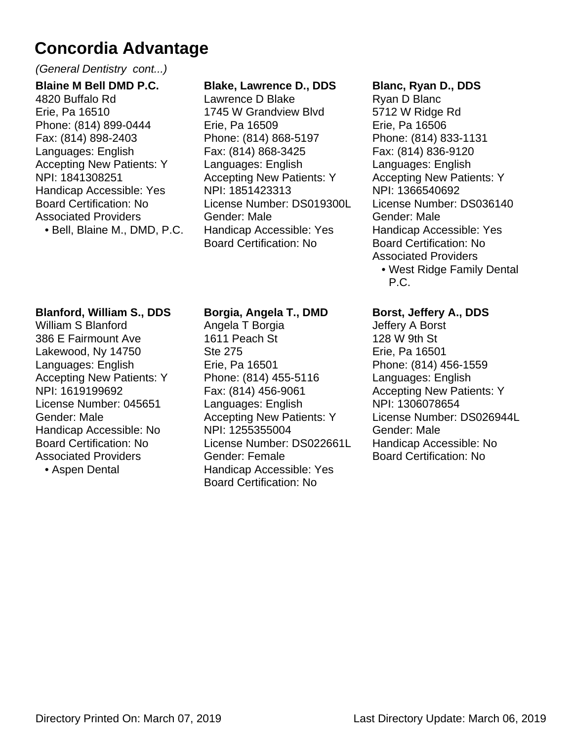# Concordia Advantage

*(General Dentistry cont...)*

**Blaine M Bell DMD P.C.**
4820 Buffalo Rd
Erie, Pa 16510
Phone: (814) 899-0444
Fax: (814) 898-2403
Languages: English
Accepting New Patients: Y
NPI: 1841308251
Handicap Accessible: Yes
Board Certification: No
Associated Providers
- Bell, Blaine M., DMD, P.C.

**Blake, Lawrence D., DDS**
Lawrence D Blake
1745 W Grandview Blvd
Erie, Pa 16509
Phone: (814) 868-5197
Fax: (814) 868-3425
Languages: English
Accepting New Patients: Y
NPI: 1851423313
License Number: DS019300L
Gender: Male
Handicap Accessible: Yes
Board Certification: No

**Blanc, Ryan D., DDS**
Ryan D Blanc
5712 W Ridge Rd
Erie, Pa 16506
Phone: (814) 833-1131
Fax: (814) 836-9120
Languages: English
Accepting New Patients: Y
NPI: 1366540692
License Number: DS036140
Gender: Male
Handicap Accessible: Yes
Board Certification: No
Associated Providers
- West Ridge Family Dental P.C.

**Blanford, William S., DDS**
William S Blanford
386 E Fairmount Ave
Lakewood, Ny 14750
Languages: English
Accepting New Patients: Y
NPI: 1619199692
License Number: 045651
Gender: Male
Handicap Accessible: No
Board Certification: No
Associated Providers
- Aspen Dental

**Borgia, Angela T., DMD**
Angela T Borgia
1611 Peach St
Ste 275
Erie, Pa 16501
Phone: (814) 455-5116
Fax: (814) 456-9061
Languages: English
Accepting New Patients: Y
NPI: 1255355004
License Number: DS022661L
Gender: Female
Handicap Accessible: Yes
Board Certification: No

**Borst, Jeffery A., DDS**
Jeffery A Borst
128 W 9th St
Erie, Pa 16501
Phone: (814) 456-1559
Languages: English
Accepting New Patients: Y
NPI: 1306078654
License Number: DS026944L
Gender: Male
Handicap Accessible: No
Board Certification: No

Directory Printed On: March 07, 2019  Last Directory Update: March 06, 2019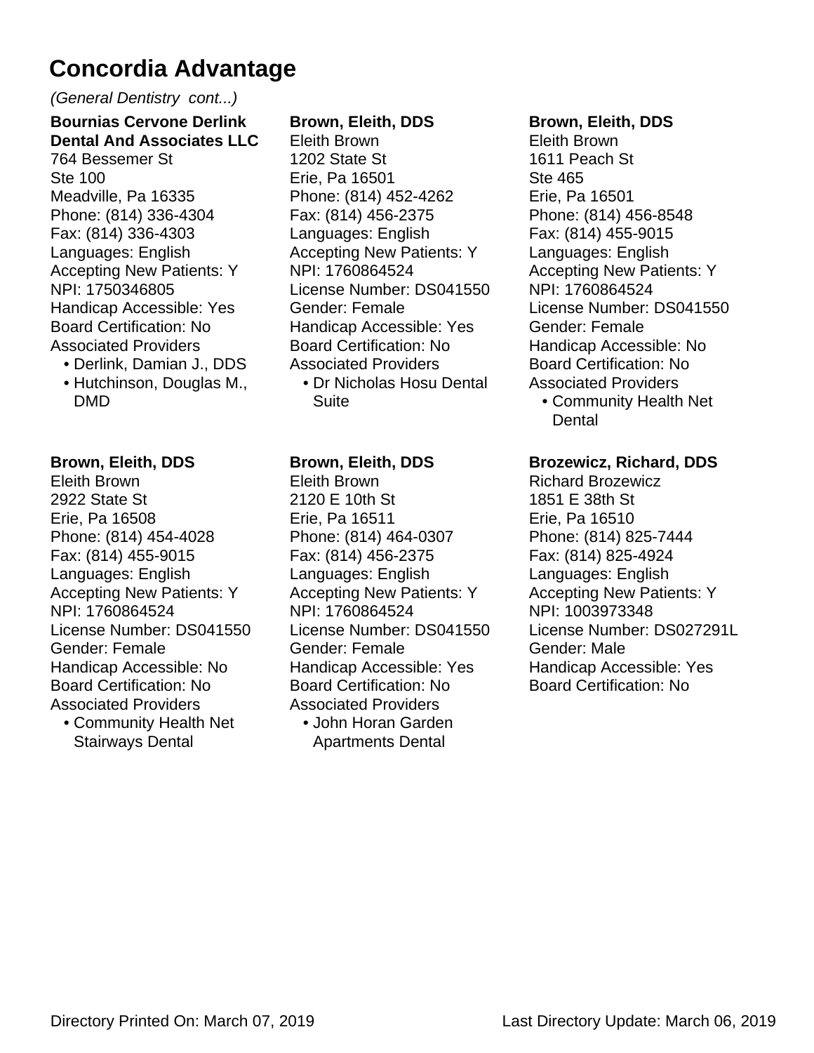# Concordia Advantage

*(General Dentistry cont...)*

**Bournias Cervone Derlink Dental And Associates LLC**
764 Bessemer St
Ste 100
Meadville, Pa 16335
Phone: (814) 336-4304
Fax: (814) 336-4303
Languages: English
Accepting New Patients: Y
NPI: 1750346805
Handicap Accessible: Yes
Board Certification: No
Associated Providers
- Derlink, Damian J., DDS
- Hutchinson, Douglas M., DMD

**Brown, Eleith, DDS**
Eleith Brown
2922 State St
Erie, Pa 16508
Phone: (814) 454-4028
Fax: (814) 455-9015
Languages: English
Accepting New Patients: Y
NPI: 1760864524
License Number: DS041550
Gender: Female
Handicap Accessible: No
Board Certification: No
Associated Providers
- Community Health Net Stairways Dental

**Brown, Eleith, DDS**
Eleith Brown
1202 State St
Erie, Pa 16501
Phone: (814) 452-4262
Fax: (814) 456-2375
Languages: English
Accepting New Patients: Y
NPI: 1760864524
License Number: DS041550
Gender: Female
Handicap Accessible: Yes
Board Certification: No
Associated Providers
- Dr Nicholas Hosu Dental Suite

**Brown, Eleith, DDS**
Eleith Brown
2120 E 10th St
Erie, Pa 16511
Phone: (814) 464-0307
Fax: (814) 456-2375
Languages: English
Accepting New Patients: Y
NPI: 1760864524
License Number: DS041550
Gender: Female
Handicap Accessible: Yes
Board Certification: No
Associated Providers
- John Horan Garden Apartments Dental

**Brown, Eleith, DDS**
Eleith Brown
1611 Peach St
Ste 465
Erie, Pa 16501
Phone: (814) 456-8548
Fax: (814) 455-9015
Languages: English
Accepting New Patients: Y
NPI: 1760864524
License Number: DS041550
Gender: Female
Handicap Accessible: No
Board Certification: No
Associated Providers
- Community Health Net Dental

**Brozewicz, Richard, DDS**
Richard Brozewicz
1851 E 38th St
Erie, Pa 16510
Phone: (814) 825-7444
Fax: (814) 825-4924
Languages: English
Accepting New Patients: Y
NPI: 1003973348
License Number: DS027291L
Gender: Male
Handicap Accessible: Yes
Board Certification: No

Directory Printed On: March 07, 2019 Last Directory Update: March 06, 2019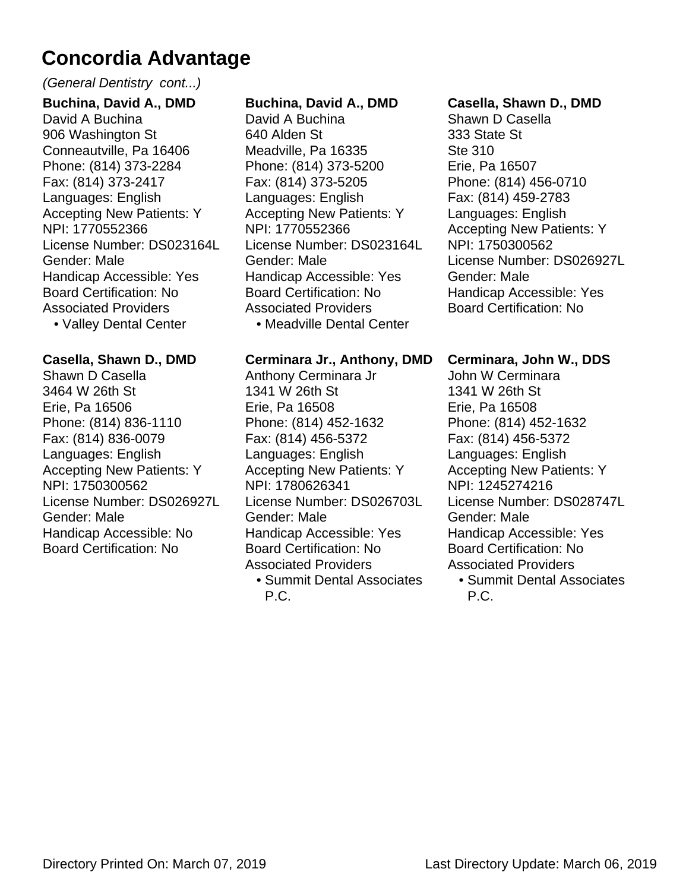# Concordia Advantage

*(General Dentistry cont...)*

**Buchina, David A., DMD**
David A Buchina
906 Washington St
Conneautville, Pa 16406
Phone: (814) 373-2284
Fax: (814) 373-2417
Languages: English
Accepting New Patients: Y
NPI: 1770552366
License Number: DS023164L
Gender: Male
Handicap Accessible: Yes
Board Certification: No
Associated Providers
- Valley Dental Center

**Casella, Shawn D., DMD**
Shawn D Casella
3464 W 26th St
Erie, Pa 16506
Phone: (814) 836-1110
Fax: (814) 836-0079
Languages: English
Accepting New Patients: Y
NPI: 1750300562
License Number: DS026927L
Gender: Male
Handicap Accessible: No
Board Certification: No

**Buchina, David A., DMD**
David A Buchina
640 Alden St
Meadville, Pa 16335
Phone: (814) 373-5200
Fax: (814) 373-5205
Languages: English
Accepting New Patients: Y
NPI: 1770552366
License Number: DS023164L
Gender: Male
Handicap Accessible: Yes
Board Certification: No
Associated Providers
- Meadville Dental Center

**Cerminara Jr., Anthony, DMD**
Anthony Cerminara Jr
1341 W 26th St
Erie, Pa 16508
Phone: (814) 452-1632
Fax: (814) 456-5372
Languages: English
Accepting New Patients: Y
NPI: 1780626341
License Number: DS026703L
Gender: Male
Handicap Accessible: Yes
Board Certification: No
Associated Providers
- Summit Dental Associates P.C.

**Casella, Shawn D., DMD**
Shawn D Casella
333 State St
Ste 310
Erie, Pa 16507
Phone: (814) 456-0710
Fax: (814) 459-2783
Languages: English
Accepting New Patients: Y
NPI: 1750300562
License Number: DS026927L
Gender: Male
Handicap Accessible: Yes
Board Certification: No

**Cerminara, John W., DDS**
John W Cerminara
1341 W 26th St
Erie, Pa 16508
Phone: (814) 452-1632
Fax: (814) 456-5372
Languages: English
Accepting New Patients: Y
NPI: 1245274216
License Number: DS028747L
Gender: Male
Handicap Accessible: Yes
Board Certification: No
Associated Providers
- Summit Dental Associates P.C.

Directory Printed On: March 07, 2019 Last Directory Update: March 06, 2019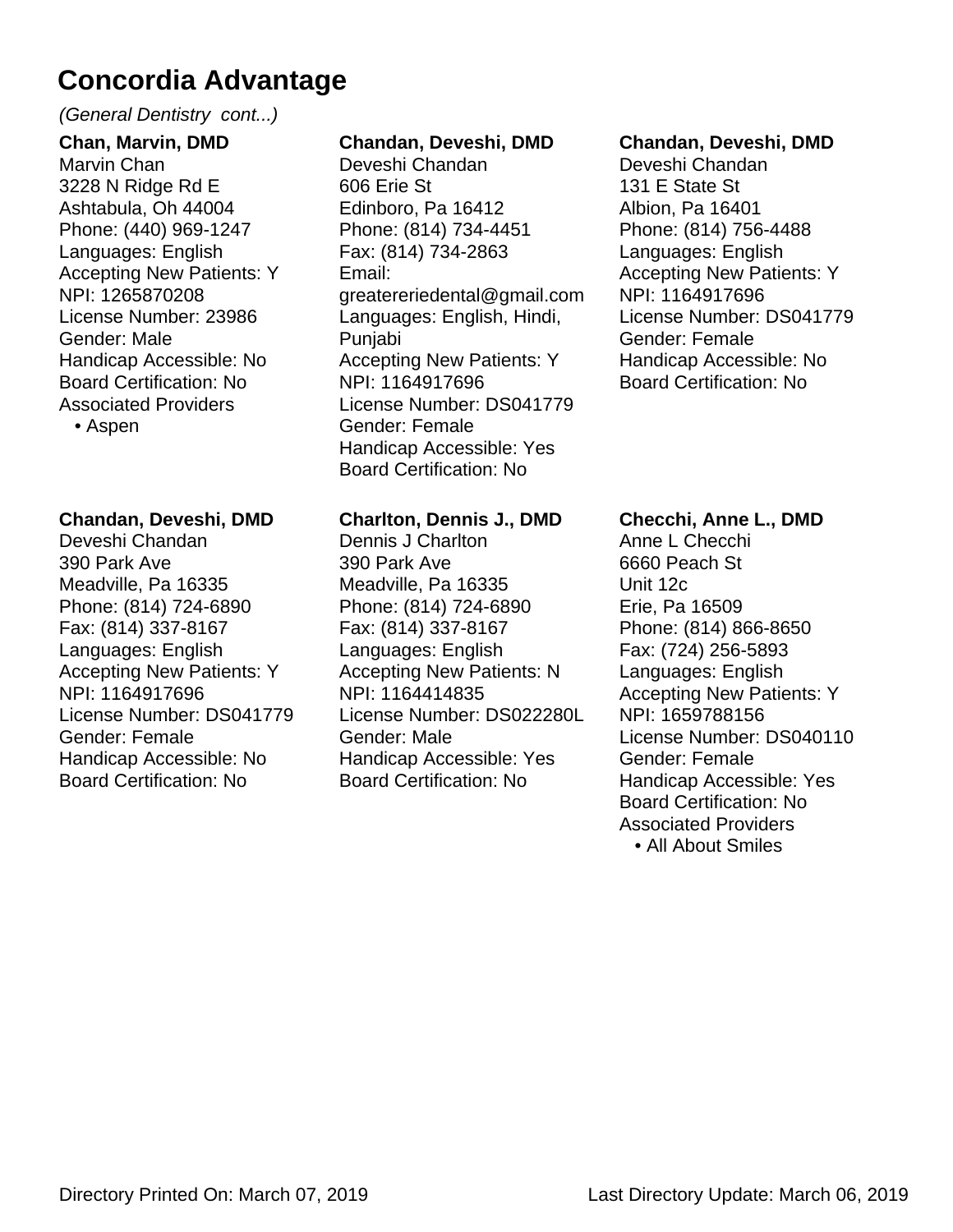# Concordia Advantage

*(General Dentistry cont...)*

**Chan, Marvin, DMD**
Marvin Chan
3228 N Ridge Rd E
Ashtabula, Oh 44004
Phone: (440) 969-1247
Languages: English
Accepting New Patients: Y
NPI: 1265870208
License Number: 23986
Gender: Male
Handicap Accessible: No
Board Certification: No
Associated Providers
- Aspen

**Chandan, Deveshi, DMD**
Deveshi Chandan
606 Erie St
Edinboro, Pa 16412
Phone: (814) 734-4451
Fax: (814) 734-2863
Email: greatereriedental@gmail.com
Languages: English, Hindi, Punjabi
Accepting New Patients: Y
NPI: 1164917696
License Number: DS041779
Gender: Female
Handicap Accessible: Yes
Board Certification: No

**Chandan, Deveshi, DMD**
Deveshi Chandan
131 E State St
Albion, Pa 16401
Phone: (814) 756-4488
Languages: English
Accepting New Patients: Y
NPI: 1164917696
License Number: DS041779
Gender: Female
Handicap Accessible: No
Board Certification: No

**Chandan, Deveshi, DMD**
Deveshi Chandan
390 Park Ave
Meadville, Pa 16335
Phone: (814) 724-6890
Fax: (814) 337-8167
Languages: English
Accepting New Patients: Y
NPI: 1164917696
License Number: DS041779
Gender: Female
Handicap Accessible: No
Board Certification: No

**Charlton, Dennis J., DMD**
Dennis J Charlton
390 Park Ave
Meadville, Pa 16335
Phone: (814) 724-6890
Fax: (814) 337-8167
Languages: English
Accepting New Patients: N
NPI: 1164414835
License Number: DS022280L
Gender: Male
Handicap Accessible: Yes
Board Certification: No

**Checchi, Anne L., DMD**
Anne L Checchi
6660 Peach St
Unit 12c
Erie, Pa 16509
Phone: (814) 866-8650
Fax: (724) 256-5893
Languages: English
Accepting New Patients: Y
NPI: 1659788156
License Number: DS040110
Gender: Female
Handicap Accessible: Yes
Board Certification: No
Associated Providers
- All About Smiles

Directory Printed On: March 07, 2019 Last Directory Update: March 06, 2019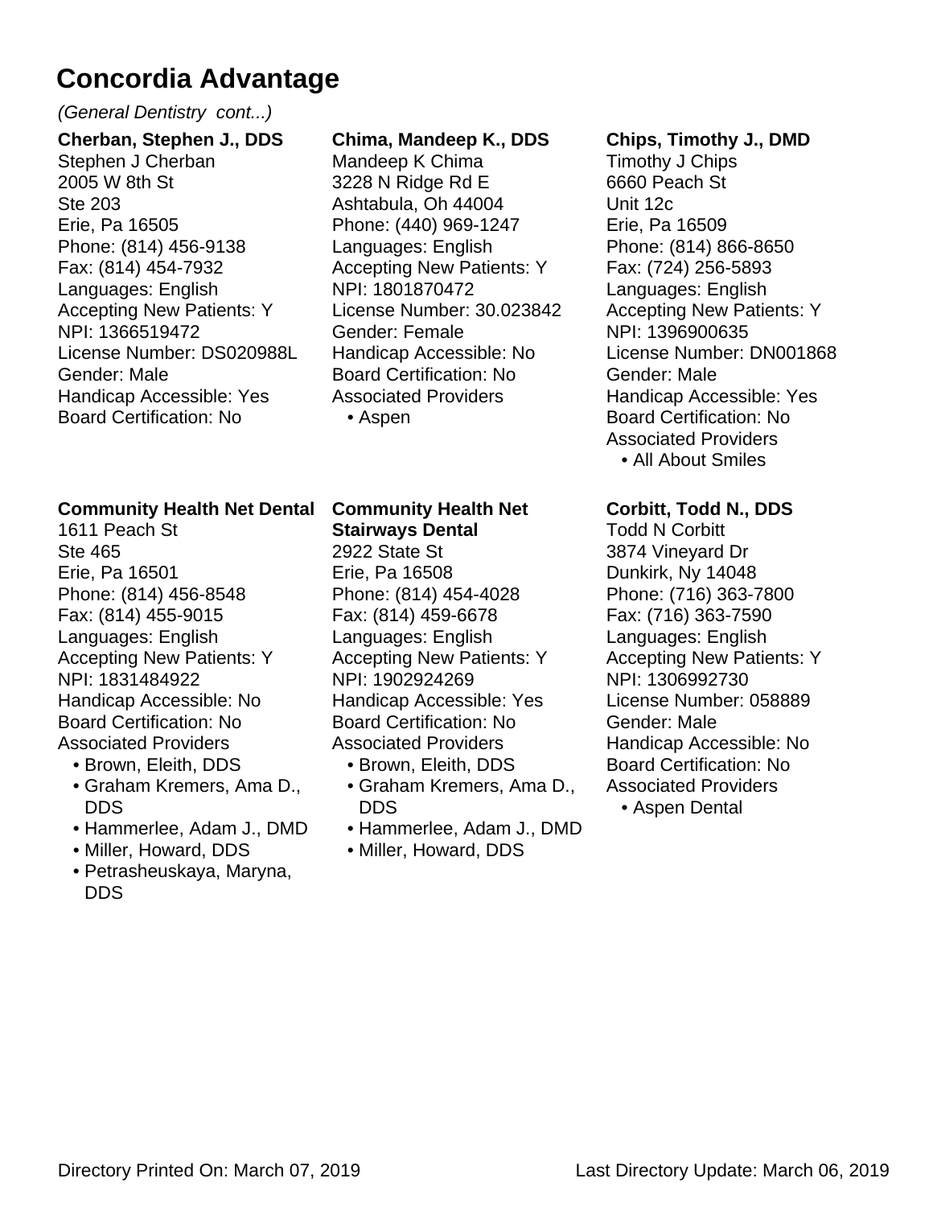# Concordia Advantage

*(General Dentistry cont...)*

**Cherban, Stephen J., DDS**
Stephen J Cherban
2005 W 8th St
Ste 203
Erie, Pa 16505
Phone: (814) 456-9138
Fax: (814) 454-7932
Languages: English
Accepting New Patients: Y
NPI: 1366519472
License Number: DS020988L
Gender: Male
Handicap Accessible: Yes
Board Certification: No

**Chima, Mandeep K., DDS**
Mandeep K Chima
3228 N Ridge Rd E
Ashtabula, Oh 44004
Phone: (440) 969-1247
Languages: English
Accepting New Patients: Y
NPI: 1801870472
License Number: 30.023842
Gender: Female
Handicap Accessible: No
Board Certification: No
Associated Providers

- Aspen

**Chips, Timothy J., DMD**
Timothy J Chips
6660 Peach St
Unit 12c
Erie, Pa 16509
Phone: (814) 866-8650
Fax: (724) 256-5893
Languages: English
Accepting New Patients: Y
NPI: 1396900635
License Number: DN001868
Gender: Male
Handicap Accessible: Yes
Board Certification: No
Associated Providers

- All About Smiles

**Community Health Net Dental**
1611 Peach St
Ste 465
Erie, Pa 16501
Phone: (814) 456-8548
Fax: (814) 455-9015
Languages: English
Accepting New Patients: Y
NPI: 1831484922
Handicap Accessible: No
Board Certification: No
Associated Providers

- Brown, Eleith, DDS
- Graham Kremers, Ama D., DDS
- Hammerlee, Adam J., DMD
- Miller, Howard, DDS
- Petrasheuskaya, Maryna, DDS

**Community Health Net Stairways Dental**
2922 State St
Erie, Pa 16508
Phone: (814) 454-4028
Fax: (814) 459-6678
Languages: English
Accepting New Patients: Y
NPI: 1902924269
Handicap Accessible: Yes
Board Certification: No
Associated Providers

- Brown, Eleith, DDS
- Graham Kremers, Ama D., DDS
- Hammerlee, Adam J., DMD
- Miller, Howard, DDS

**Corbitt, Todd N., DDS**
Todd N Corbitt
3874 Vineyard Dr
Dunkirk, Ny 14048
Phone: (716) 363-7800
Fax: (716) 363-7590
Languages: English
Accepting New Patients: Y
NPI: 1306992730
License Number: 058889
Gender: Male
Handicap Accessible: No
Board Certification: No
Associated Providers

- Aspen Dental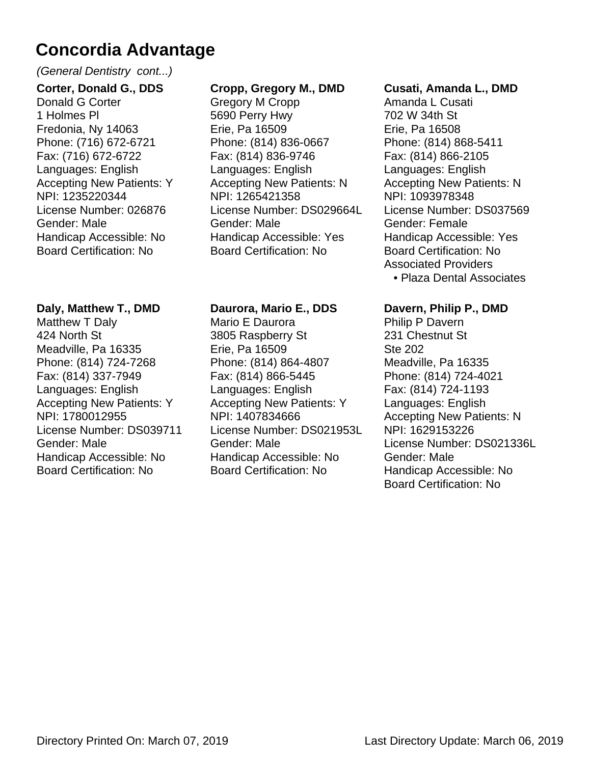# Concordia Advantage

*(General Dentistry cont...)*

**Corter, Donald G., DDS**
Donald G Corter
1 Holmes Pl
Fredonia, Ny 14063
Phone: (716) 672-6721
Fax: (716) 672-6722
Languages: English
Accepting New Patients: Y
NPI: 1235220344
License Number: 026876
Gender: Male
Handicap Accessible: No
Board Certification: No

**Cropp, Gregory M., DMD**
Gregory M Cropp
5690 Perry Hwy
Erie, Pa 16509
Phone: (814) 836-0667
Fax: (814) 836-9746
Languages: English
Accepting New Patients: N
NPI: 1265421358
License Number: DS029664L
Gender: Male
Handicap Accessible: Yes
Board Certification: No

**Cusati, Amanda L., DMD**
Amanda L Cusati
702 W 34th St
Erie, Pa 16508
Phone: (814) 868-5411
Fax: (814) 866-2105
Languages: English
Accepting New Patients: N
NPI: 1093978348
License Number: DS037569
Gender: Female
Handicap Accessible: Yes
Board Certification: No
Associated Providers
- Plaza Dental Associates

**Daly, Matthew T., DMD**
Matthew T Daly
424 North St
Meadville, Pa 16335
Phone: (814) 724-7268
Fax: (814) 337-7949
Languages: English
Accepting New Patients: Y
NPI: 1780012955
License Number: DS039711
Gender: Male
Handicap Accessible: No
Board Certification: No

**Daurora, Mario E., DDS**
Mario E Daurora
3805 Raspberry St
Erie, Pa 16509
Phone: (814) 864-4807
Fax: (814) 866-5445
Languages: English
Accepting New Patients: Y
NPI: 1407834666
License Number: DS021953L
Gender: Male
Handicap Accessible: No
Board Certification: No

**Davern, Philip P., DMD**
Philip P Davern
231 Chestnut St
Ste 202
Meadville, Pa 16335
Phone: (814) 724-4021
Fax: (814) 724-1193
Languages: English
Accepting New Patients: N
NPI: 1629153226
License Number: DS021336L
Gender: Male
Handicap Accessible: No
Board Certification: No

Directory Printed On: March 07, 2019 Last Directory Update: March 06, 2019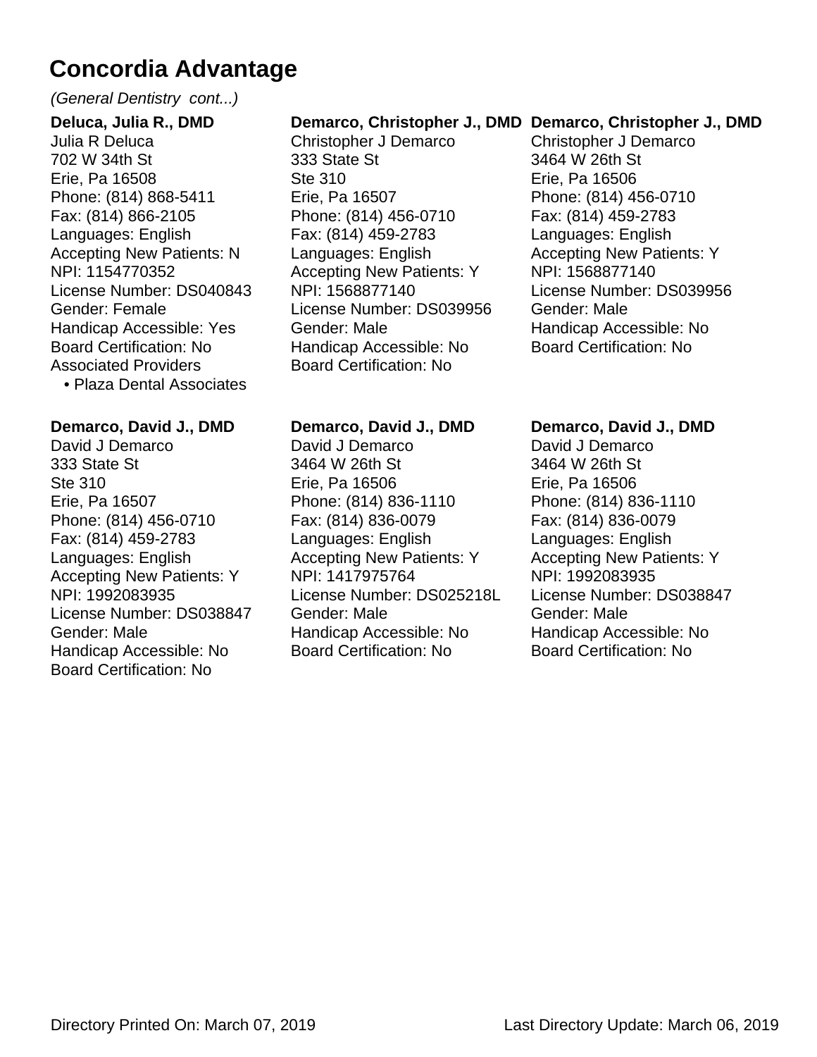# Concordia Advantage

*(General Dentistry cont...)*

**Deluca, Julia R., DMD**
Julia R Deluca
702 W 34th St
Erie, Pa 16508
Phone: (814) 868-5411
Fax: (814) 866-2105
Languages: English
Accepting New Patients: N
NPI: 1154770352
License Number: DS040843
Gender: Female
Handicap Accessible: Yes
Board Certification: No
Associated Providers
- Plaza Dental Associates

**Demarco, Christopher J., DMD**
Christopher J Demarco
333 State St
Ste 310
Erie, Pa 16507
Phone: (814) 456-0710
Fax: (814) 459-2783
Languages: English
Accepting New Patients: Y
NPI: 1568877140
License Number: DS039956
Gender: Male
Handicap Accessible: No
Board Certification: No

**Demarco, Christopher J., DMD**
Christopher J Demarco
3464 W 26th St
Erie, Pa 16506
Phone: (814) 456-0710
Fax: (814) 459-2783
Languages: English
Accepting New Patients: Y
NPI: 1568877140
License Number: DS039956
Gender: Male
Handicap Accessible: No
Board Certification: No

**Demarco, David J., DMD**
David J Demarco
333 State St
Ste 310
Erie, Pa 16507
Phone: (814) 456-0710
Fax: (814) 459-2783
Languages: English
Accepting New Patients: Y
NPI: 1992083935
License Number: DS038847
Gender: Male
Handicap Accessible: No
Board Certification: No

**Demarco, David J., DMD**
David J Demarco
3464 W 26th St
Erie, Pa 16506
Phone: (814) 836-1110
Fax: (814) 836-0079
Languages: English
Accepting New Patients: Y
NPI: 1417975764
License Number: DS025218L
Gender: Male
Handicap Accessible: No
Board Certification: No

**Demarco, David J., DMD**
David J Demarco
3464 W 26th St
Erie, Pa 16506
Phone: (814) 836-1110
Fax: (814) 836-0079
Languages: English
Accepting New Patients: Y
NPI: 1992083935
License Number: DS038847
Gender: Male
Handicap Accessible: No
Board Certification: No

Directory Printed On: March 07, 2019 Last Directory Update: March 06, 2019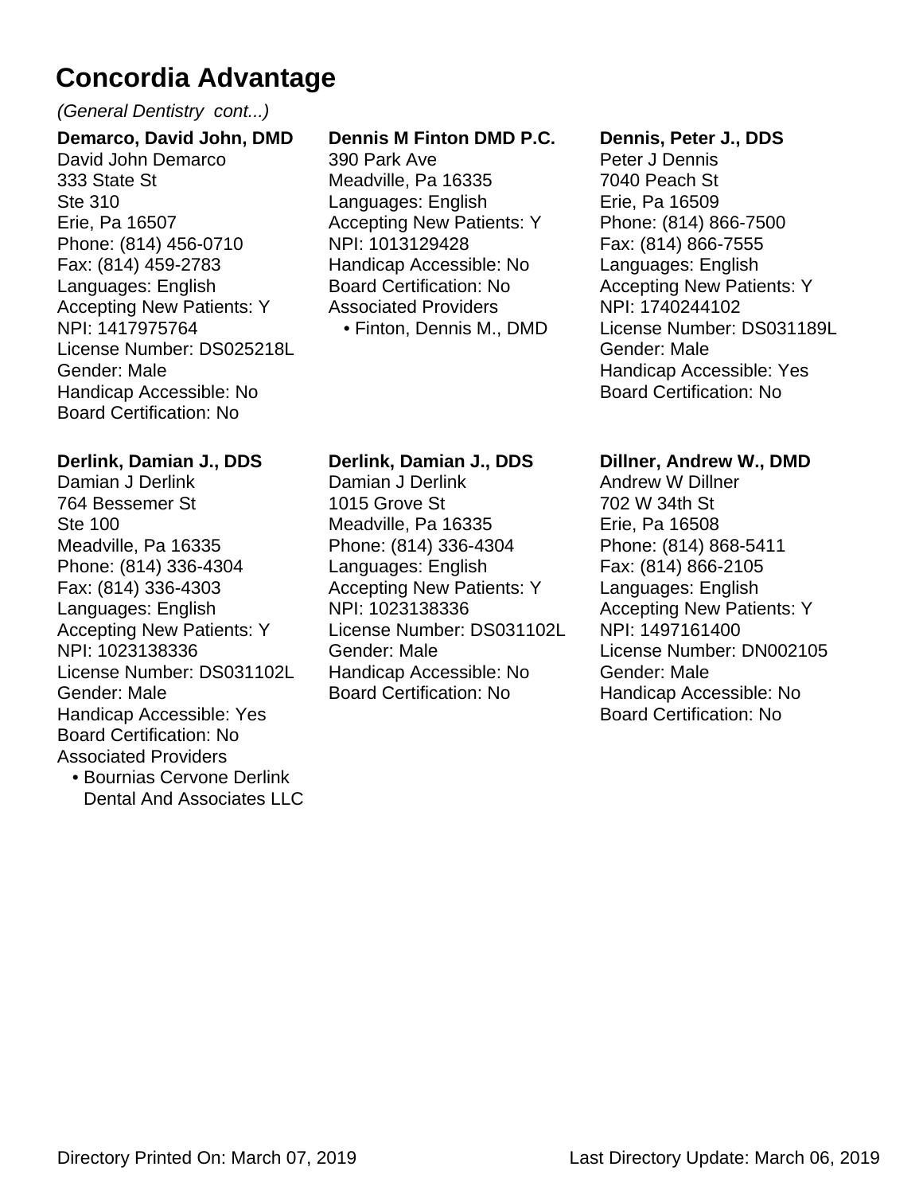# Concordia Advantage

*(General Dentistry cont...)*

**Demarco, David John, DMD**
David John Demarco
333 State St
Ste 310
Erie, Pa 16507
Phone: (814) 456-0710
Fax: (814) 459-2783
Languages: English
Accepting New Patients: Y
NPI: 1417975764
License Number: DS025218L
Gender: Male
Handicap Accessible: No
Board Certification: No

**Dennis M Finton DMD P.C.**
390 Park Ave
Meadville, Pa 16335
Languages: English
Accepting New Patients: Y
NPI: 1013129428
Handicap Accessible: No
Board Certification: No
Associated Providers
- Finton, Dennis M., DMD

**Dennis, Peter J., DDS**
Peter J Dennis
7040 Peach St
Erie, Pa 16509
Phone: (814) 866-7500
Fax: (814) 866-7555
Languages: English
Accepting New Patients: Y
NPI: 1740244102
License Number: DS031189L
Gender: Male
Handicap Accessible: Yes
Board Certification: No

**Derlink, Damian J., DDS**
Damian J Derlink
764 Bessemer St
Ste 100
Meadville, Pa 16335
Phone: (814) 336-4304
Fax: (814) 336-4303
Languages: English
Accepting New Patients: Y
NPI: 1023138336
License Number: DS031102L
Gender: Male
Handicap Accessible: Yes
Board Certification: No
Associated Providers
- Bournias Cervone Derlink Dental And Associates LLC

**Derlink, Damian J., DDS**
Damian J Derlink
1015 Grove St
Meadville, Pa 16335
Phone: (814) 336-4304
Languages: English
Accepting New Patients: Y
NPI: 1023138336
License Number: DS031102L
Gender: Male
Handicap Accessible: No
Board Certification: No

**Dillner, Andrew W., DMD**
Andrew W Dillner
702 W 34th St
Erie, Pa 16508
Phone: (814) 868-5411
Fax: (814) 866-2105
Languages: English
Accepting New Patients: Y
NPI: 1497161400
License Number: DN002105
Gender: Male
Handicap Accessible: No
Board Certification: No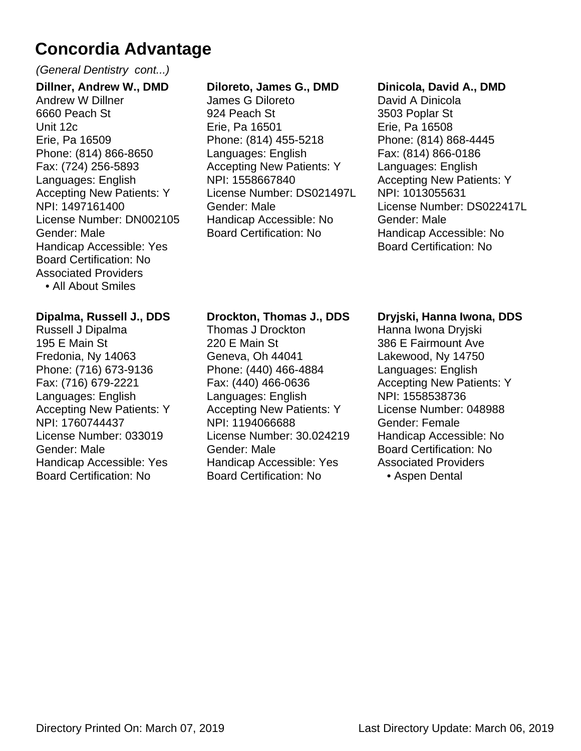# Concordia Advantage

*(General Dentistry cont...)*

**Dillner, Andrew W., DMD**
Andrew W Dillner
6660 Peach St
Unit 12c
Erie, Pa 16509
Phone: (814) 866-8650
Fax: (724) 256-5893
Languages: English
Accepting New Patients: Y
NPI: 1497161400
License Number: DN002105
Gender: Male
Handicap Accessible: Yes
Board Certification: No
Associated Providers
- All About Smiles

**Diloreto, James G., DMD**
James G Diloreto
924 Peach St
Erie, Pa 16501
Phone: (814) 455-5218
Languages: English
Accepting New Patients: Y
NPI: 1558667840
License Number: DS021497L
Gender: Male
Handicap Accessible: No
Board Certification: No

**Dinicola, David A., DMD**
David A Dinicola
3503 Poplar St
Erie, Pa 16508
Phone: (814) 868-4445
Fax: (814) 866-0186
Languages: English
Accepting New Patients: Y
NPI: 1013055631
License Number: DS022417L
Gender: Male
Handicap Accessible: No
Board Certification: No

**Dipalma, Russell J., DDS**
Russell J Dipalma
195 E Main St
Fredonia, Ny 14063
Phone: (716) 673-9136
Fax: (716) 679-2221
Languages: English
Accepting New Patients: Y
NPI: 1760744437
License Number: 033019
Gender: Male
Handicap Accessible: Yes
Board Certification: No

**Drockton, Thomas J., DDS**
Thomas J Drockton
220 E Main St
Geneva, Oh 44041
Phone: (440) 466-4884
Fax: (440) 466-0636
Languages: English
Accepting New Patients: Y
NPI: 1194066688
License Number: 30.024219
Gender: Male
Handicap Accessible: Yes
Board Certification: No

**Dryjski, Hanna Iwona, DDS**
Hanna Iwona Dryjski
386 E Fairmount Ave
Lakewood, Ny 14750
Languages: English
Accepting New Patients: Y
NPI: 1558538736
License Number: 048988
Gender: Female
Handicap Accessible: No
Board Certification: No
Associated Providers
- Aspen Dental

Directory Printed On: March 07, 2019 Last Directory Update: March 06, 2019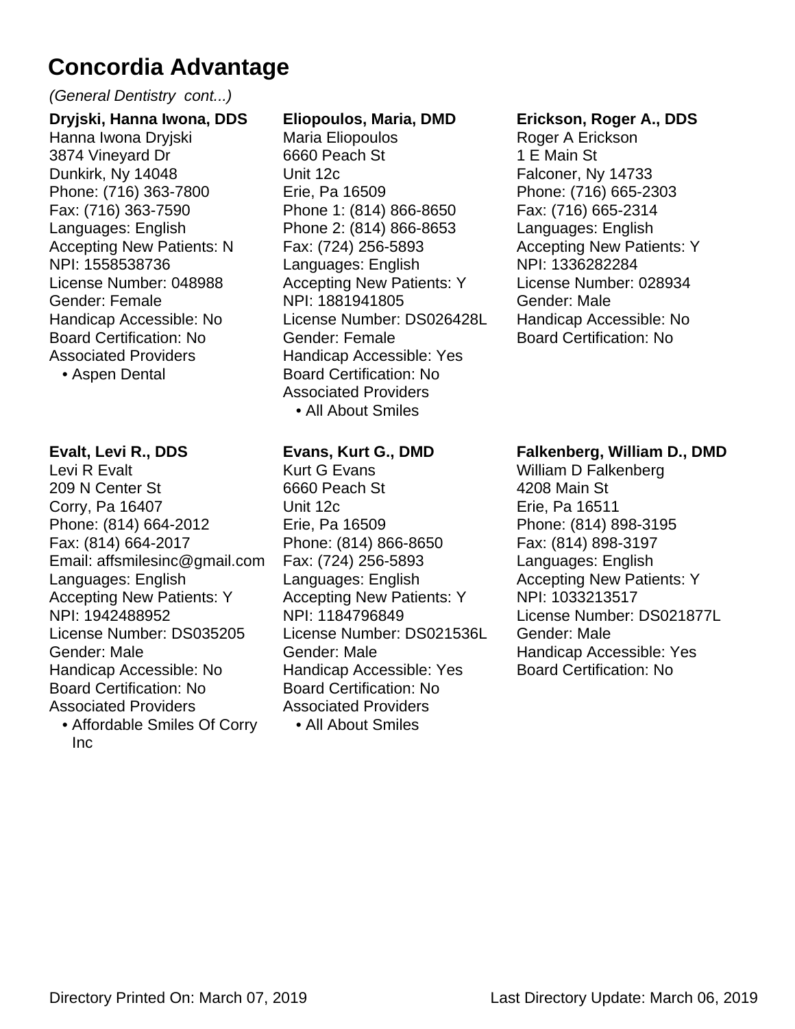# Concordia Advantage

*(General Dentistry cont...)*

**Dryjski, Hanna Iwona, DDS**
Hanna Iwona Dryjski
3874 Vineyard Dr
Dunkirk, Ny 14048
Phone: (716) 363-7800
Fax: (716) 363-7590
Languages: English
Accepting New Patients: N
NPI: 1558538736
License Number: 048988
Gender: Female
Handicap Accessible: No
Board Certification: No
Associated Providers
- Aspen Dental

**Eliopoulos, Maria, DMD**
Maria Eliopoulos
6660 Peach St
Unit 12c
Erie, Pa 16509
Phone 1: (814) 866-8650
Phone 2: (814) 866-8653
Fax: (724) 256-5893
Languages: English
Accepting New Patients: Y
NPI: 1881941805
License Number: DS026428L
Gender: Female
Handicap Accessible: Yes
Board Certification: No
Associated Providers
- All About Smiles

**Erickson, Roger A., DDS**
Roger A Erickson
1 E Main St
Falconer, Ny 14733
Phone: (716) 665-2303
Fax: (716) 665-2314
Languages: English
Accepting New Patients: Y
NPI: 1336282284
License Number: 028934
Gender: Male
Handicap Accessible: No
Board Certification: No

**Evalt, Levi R., DDS**
Levi R Evalt
209 N Center St
Corry, Pa 16407
Phone: (814) 664-2012
Fax: (814) 664-2017
Email: affsmilesinc@gmail.com
Languages: English
Accepting New Patients: Y
NPI: 1942488952
License Number: DS035205
Gender: Male
Handicap Accessible: No
Board Certification: No
Associated Providers
- Affordable Smiles Of Corry Inc

**Evans, Kurt G., DMD**
Kurt G Evans
6660 Peach St
Unit 12c
Erie, Pa 16509
Phone: (814) 866-8650
Fax: (724) 256-5893
Languages: English
Accepting New Patients: Y
NPI: 1184796849
License Number: DS021536L
Gender: Male
Handicap Accessible: Yes
Board Certification: No
Associated Providers
- All About Smiles

**Falkenberg, William D., DMD**
William D Falkenberg
4208 Main St
Erie, Pa 16511
Phone: (814) 898-3195
Fax: (814) 898-3197
Languages: English
Accepting New Patients: Y
NPI: 1033213517
License Number: DS021877L
Gender: Male
Handicap Accessible: Yes
Board Certification: No

Directory Printed On: March 07, 2019 Last Directory Update: March 06, 2019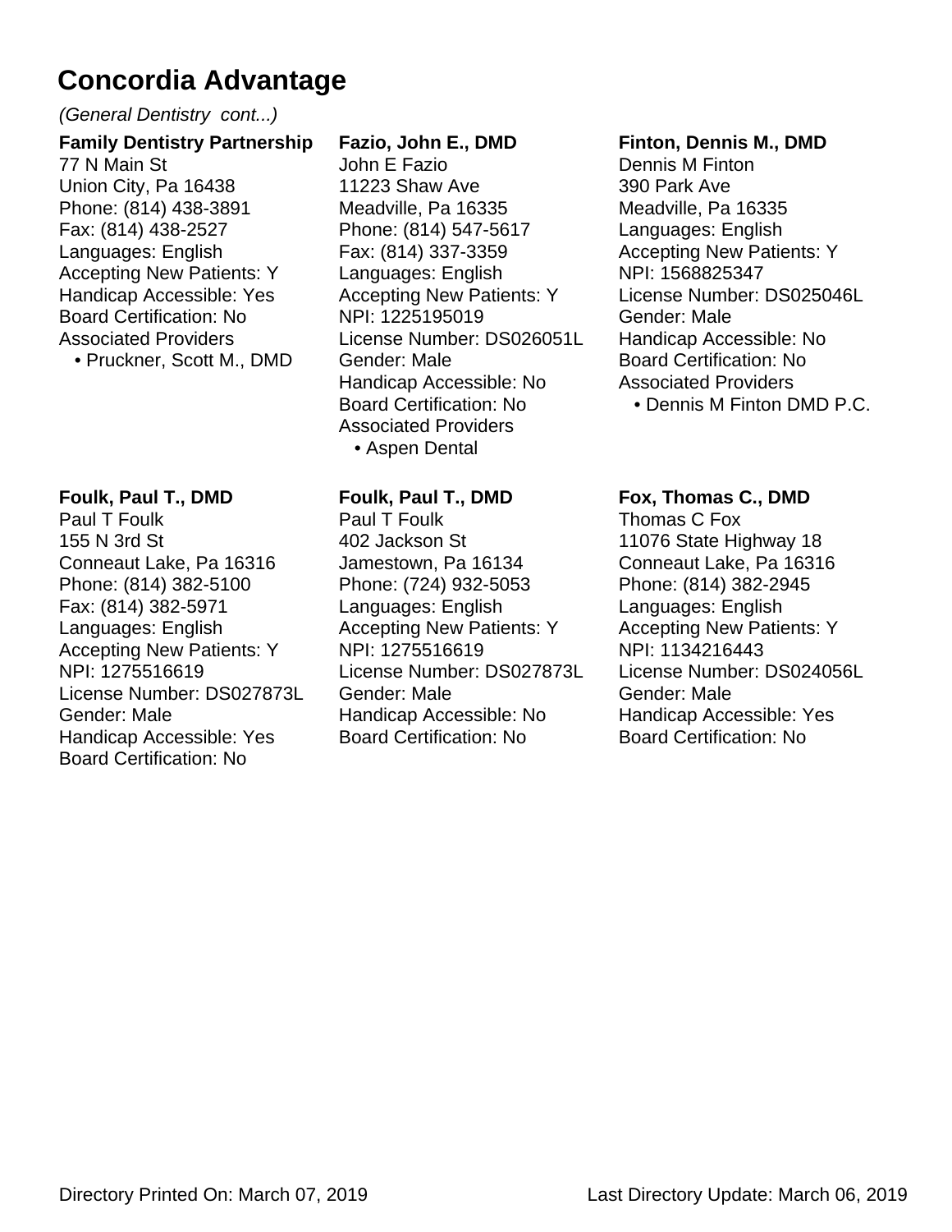# Concordia Advantage

*(General Dentistry cont...)*

**Family Dentistry Partnership**
77 N Main St
Union City, Pa 16438
Phone: (814) 438-3891
Fax: (814) 438-2527
Languages: English
Accepting New Patients: Y
Handicap Accessible: Yes
Board Certification: No
Associated Providers
- Pruckner, Scott M., DMD

**Fazio, John E., DMD**
John E Fazio
11223 Shaw Ave
Meadville, Pa 16335
Phone: (814) 547-5617
Fax: (814) 337-3359
Languages: English
Accepting New Patients: Y
NPI: 1225195019
License Number: DS026051L
Gender: Male
Handicap Accessible: No
Board Certification: No
Associated Providers
- Aspen Dental

**Finton, Dennis M., DMD**
Dennis M Finton
390 Park Ave
Meadville, Pa 16335
Languages: English
Accepting New Patients: Y
NPI: 1568825347
License Number: DS025046L
Gender: Male
Handicap Accessible: No
Board Certification: No
Associated Providers
- Dennis M Finton DMD P.C.

**Foulk, Paul T., DMD**
Paul T Foulk
155 N 3rd St
Conneaut Lake, Pa 16316
Phone: (814) 382-5100
Fax: (814) 382-5971
Languages: English
Accepting New Patients: Y
NPI: 1275516619
License Number: DS027873L
Gender: Male
Handicap Accessible: Yes
Board Certification: No

**Foulk, Paul T., DMD**
Paul T Foulk
402 Jackson St
Jamestown, Pa 16134
Phone: (724) 932-5053
Languages: English
Accepting New Patients: Y
NPI: 1275516619
License Number: DS027873L
Gender: Male
Handicap Accessible: No
Board Certification: No

**Fox, Thomas C., DMD**
Thomas C Fox
11076 State Highway 18
Conneaut Lake, Pa 16316
Phone: (814) 382-2945
Languages: English
Accepting New Patients: Y
NPI: 1134216443
License Number: DS024056L
Gender: Male
Handicap Accessible: Yes
Board Certification: No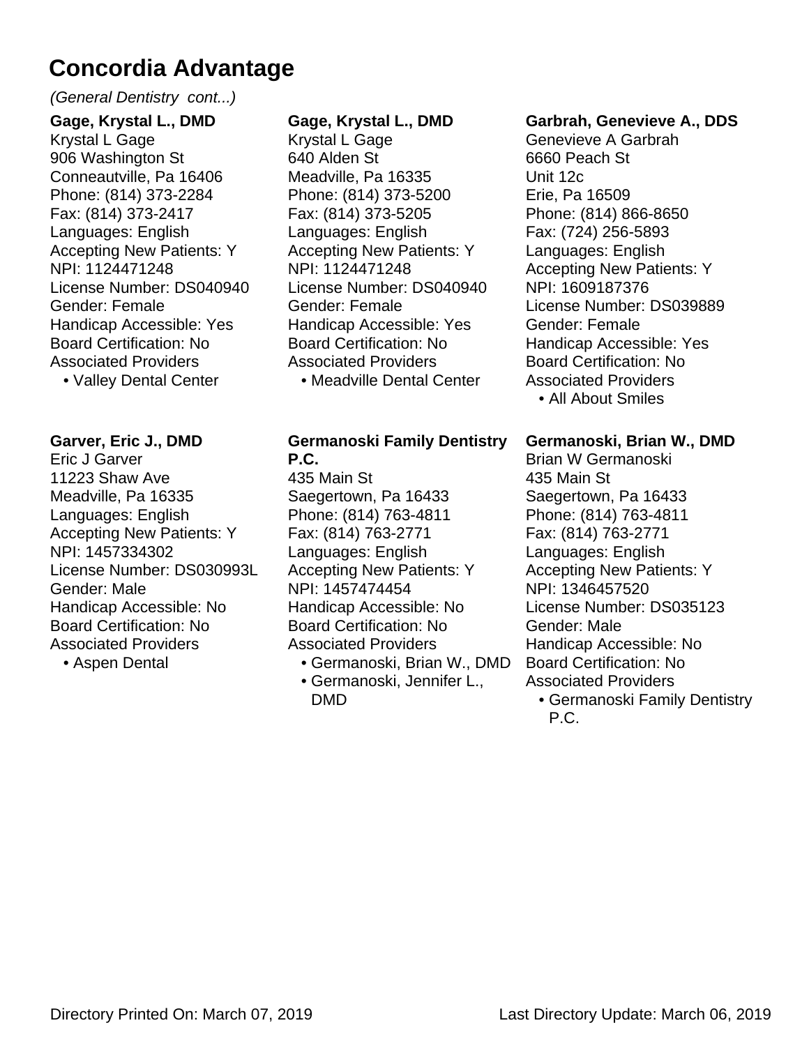# Concordia Advantage

*(General Dentistry cont...)*

**Gage, Krystal L., DMD**
Krystal L Gage
906 Washington St
Conneautville, Pa 16406
Phone: (814) 373-2284
Fax: (814) 373-2417
Languages: English
Accepting New Patients: Y
NPI: 1124471248
License Number: DS040940
Gender: Female
Handicap Accessible: Yes
Board Certification: No
Associated Providers
- Valley Dental Center

**Gage, Krystal L., DMD**
Krystal L Gage
640 Alden St
Meadville, Pa 16335
Phone: (814) 373-5200
Fax: (814) 373-5205
Languages: English
Accepting New Patients: Y
NPI: 1124471248
License Number: DS040940
Gender: Female
Handicap Accessible: Yes
Board Certification: No
Associated Providers
- Meadville Dental Center

**Garbrah, Genevieve A., DDS**
Genevieve A Garbrah
6660 Peach St
Unit 12c
Erie, Pa 16509
Phone: (814) 866-8650
Fax: (724) 256-5893
Languages: English
Accepting New Patients: Y
NPI: 1609187376
License Number: DS039889
Gender: Female
Handicap Accessible: Yes
Board Certification: No
Associated Providers
- All About Smiles

**Garver, Eric J., DMD**
Eric J Garver
11223 Shaw Ave
Meadville, Pa 16335
Languages: English
Accepting New Patients: Y
NPI: 1457334302
License Number: DS030993L
Gender: Male
Handicap Accessible: No
Board Certification: No
Associated Providers
- Aspen Dental

**Germanoski Family Dentistry P.C.**
435 Main St
Saegertown, Pa 16433
Phone: (814) 763-4811
Fax: (814) 763-2771
Languages: English
Accepting New Patients: Y
NPI: 1457474454
Handicap Accessible: No
Board Certification: No
Associated Providers
- Germanoski, Brian W., DMD
- Germanoski, Jennifer L., DMD

**Germanoski, Brian W., DMD**
Brian W Germanoski
435 Main St
Saegertown, Pa 16433
Phone: (814) 763-4811
Fax: (814) 763-2771
Languages: English
Accepting New Patients: Y
NPI: 1346457520
License Number: DS035123
Gender: Male
Handicap Accessible: No
Board Certification: No
Associated Providers
- Germanoski Family Dentistry P.C.

Directory Printed On: March 07, 2019 Last Directory Update: March 06, 2019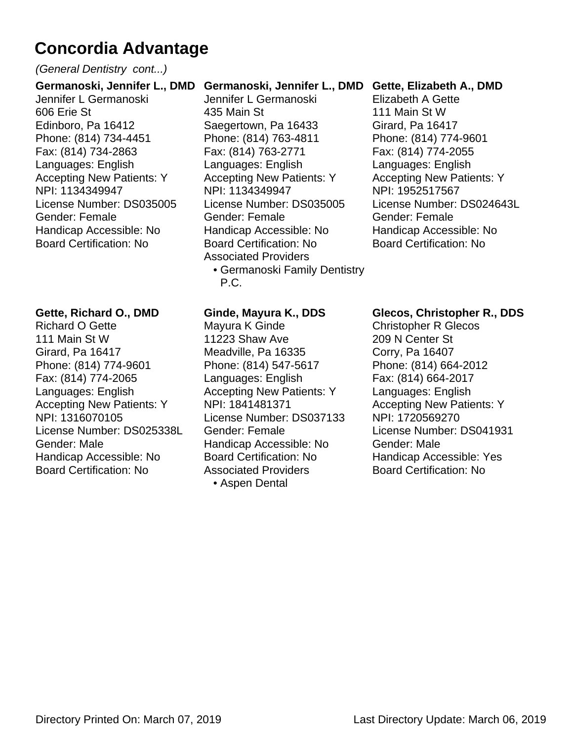# Concordia Advantage

*(General Dentistry cont...)*

**Germanoski, Jennifer L., DMD**
Jennifer L Germanoski
606 Erie St
Edinboro, Pa 16412
Phone: (814) 734-4451
Fax: (814) 734-2863
Languages: English
Accepting New Patients: Y
NPI: 1134349947
License Number: DS035005
Gender: Female
Handicap Accessible: No
Board Certification: No

**Germanoski, Jennifer L., DMD**
Jennifer L Germanoski
435 Main St
Saegertown, Pa 16433
Phone: (814) 763-4811
Fax: (814) 763-2771
Languages: English
Accepting New Patients: Y
NPI: 1134349947
License Number: DS035005
Gender: Female
Handicap Accessible: No
Board Certification: No
Associated Providers
- Germanoski Family Dentistry P.C.

**Gette, Elizabeth A., DMD**
Elizabeth A Gette
111 Main St W
Girard, Pa 16417
Phone: (814) 774-9601
Fax: (814) 774-2055
Languages: English
Accepting New Patients: Y
NPI: 1952517567
License Number: DS024643L
Gender: Female
Handicap Accessible: No
Board Certification: No

**Gette, Richard O., DMD**
Richard O Gette
111 Main St W
Girard, Pa 16417
Phone: (814) 774-9601
Fax: (814) 774-2065
Languages: English
Accepting New Patients: Y
NPI: 1316070105
License Number: DS025338L
Gender: Male
Handicap Accessible: No
Board Certification: No

**Ginde, Mayura K., DDS**
Mayura K Ginde
11223 Shaw Ave
Meadville, Pa 16335
Phone: (814) 547-5617
Languages: English
Accepting New Patients: Y
NPI: 1841481371
License Number: DS037133
Gender: Female
Handicap Accessible: No
Board Certification: No
Associated Providers
- Aspen Dental

**Glecos, Christopher R., DDS**
Christopher R Glecos
209 N Center St
Corry, Pa 16407
Phone: (814) 664-2012
Fax: (814) 664-2017
Languages: English
Accepting New Patients: Y
NPI: 1720569270
License Number: DS041931
Gender: Male
Handicap Accessible: Yes
Board Certification: No

Directory Printed On: March 07, 2019 Last Directory Update: March 06, 2019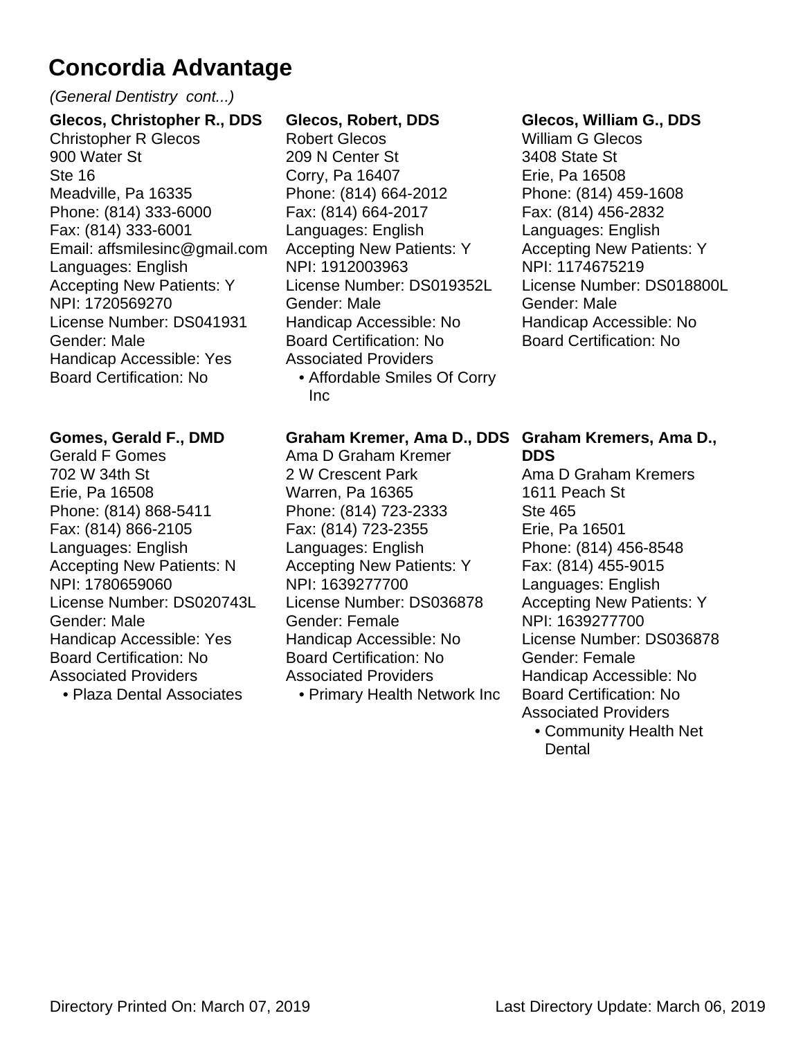# Concordia Advantage

*(General Dentistry cont...)*

**Glecos, Christopher R., DDS**
Christopher R Glecos
900 Water St
Ste 16
Meadville, Pa 16335
Phone: (814) 333-6000
Fax: (814) 333-6001
Email: affsmilesinc@gmail.com
Languages: English
Accepting New Patients: Y
NPI: 1720569270
License Number: DS041931
Gender: Male
Handicap Accessible: Yes
Board Certification: No

**Glecos, Robert, DDS**
Robert Glecos
209 N Center St
Corry, Pa 16407
Phone: (814) 664-2012
Fax: (814) 664-2017
Languages: English
Accepting New Patients: Y
NPI: 1912003963
License Number: DS019352L
Gender: Male
Handicap Accessible: No
Board Certification: No
Associated Providers
- Affordable Smiles Of Corry Inc

**Glecos, William G., DDS**
William G Glecos
3408 State St
Erie, Pa 16508
Phone: (814) 459-1608
Fax: (814) 456-2832
Languages: English
Accepting New Patients: Y
NPI: 1174675219
License Number: DS018800L
Gender: Male
Handicap Accessible: No
Board Certification: No

**Gomes, Gerald F., DMD**
Gerald F Gomes
702 W 34th St
Erie, Pa 16508
Phone: (814) 868-5411
Fax: (814) 866-2105
Languages: English
Accepting New Patients: N
NPI: 1780659060
License Number: DS020743L
Gender: Male
Handicap Accessible: Yes
Board Certification: No
Associated Providers
- Plaza Dental Associates

**Graham Kremer, Ama D., DDS**
Ama D Graham Kremer
2 W Crescent Park
Warren, Pa 16365
Phone: (814) 723-2333
Fax: (814) 723-2355
Languages: English
Accepting New Patients: Y
NPI: 1639277700
License Number: DS036878
Gender: Female
Handicap Accessible: No
Board Certification: No
Associated Providers
- Primary Health Network Inc

**Graham Kremers, Ama D., DDS**
Ama D Graham Kremers
1611 Peach St
Ste 465
Erie, Pa 16501
Phone: (814) 456-8548
Fax: (814) 455-9015
Languages: English
Accepting New Patients: Y
NPI: 1639277700
License Number: DS036878
Gender: Female
Handicap Accessible: No
Board Certification: No
Associated Providers
- Community Health Net Dental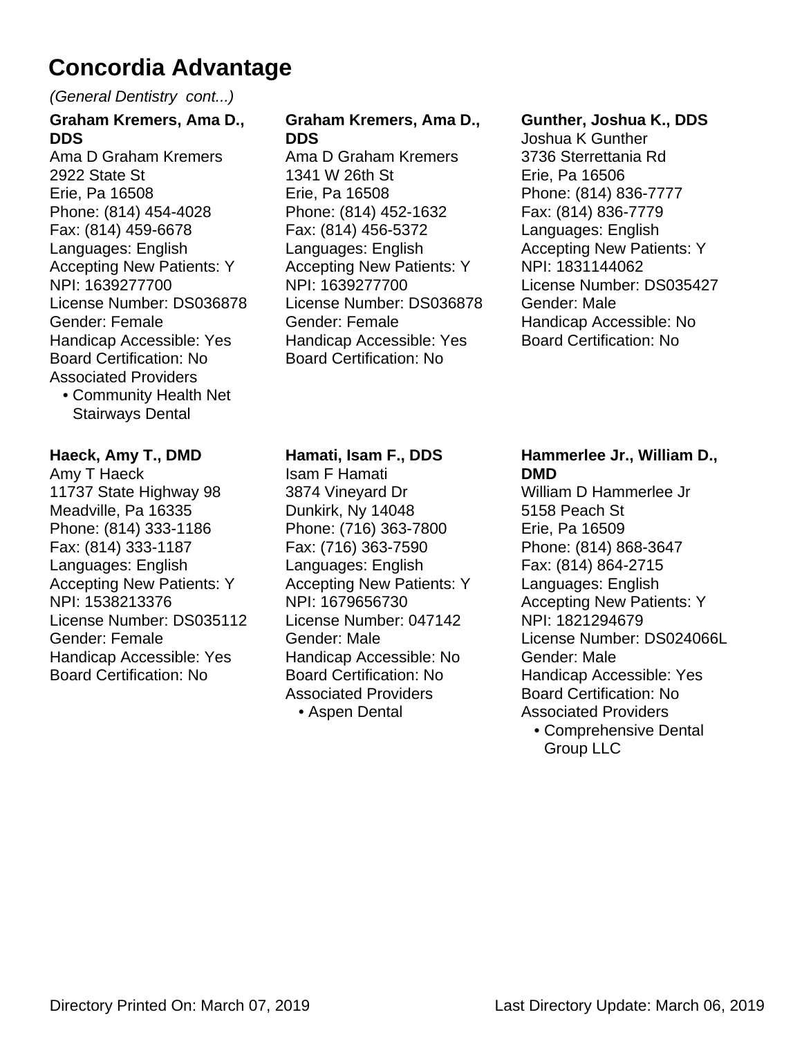# Concordia Advantage

*(General Dentistry cont...)*

**Graham Kremers, Ama D., DDS**
Ama D Graham Kremers
2922 State St
Erie, Pa 16508
Phone: (814) 454-4028
Fax: (814) 459-6678
Languages: English
Accepting New Patients: Y
NPI: 1639277700
License Number: DS036878
Gender: Female
Handicap Accessible: Yes
Board Certification: No
Associated Providers
- Community Health Net Stairways Dental

**Graham Kremers, Ama D., DDS**
Ama D Graham Kremers
1341 W 26th St
Erie, Pa 16508
Phone: (814) 452-1632
Fax: (814) 456-5372
Languages: English
Accepting New Patients: Y
NPI: 1639277700
License Number: DS036878
Gender: Female
Handicap Accessible: Yes
Board Certification: No

**Gunther, Joshua K., DDS**
Joshua K Gunther
3736 Sterrettania Rd
Erie, Pa 16506
Phone: (814) 836-7777
Fax: (814) 836-7779
Languages: English
Accepting New Patients: Y
NPI: 1831144062
License Number: DS035427
Gender: Male
Handicap Accessible: No
Board Certification: No

**Haeck, Amy T., DMD**
Amy T Haeck
11737 State Highway 98
Meadville, Pa 16335
Phone: (814) 333-1186
Fax: (814) 333-1187
Languages: English
Accepting New Patients: Y
NPI: 1538213376
License Number: DS035112
Gender: Female
Handicap Accessible: Yes
Board Certification: No

**Hamati, Isam F., DDS**
Isam F Hamati
3874 Vineyard Dr
Dunkirk, Ny 14048
Phone: (716) 363-7800
Fax: (716) 363-7590
Languages: English
Accepting New Patients: Y
NPI: 1679656730
License Number: 047142
Gender: Male
Handicap Accessible: No
Board Certification: No
Associated Providers
- Aspen Dental

**Hammerlee Jr., William D., DMD**
William D Hammerlee Jr
5158 Peach St
Erie, Pa 16509
Phone: (814) 868-3647
Fax: (814) 864-2715
Languages: English
Accepting New Patients: Y
NPI: 1821294679
License Number: DS024066L
Gender: Male
Handicap Accessible: Yes
Board Certification: No
Associated Providers
- Comprehensive Dental Group LLC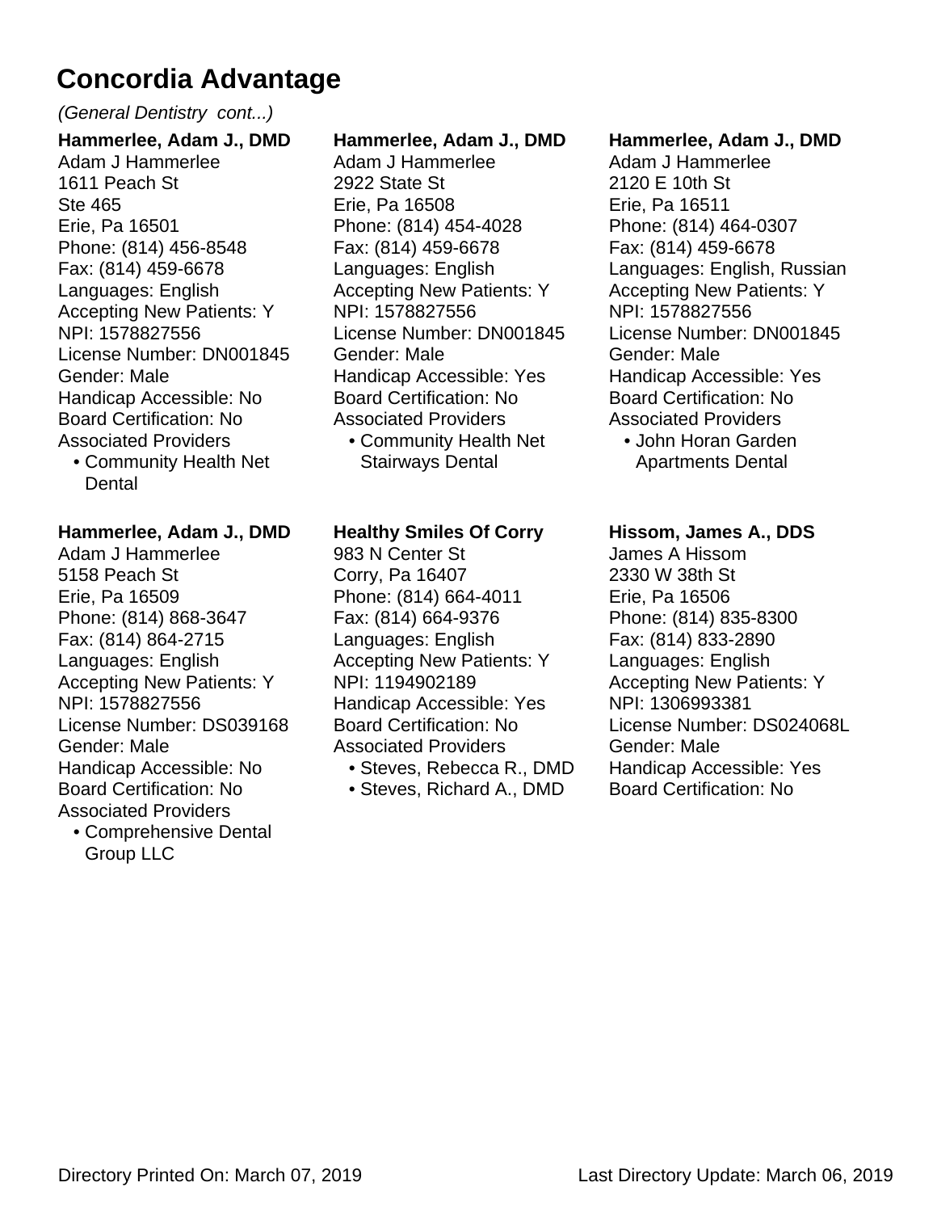# Concordia Advantage

*(General Dentistry cont...)*

**Hammerlee, Adam J., DMD**
Adam J Hammerlee
1611 Peach St
Ste 465
Erie, Pa 16501
Phone: (814) 456-8548
Fax: (814) 459-6678
Languages: English
Accepting New Patients: Y
NPI: 1578827556
License Number: DN001845
Gender: Male
Handicap Accessible: No
Board Certification: No
Associated Providers
- Community Health Net Dental

**Hammerlee, Adam J., DMD**
Adam J Hammerlee
5158 Peach St
Erie, Pa 16509
Phone: (814) 868-3647
Fax: (814) 864-2715
Languages: English
Accepting New Patients: Y
NPI: 1578827556
License Number: DS039168
Gender: Male
Handicap Accessible: No
Board Certification: No
Associated Providers
- Comprehensive Dental Group LLC

**Hammerlee, Adam J., DMD**
Adam J Hammerlee
2922 State St
Erie, Pa 16508
Phone: (814) 454-4028
Fax: (814) 459-6678
Languages: English
Accepting New Patients: Y
NPI: 1578827556
License Number: DN001845
Gender: Male
Handicap Accessible: Yes
Board Certification: No
Associated Providers
- Community Health Net Stairways Dental

**Healthy Smiles Of Corry**
983 N Center St
Corry, Pa 16407
Phone: (814) 664-4011
Fax: (814) 664-9376
Languages: English
Accepting New Patients: Y
NPI: 1194902189
Handicap Accessible: Yes
Board Certification: No
Associated Providers
- Steves, Rebecca R., DMD
- Steves, Richard A., DMD

**Hammerlee, Adam J., DMD**
Adam J Hammerlee
2120 E 10th St
Erie, Pa 16511
Phone: (814) 464-0307
Fax: (814) 459-6678
Languages: English, Russian
Accepting New Patients: Y
NPI: 1578827556
License Number: DN001845
Gender: Male
Handicap Accessible: Yes
Board Certification: No
Associated Providers
- John Horan Garden Apartments Dental

**Hissom, James A., DDS**
James A Hissom
2330 W 38th St
Erie, Pa 16506
Phone: (814) 835-8300
Fax: (814) 833-2890
Languages: English
Accepting New Patients: Y
NPI: 1306993381
License Number: DS024068L
Gender: Male
Handicap Accessible: Yes
Board Certification: No

Directory Printed On: March 07, 2019 Last Directory Update: March 06, 2019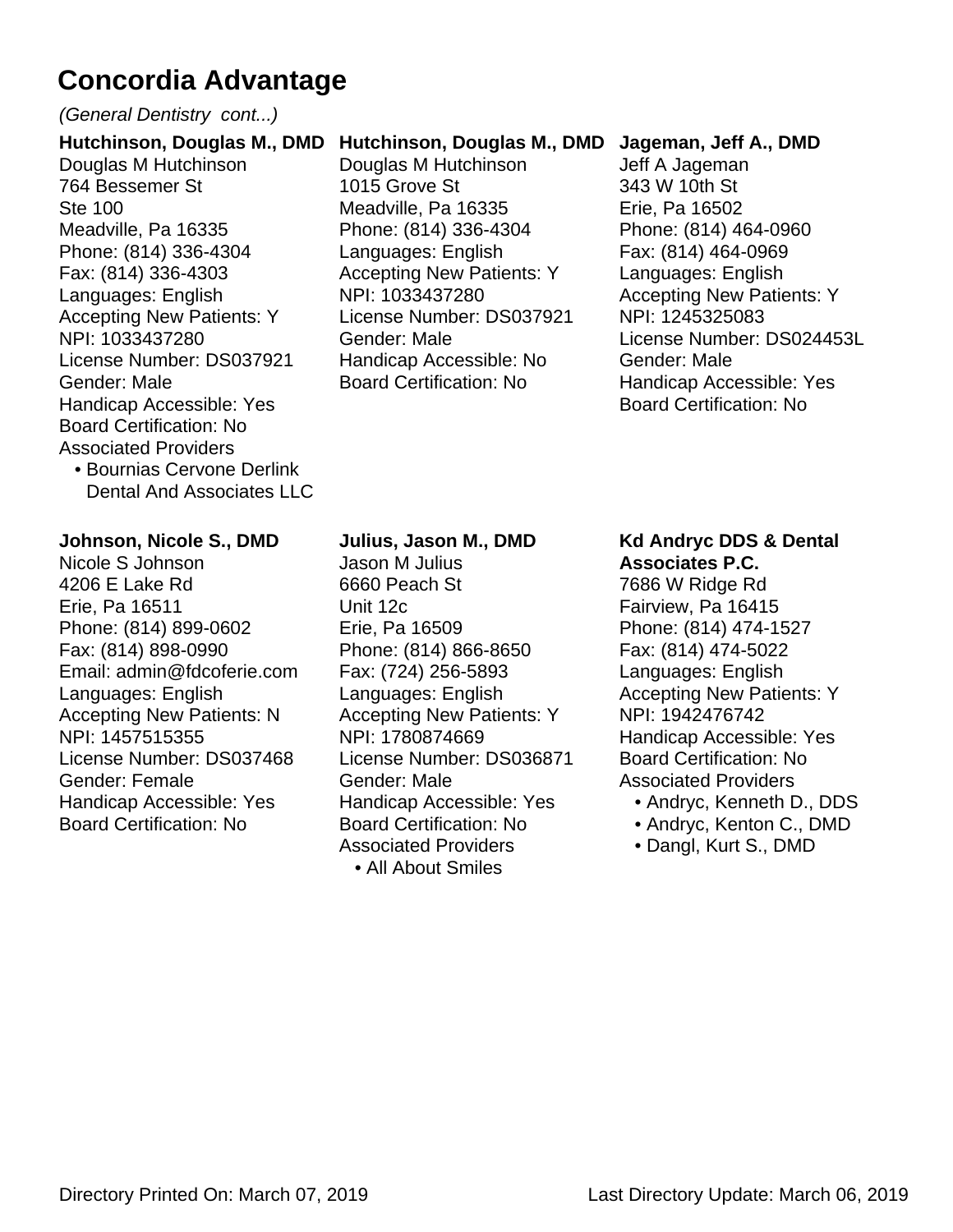# Concordia Advantage

*(General Dentistry cont...)*

**Hutchinson, Douglas M., DMD**
Douglas M Hutchinson
764 Bessemer St
Ste 100
Meadville, Pa 16335
Phone: (814) 336-4304
Fax: (814) 336-4303
Languages: English
Accepting New Patients: Y
NPI: 1033437280
License Number: DS037921
Gender: Male
Handicap Accessible: Yes
Board Certification: No
Associated Providers
- Bournias Cervone Derlink Dental And Associates LLC

**Hutchinson, Douglas M., DMD**
Douglas M Hutchinson
1015 Grove St
Meadville, Pa 16335
Phone: (814) 336-4304
Languages: English
Accepting New Patients: Y
NPI: 1033437280
License Number: DS037921
Gender: Male
Handicap Accessible: No
Board Certification: No

**Jageman, Jeff A., DMD**
Jeff A Jageman
343 W 10th St
Erie, Pa 16502
Phone: (814) 464-0960
Fax: (814) 464-0969
Languages: English
Accepting New Patients: Y
NPI: 1245325083
License Number: DS024453L
Gender: Male
Handicap Accessible: Yes
Board Certification: No

**Johnson, Nicole S., DMD**
Nicole S Johnson
4206 E Lake Rd
Erie, Pa 16511
Phone: (814) 899-0602
Fax: (814) 898-0990
Email: admin@fdcoferie.com
Languages: English
Accepting New Patients: N
NPI: 1457515355
License Number: DS037468
Gender: Female
Handicap Accessible: Yes
Board Certification: No

**Julius, Jason M., DMD**
Jason M Julius
6660 Peach St
Unit 12c
Erie, Pa 16509
Phone: (814) 866-8650
Fax: (724) 256-5893
Languages: English
Accepting New Patients: Y
NPI: 1780874669
License Number: DS036871
Gender: Male
Handicap Accessible: Yes
Board Certification: No
Associated Providers
- All About Smiles

**Kd Andryc DDS & Dental Associates P.C.**
7686 W Ridge Rd
Fairview, Pa 16415
Phone: (814) 474-1527
Fax: (814) 474-5022
Languages: English
Accepting New Patients: Y
NPI: 1942476742
Handicap Accessible: Yes
Board Certification: No
Associated Providers
- Andryc, Kenneth D., DDS
- Andryc, Kenton C., DMD
- Dangl, Kurt S., DMD

Directory Printed On: March 07, 2019 Last Directory Update: March 06, 2019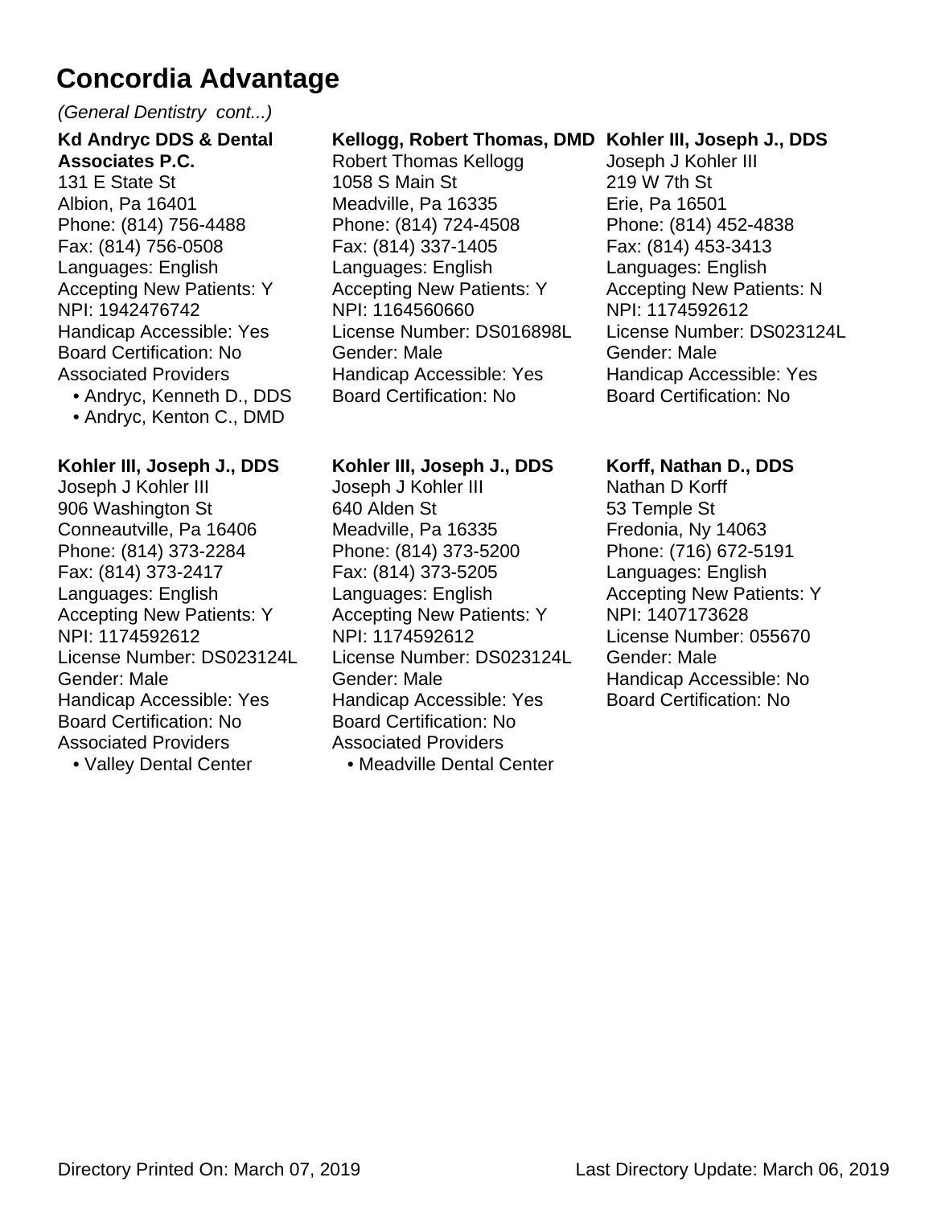# Concordia Advantage

*(General Dentistry cont...)*

**Kd Andryc DDS & Dental Associates P.C.**
131 E State St
Albion, Pa 16401
Phone: (814) 756-4488
Fax: (814) 756-0508
Languages: English
Accepting New Patients: Y
NPI: 1942476742
Handicap Accessible: Yes
Board Certification: No
Associated Providers
- Andryc, Kenneth D., DDS
- Andryc, Kenton C., DMD

**Kellogg, Robert Thomas, DMD**
Robert Thomas Kellogg
1058 S Main St
Meadville, Pa 16335
Phone: (814) 724-4508
Fax: (814) 337-1405
Languages: English
Accepting New Patients: Y
NPI: 1164560660
License Number: DS016898L
Gender: Male
Handicap Accessible: Yes
Board Certification: No

**Kohler III, Joseph J., DDS**
Joseph J Kohler III
219 W 7th St
Erie, Pa 16501
Phone: (814) 452-4838
Fax: (814) 453-3413
Languages: English
Accepting New Patients: N
NPI: 1174592612
License Number: DS023124L
Gender: Male
Handicap Accessible: Yes
Board Certification: No

**Kohler III, Joseph J., DDS**
Joseph J Kohler III
906 Washington St
Conneautville, Pa 16406
Phone: (814) 373-2284
Fax: (814) 373-2417
Languages: English
Accepting New Patients: Y
NPI: 1174592612
License Number: DS023124L
Gender: Male
Handicap Accessible: Yes
Board Certification: No
Associated Providers
- Valley Dental Center

**Kohler III, Joseph J., DDS**
Joseph J Kohler III
640 Alden St
Meadville, Pa 16335
Phone: (814) 373-5200
Fax: (814) 373-5205
Languages: English
Accepting New Patients: Y
NPI: 1174592612
License Number: DS023124L
Gender: Male
Handicap Accessible: Yes
Board Certification: No
Associated Providers
- Meadville Dental Center

**Korff, Nathan D., DDS**
Nathan D Korff
53 Temple St
Fredonia, Ny 14063
Phone: (716) 672-5191
Languages: English
Accepting New Patients: Y
NPI: 1407173628
License Number: 055670
Gender: Male
Handicap Accessible: No
Board Certification: No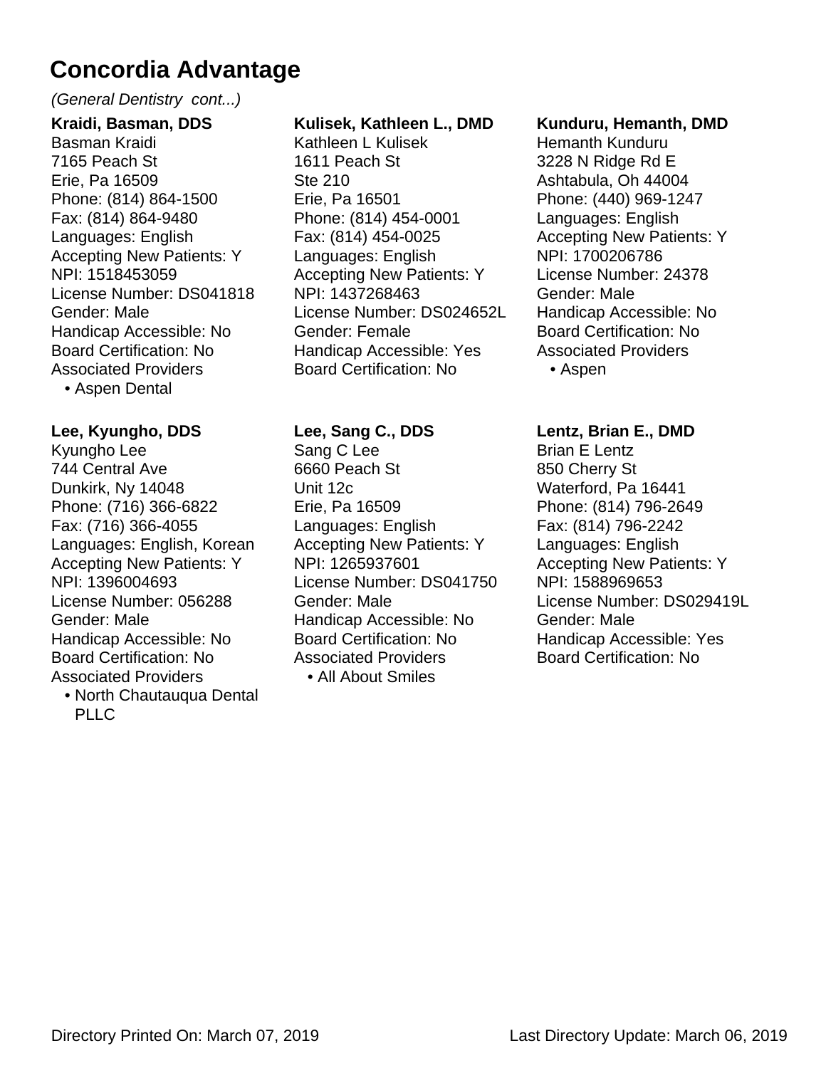# Concordia Advantage

*(General Dentistry cont...)*

**Kraidi, Basman, DDS**
Basman Kraidi
7165 Peach St
Erie, Pa 16509
Phone: (814) 864-1500
Fax: (814) 864-9480
Languages: English
Accepting New Patients: Y
NPI: 1518453059
License Number: DS041818
Gender: Male
Handicap Accessible: No
Board Certification: No
Associated Providers
- Aspen Dental

**Kulisek, Kathleen L., DMD**
Kathleen L Kulisek
1611 Peach St
Ste 210
Erie, Pa 16501
Phone: (814) 454-0001
Fax: (814) 454-0025
Languages: English
Accepting New Patients: Y
NPI: 1437268463
License Number: DS024652L
Gender: Female
Handicap Accessible: Yes
Board Certification: No

**Kunduru, Hemanth, DMD**
Hemanth Kunduru
3228 N Ridge Rd E
Ashtabula, Oh 44004
Phone: (440) 969-1247
Languages: English
Accepting New Patients: Y
NPI: 1700206786
License Number: 24378
Gender: Male
Handicap Accessible: No
Board Certification: No
Associated Providers
- Aspen

**Lee, Kyungho, DDS**
Kyungho Lee
744 Central Ave
Dunkirk, Ny 14048
Phone: (716) 366-6822
Fax: (716) 366-4055
Languages: English, Korean
Accepting New Patients: Y
NPI: 1396004693
License Number: 056288
Gender: Male
Handicap Accessible: No
Board Certification: No
Associated Providers
- North Chautauqua Dental PLLC

**Lee, Sang C., DDS**
Sang C Lee
6660 Peach St
Unit 12c
Erie, Pa 16509
Languages: English
Accepting New Patients: Y
NPI: 1265937601
License Number: DS041750
Gender: Male
Handicap Accessible: No
Board Certification: No
Associated Providers
- All About Smiles

**Lentz, Brian E., DMD**
Brian E Lentz
850 Cherry St
Waterford, Pa 16441
Phone: (814) 796-2649
Fax: (814) 796-2242
Languages: English
Accepting New Patients: Y
NPI: 1588969653
License Number: DS029419L
Gender: Male
Handicap Accessible: Yes
Board Certification: No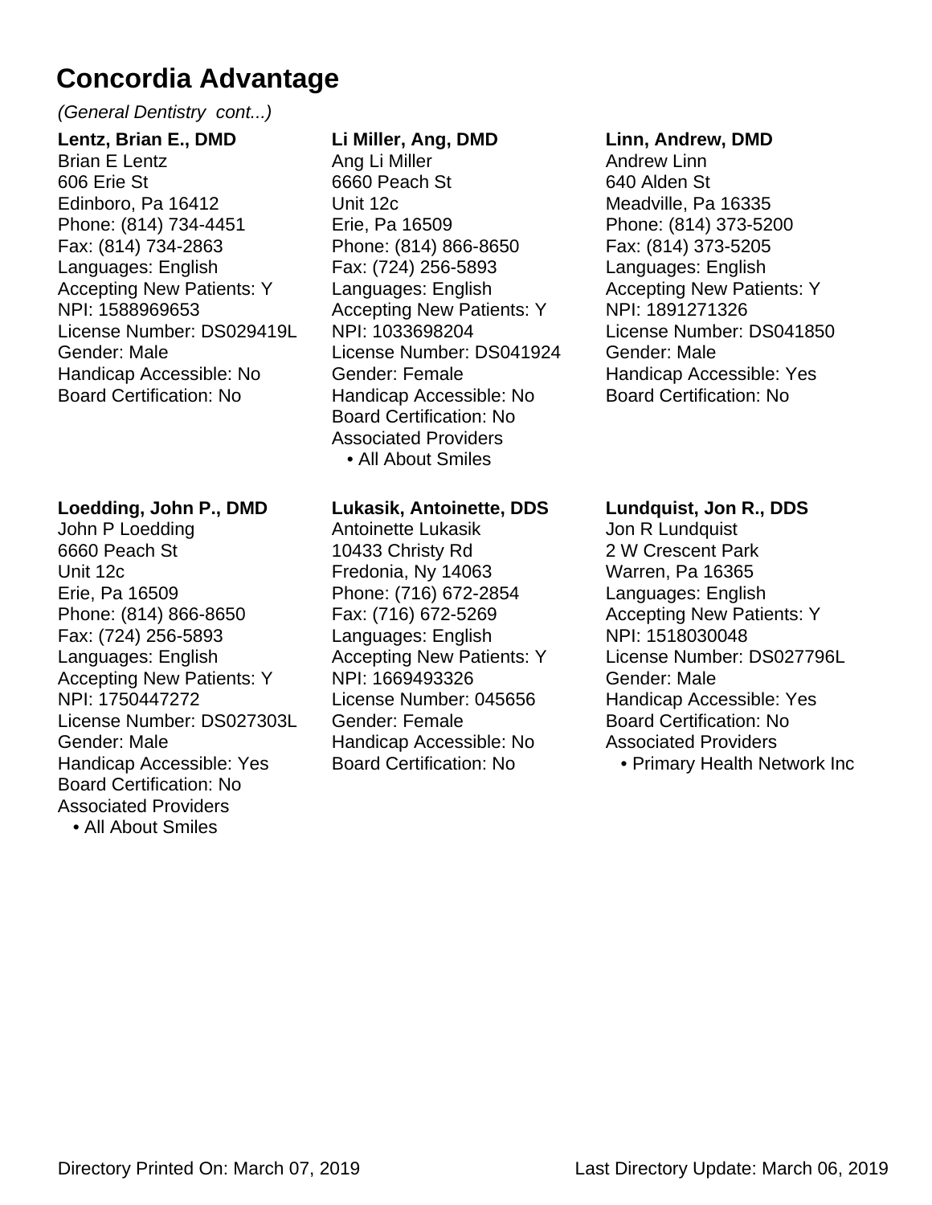# Concordia Advantage

*(General Dentistry cont...)*

**Lentz, Brian E., DMD**
Brian E Lentz
606 Erie St
Edinboro, Pa 16412
Phone: (814) 734-4451
Fax: (814) 734-2863
Languages: English
Accepting New Patients: Y
NPI: 1588969653
License Number: DS029419L
Gender: Male
Handicap Accessible: No
Board Certification: No

**Li Miller, Ang, DMD**
Ang Li Miller
6660 Peach St
Unit 12c
Erie, Pa 16509
Phone: (814) 866-8650
Fax: (724) 256-5893
Languages: English
Accepting New Patients: Y
NPI: 1033698204
License Number: DS041924
Gender: Female
Handicap Accessible: No
Board Certification: No
Associated Providers
- All About Smiles

**Linn, Andrew, DMD**
Andrew Linn
640 Alden St
Meadville, Pa 16335
Phone: (814) 373-5200
Fax: (814) 373-5205
Languages: English
Accepting New Patients: Y
NPI: 1891271326
License Number: DS041850
Gender: Male
Handicap Accessible: Yes
Board Certification: No

**Loedding, John P., DMD**
John P Loedding
6660 Peach St
Unit 12c
Erie, Pa 16509
Phone: (814) 866-8650
Fax: (724) 256-5893
Languages: English
Accepting New Patients: Y
NPI: 1750447272
License Number: DS027303L
Gender: Male
Handicap Accessible: Yes
Board Certification: No
Associated Providers
- All About Smiles

**Lukasik, Antoinette, DDS**
Antoinette Lukasik
10433 Christy Rd
Fredonia, Ny 14063
Phone: (716) 672-2854
Fax: (716) 672-5269
Languages: English
Accepting New Patients: Y
NPI: 1669493326
License Number: 045656
Gender: Female
Handicap Accessible: No
Board Certification: No

**Lundquist, Jon R., DDS**
Jon R Lundquist
2 W Crescent Park
Warren, Pa 16365
Languages: English
Accepting New Patients: Y
NPI: 1518030048
License Number: DS027796L
Gender: Male
Handicap Accessible: Yes
Board Certification: No
Associated Providers
- Primary Health Network Inc

Directory Printed On: March 07, 2019 Last Directory Update: March 06, 2019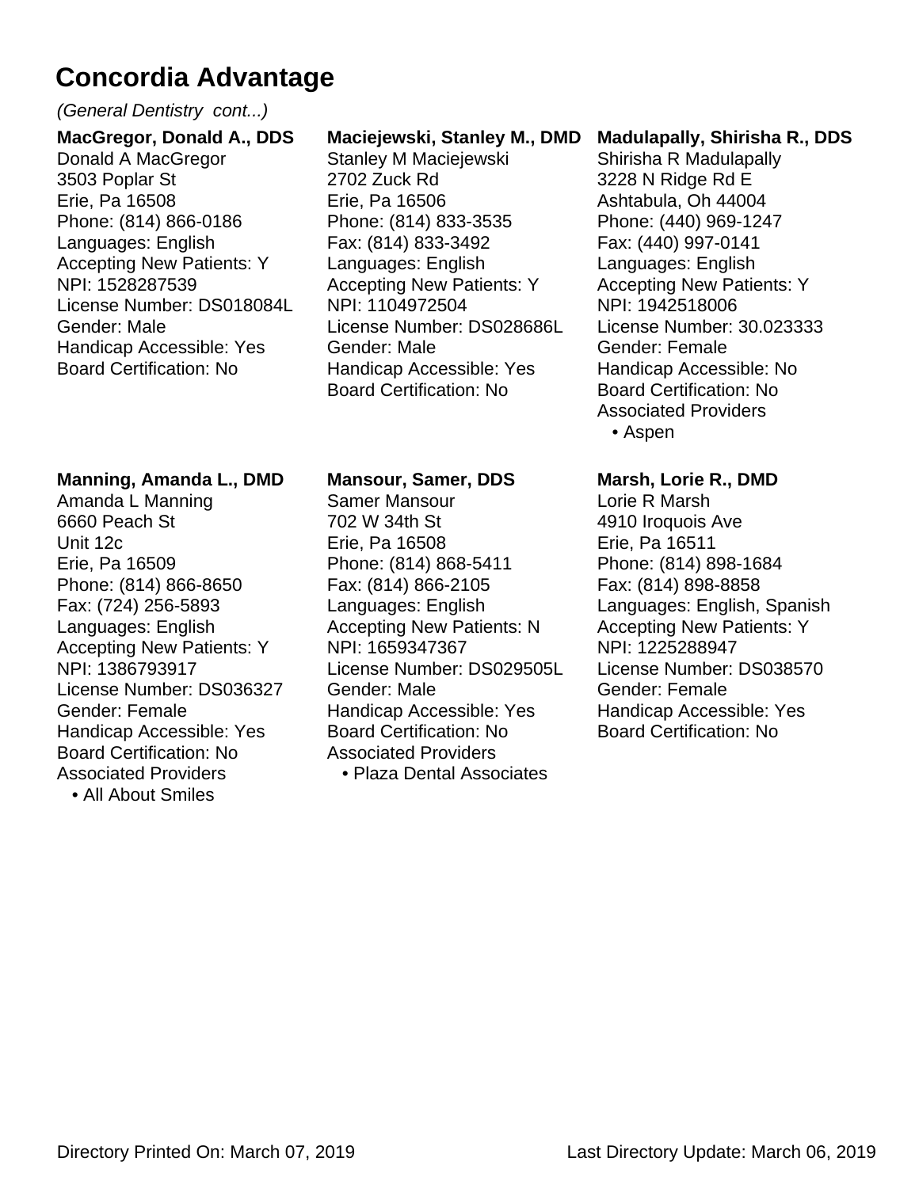# Concordia Advantage

*(General Dentistry cont...)*

**MacGregor, Donald A., DDS**
Donald A MacGregor
3503 Poplar St
Erie, Pa 16508
Phone: (814) 866-0186
Languages: English
Accepting New Patients: Y
NPI: 1528287539
License Number: DS018084L
Gender: Male
Handicap Accessible: Yes
Board Certification: No

**Maciejewski, Stanley M., DMD**
Stanley M Maciejewski
2702 Zuck Rd
Erie, Pa 16506
Phone: (814) 833-3535
Fax: (814) 833-3492
Languages: English
Accepting New Patients: Y
NPI: 1104972504
License Number: DS028686L
Gender: Male
Handicap Accessible: Yes
Board Certification: No

**Madulapally, Shirisha R., DDS**
Shirisha R Madulapally
3228 N Ridge Rd E
Ashtabula, Oh 44004
Phone: (440) 969-1247
Fax: (440) 997-0141
Languages: English
Accepting New Patients: Y
NPI: 1942518006
License Number: 30.023333
Gender: Female
Handicap Accessible: No
Board Certification: No
Associated Providers
- Aspen

**Manning, Amanda L., DMD**
Amanda L Manning
6660 Peach St
Unit 12c
Erie, Pa 16509
Phone: (814) 866-8650
Fax: (724) 256-5893
Languages: English
Accepting New Patients: Y
NPI: 1386793917
License Number: DS036327
Gender: Female
Handicap Accessible: Yes
Board Certification: No
Associated Providers
- All About Smiles

**Mansour, Samer, DDS**
Samer Mansour
702 W 34th St
Erie, Pa 16508
Phone: (814) 868-5411
Fax: (814) 866-2105
Languages: English
Accepting New Patients: N
NPI: 1659347367
License Number: DS029505L
Gender: Male
Handicap Accessible: Yes
Board Certification: No
Associated Providers
- Plaza Dental Associates

**Marsh, Lorie R., DMD**
Lorie R Marsh
4910 Iroquois Ave
Erie, Pa 16511
Phone: (814) 898-1684
Fax: (814) 898-8858
Languages: English, Spanish
Accepting New Patients: Y
NPI: 1225288947
License Number: DS038570
Gender: Female
Handicap Accessible: Yes
Board Certification: No

Directory Printed On: March 07, 2019　　Last Directory Update: March 06, 2019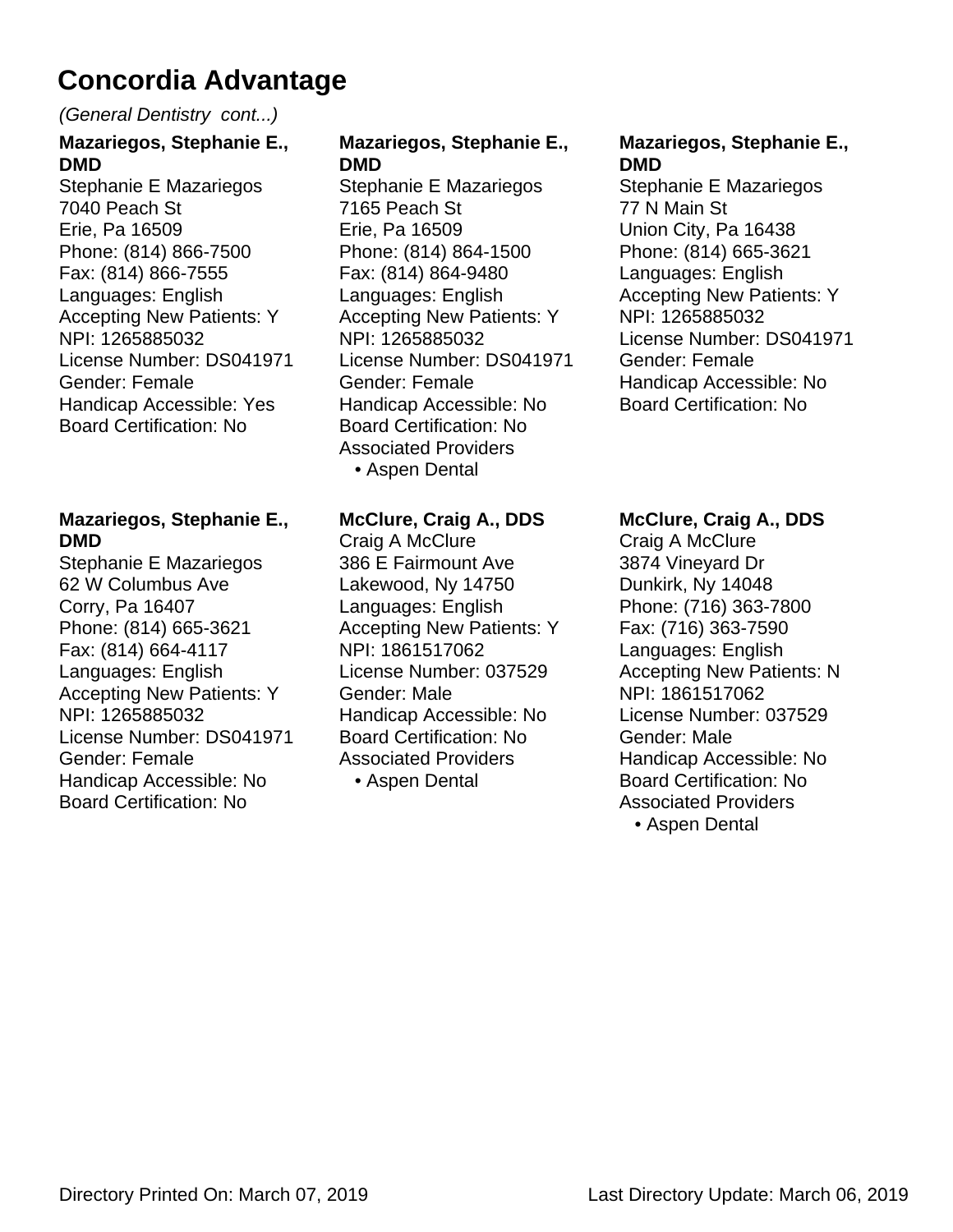# Concordia Advantage

*(General Dentistry cont...)*

**Mazariegos, Stephanie E., DMD**
Stephanie E Mazariegos
7040 Peach St
Erie, Pa 16509
Phone: (814) 866-7500
Fax: (814) 866-7555
Languages: English
Accepting New Patients: Y
NPI: 1265885032
License Number: DS041971
Gender: Female
Handicap Accessible: Yes
Board Certification: No

**Mazariegos, Stephanie E., DMD**
Stephanie E Mazariegos
62 W Columbus Ave
Corry, Pa 16407
Phone: (814) 665-3621
Fax: (814) 664-4117
Languages: English
Accepting New Patients: Y
NPI: 1265885032
License Number: DS041971
Gender: Female
Handicap Accessible: No
Board Certification: No

**Mazariegos, Stephanie E., DMD**
Stephanie E Mazariegos
7165 Peach St
Erie, Pa 16509
Phone: (814) 864-1500
Fax: (814) 864-9480
Languages: English
Accepting New Patients: Y
NPI: 1265885032
License Number: DS041971
Gender: Female
Handicap Accessible: No
Board Certification: No
Associated Providers
- Aspen Dental

**McClure, Craig A., DDS**
Craig A McClure
386 E Fairmount Ave
Lakewood, Ny 14750
Languages: English
Accepting New Patients: Y
NPI: 1861517062
License Number: 037529
Gender: Male
Handicap Accessible: No
Board Certification: No
Associated Providers
- Aspen Dental

**Mazariegos, Stephanie E., DMD**
Stephanie E Mazariegos
77 N Main St
Union City, Pa 16438
Phone: (814) 665-3621
Languages: English
Accepting New Patients: Y
NPI: 1265885032
License Number: DS041971
Gender: Female
Handicap Accessible: No
Board Certification: No

**McClure, Craig A., DDS**
Craig A McClure
3874 Vineyard Dr
Dunkirk, Ny 14048
Phone: (716) 363-7800
Fax: (716) 363-7590
Languages: English
Accepting New Patients: N
NPI: 1861517062
License Number: 037529
Gender: Male
Handicap Accessible: No
Board Certification: No
Associated Providers
- Aspen Dental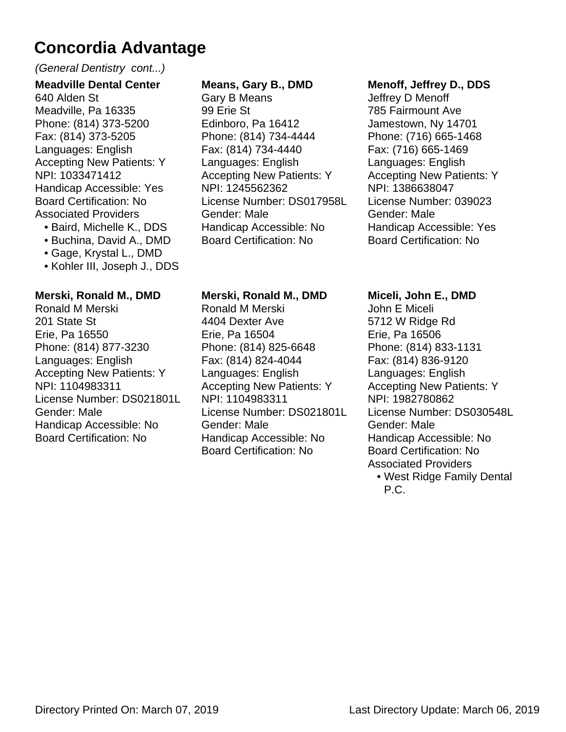# Concordia Advantage

*(General Dentistry cont...)*

**Meadville Dental Center**
640 Alden St
Meadville, Pa 16335
Phone: (814) 373-5200
Fax: (814) 373-5205
Languages: English
Accepting New Patients: Y
NPI: 1033471412
Handicap Accessible: Yes
Board Certification: No
Associated Providers

- Baird, Michelle K., DDS
- Buchina, David A., DMD
- Gage, Krystal L., DMD
- Kohler III, Joseph J., DDS

**Means, Gary B., DMD**
Gary B Means
99 Erie St
Edinboro, Pa 16412
Phone: (814) 734-4444
Fax: (814) 734-4440
Languages: English
Accepting New Patients: Y
NPI: 1245562362
License Number: DS017958L
Gender: Male
Handicap Accessible: No
Board Certification: No

**Menoff, Jeffrey D., DDS**
Jeffrey D Menoff
785 Fairmount Ave
Jamestown, Ny 14701
Phone: (716) 665-1468
Fax: (716) 665-1469
Languages: English
Accepting New Patients: Y
NPI: 1386638047
License Number: 039023
Gender: Male
Handicap Accessible: Yes
Board Certification: No

**Merski, Ronald M., DMD**
Ronald M Merski
201 State St
Erie, Pa 16550
Phone: (814) 877-3230
Languages: English
Accepting New Patients: Y
NPI: 1104983311
License Number: DS021801L
Gender: Male
Handicap Accessible: No
Board Certification: No

**Merski, Ronald M., DMD**
Ronald M Merski
4404 Dexter Ave
Erie, Pa 16504
Phone: (814) 825-6648
Fax: (814) 824-4044
Languages: English
Accepting New Patients: Y
NPI: 1104983311
License Number: DS021801L
Gender: Male
Handicap Accessible: No
Board Certification: No

**Miceli, John E., DMD**
John E Miceli
5712 W Ridge Rd
Erie, Pa 16506
Phone: (814) 833-1131
Fax: (814) 836-9120
Languages: English
Accepting New Patients: Y
NPI: 1982780862
License Number: DS030548L
Gender: Male
Handicap Accessible: No
Board Certification: No
Associated Providers

- West Ridge Family Dental P.C.

Directory Printed On: March 07, 2019 Last Directory Update: March 06, 2019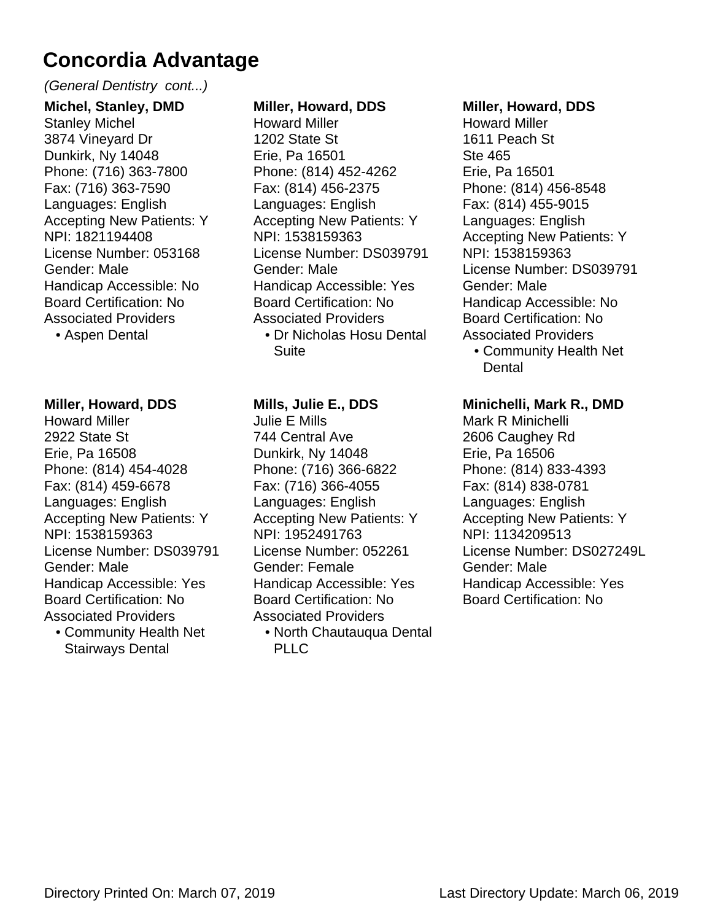# Concordia Advantage

*(General Dentistry cont...)*

**Michel, Stanley, DMD**
Stanley Michel
3874 Vineyard Dr
Dunkirk, Ny 14048
Phone: (716) 363-7800
Fax: (716) 363-7590
Languages: English
Accepting New Patients: Y
NPI: 1821194408
License Number: 053168
Gender: Male
Handicap Accessible: No
Board Certification: No
Associated Providers
- Aspen Dental

**Miller, Howard, DDS**
Howard Miller
1202 State St
Erie, Pa 16501
Phone: (814) 452-4262
Fax: (814) 456-2375
Languages: English
Accepting New Patients: Y
NPI: 1538159363
License Number: DS039791
Gender: Male
Handicap Accessible: Yes
Board Certification: No
Associated Providers
- Dr Nicholas Hosu Dental Suite

**Miller, Howard, DDS**
Howard Miller
1611 Peach St
Ste 465
Erie, Pa 16501
Phone: (814) 456-8548
Fax: (814) 455-9015
Languages: English
Accepting New Patients: Y
NPI: 1538159363
License Number: DS039791
Gender: Male
Handicap Accessible: No
Board Certification: No
Associated Providers
- Community Health Net Dental

**Miller, Howard, DDS**
Howard Miller
2922 State St
Erie, Pa 16508
Phone: (814) 454-4028
Fax: (814) 459-6678
Languages: English
Accepting New Patients: Y
NPI: 1538159363
License Number: DS039791
Gender: Male
Handicap Accessible: Yes
Board Certification: No
Associated Providers
- Community Health Net Stairways Dental

**Mills, Julie E., DDS**
Julie E Mills
744 Central Ave
Dunkirk, Ny 14048
Phone: (716) 366-6822
Fax: (716) 366-4055
Languages: English
Accepting New Patients: Y
NPI: 1952491763
License Number: 052261
Gender: Female
Handicap Accessible: Yes
Board Certification: No
Associated Providers
- North Chautauqua Dental PLLC

**Minichelli, Mark R., DMD**
Mark R Minichelli
2606 Caughey Rd
Erie, Pa 16506
Phone: (814) 833-4393
Fax: (814) 838-0781
Languages: English
Accepting New Patients: Y
NPI: 1134209513
License Number: DS027249L
Gender: Male
Handicap Accessible: Yes
Board Certification: No

Directory Printed On: March 07, 2019 Last Directory Update: March 06, 2019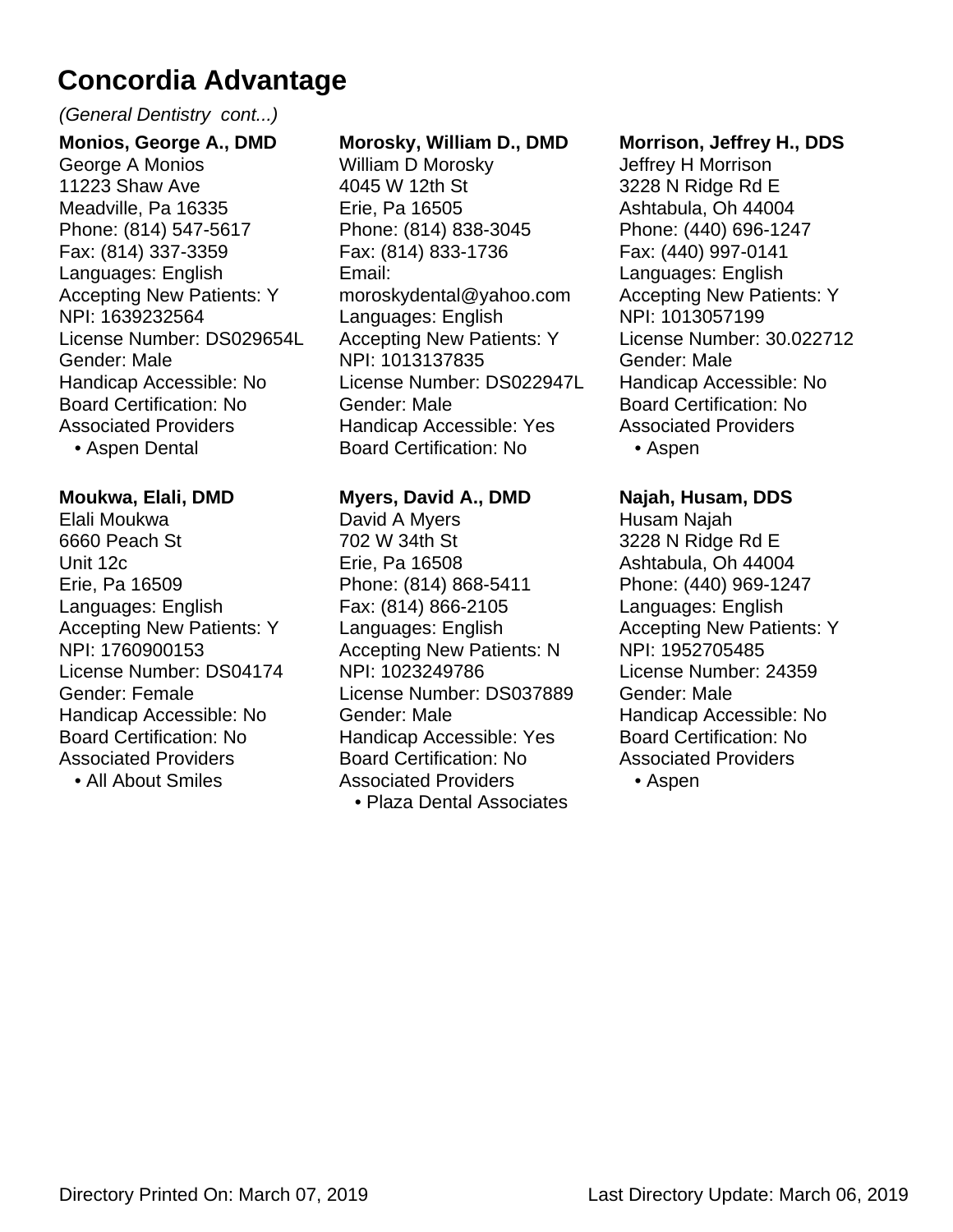# Concordia Advantage

*(General Dentistry cont...)*

**Monios, George A., DMD**
George A Monios
11223 Shaw Ave
Meadville, Pa 16335
Phone: (814) 547-5617
Fax: (814) 337-3359
Languages: English
Accepting New Patients: Y
NPI: 1639232564
License Number: DS029654L
Gender: Male
Handicap Accessible: No
Board Certification: No
Associated Providers
- Aspen Dental

**Moukwa, Elali, DMD**
Elali Moukwa
6660 Peach St
Unit 12c
Erie, Pa 16509
Languages: English
Accepting New Patients: Y
NPI: 1760900153
License Number: DS04174
Gender: Female
Handicap Accessible: No
Board Certification: No
Associated Providers
- All About Smiles

**Morosky, William D., DMD**
William D Morosky
4045 W 12th St
Erie, Pa 16505
Phone: (814) 838-3045
Fax: (814) 833-1736
Email:
moroskydental@yahoo.com
Languages: English
Accepting New Patients: Y
NPI: 1013137835
License Number: DS022947L
Gender: Male
Handicap Accessible: Yes
Board Certification: No

**Myers, David A., DMD**
David A Myers
702 W 34th St
Erie, Pa 16508
Phone: (814) 868-5411
Fax: (814) 866-2105
Languages: English
Accepting New Patients: N
NPI: 1023249786
License Number: DS037889
Gender: Male
Handicap Accessible: Yes
Board Certification: No
Associated Providers
- Plaza Dental Associates

**Morrison, Jeffrey H., DDS**
Jeffrey H Morrison
3228 N Ridge Rd E
Ashtabula, Oh 44004
Phone: (440) 696-1247
Fax: (440) 997-0141
Languages: English
Accepting New Patients: Y
NPI: 1013057199
License Number: 30.022712
Gender: Male
Handicap Accessible: No
Board Certification: No
Associated Providers
- Aspen

**Najah, Husam, DDS**
Husam Najah
3228 N Ridge Rd E
Ashtabula, Oh 44004
Phone: (440) 969-1247
Languages: English
Accepting New Patients: Y
NPI: 1952705485
License Number: 24359
Gender: Male
Handicap Accessible: No
Board Certification: No
Associated Providers
- Aspen

Directory Printed On: March 07, 2019 Last Directory Update: March 06, 2019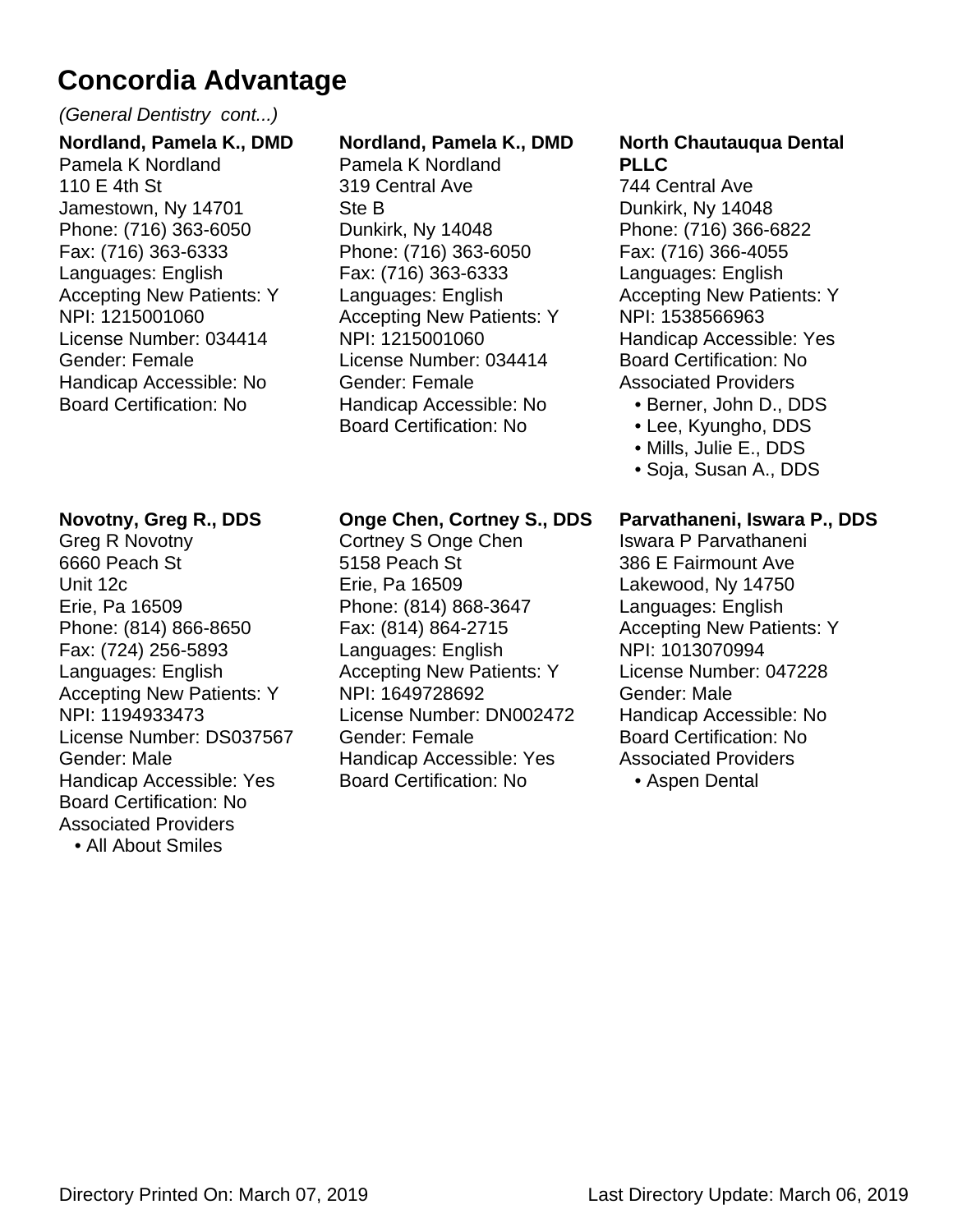# Concordia Advantage

*(General Dentistry cont...)*

**Nordland, Pamela K., DMD**
Pamela K Nordland
110 E 4th St
Jamestown, Ny 14701
Phone: (716) 363-6050
Fax: (716) 363-6333
Languages: English
Accepting New Patients: Y
NPI: 1215001060
License Number: 034414
Gender: Female
Handicap Accessible: No
Board Certification: No

**Nordland, Pamela K., DMD**
Pamela K Nordland
319 Central Ave
Ste B
Dunkirk, Ny 14048
Phone: (716) 363-6050
Fax: (716) 363-6333
Languages: English
Accepting New Patients: Y
NPI: 1215001060
License Number: 034414
Gender: Female
Handicap Accessible: No
Board Certification: No

**North Chautauqua Dental PLLC**
744 Central Ave
Dunkirk, Ny 14048
Phone: (716) 366-6822
Fax: (716) 366-4055
Languages: English
Accepting New Patients: Y
NPI: 1538566963
Handicap Accessible: Yes
Board Certification: No
Associated Providers

- Berner, John D., DDS
- Lee, Kyungho, DDS
- Mills, Julie E., DDS
- Soja, Susan A., DDS

**Novotny, Greg R., DDS**
Greg R Novotny
6660 Peach St
Unit 12c
Erie, Pa 16509
Phone: (814) 866-8650
Fax: (724) 256-5893
Languages: English
Accepting New Patients: Y
NPI: 1194933473
License Number: DS037567
Gender: Male
Handicap Accessible: Yes
Board Certification: No
Associated Providers

- All About Smiles

**Onge Chen, Cortney S., DDS**
Cortney S Onge Chen
5158 Peach St
Erie, Pa 16509
Phone: (814) 868-3647
Fax: (814) 864-2715
Languages: English
Accepting New Patients: Y
NPI: 1649728692
License Number: DN002472
Gender: Female
Handicap Accessible: Yes
Board Certification: No

**Parvathaneni, Iswara P., DDS**
Iswara P Parvathaneni
386 E Fairmount Ave
Lakewood, Ny 14750
Languages: English
Accepting New Patients: Y
NPI: 1013070994
License Number: 047228
Gender: Male
Handicap Accessible: No
Board Certification: No
Associated Providers

- Aspen Dental

Directory Printed On: March 07, 2019 Last Directory Update: March 06, 2019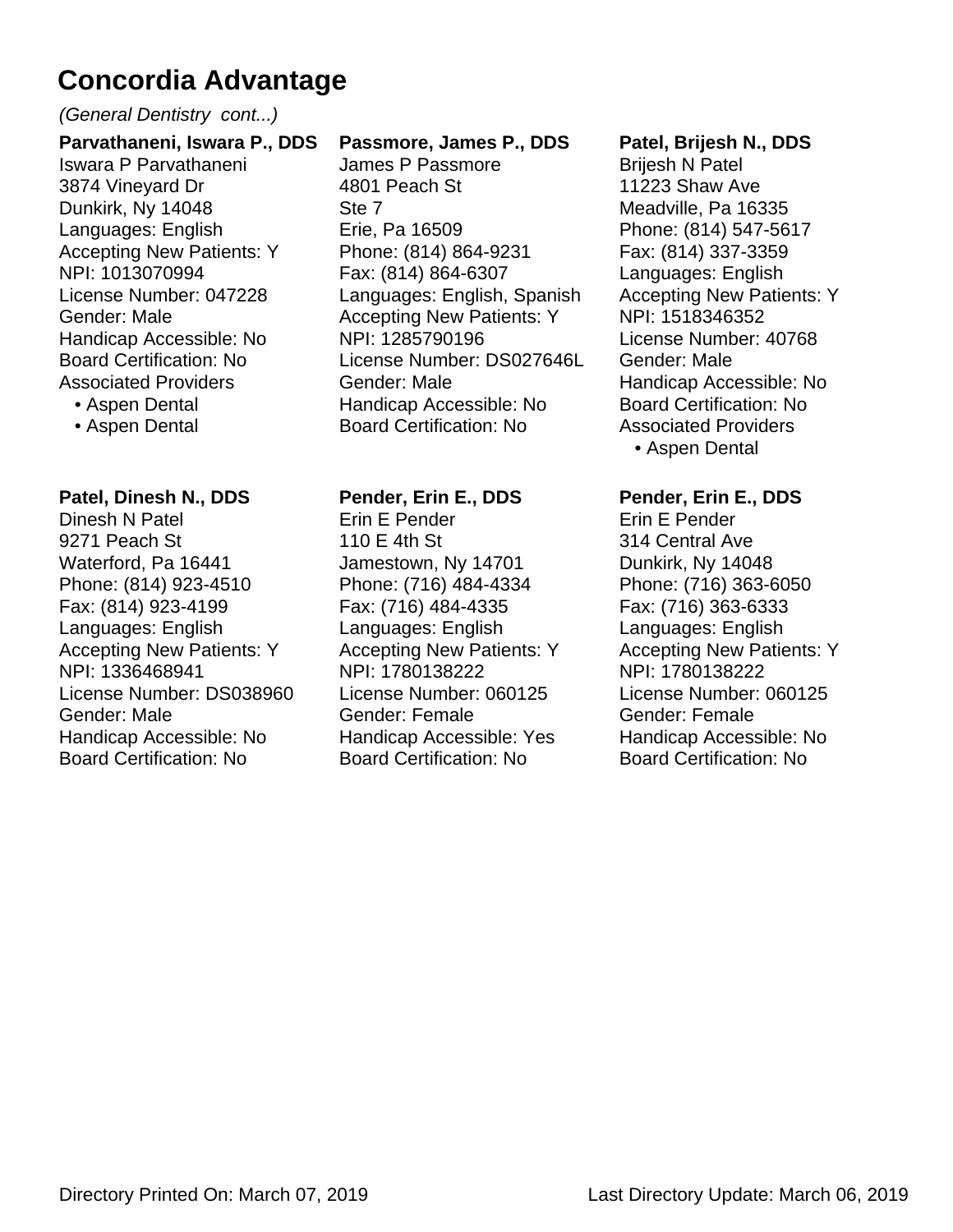# Concordia Advantage

*(General Dentistry cont...)*

**Parvathaneni, Iswara P., DDS**
Iswara P Parvathaneni
3874 Vineyard Dr
Dunkirk, Ny 14048
Languages: English
Accepting New Patients: Y
NPI: 1013070994
License Number: 047228
Gender: Male
Handicap Accessible: No
Board Certification: No
Associated Providers
- Aspen Dental
- Aspen Dental

**Passmore, James P., DDS**
James P Passmore
4801 Peach St
Ste 7
Erie, Pa 16509
Phone: (814) 864-9231
Fax: (814) 864-6307
Languages: English, Spanish
Accepting New Patients: Y
NPI: 1285790196
License Number: DS027646L
Gender: Male
Handicap Accessible: No
Board Certification: No

**Patel, Brijesh N., DDS**
Brijesh N Patel
11223 Shaw Ave
Meadville, Pa 16335
Phone: (814) 547-5617
Fax: (814) 337-3359
Languages: English
Accepting New Patients: Y
NPI: 1518346352
License Number: 40768
Gender: Male
Handicap Accessible: No
Board Certification: No
Associated Providers
- Aspen Dental

**Patel, Dinesh N., DDS**
Dinesh N Patel
9271 Peach St
Waterford, Pa 16441
Phone: (814) 923-4510
Fax: (814) 923-4199
Languages: English
Accepting New Patients: Y
NPI: 1336468941
License Number: DS038960
Gender: Male
Handicap Accessible: No
Board Certification: No

**Pender, Erin E., DDS**
Erin E Pender
110 E 4th St
Jamestown, Ny 14701
Phone: (716) 484-4334
Fax: (716) 484-4335
Languages: English
Accepting New Patients: Y
NPI: 1780138222
License Number: 060125
Gender: Female
Handicap Accessible: Yes
Board Certification: No

**Pender, Erin E., DDS**
Erin E Pender
314 Central Ave
Dunkirk, Ny 14048
Phone: (716) 363-6050
Fax: (716) 363-6333
Languages: English
Accepting New Patients: Y
NPI: 1780138222
License Number: 060125
Gender: Female
Handicap Accessible: No
Board Certification: No

Directory Printed On: March 07, 2019    Last Directory Update: March 06, 2019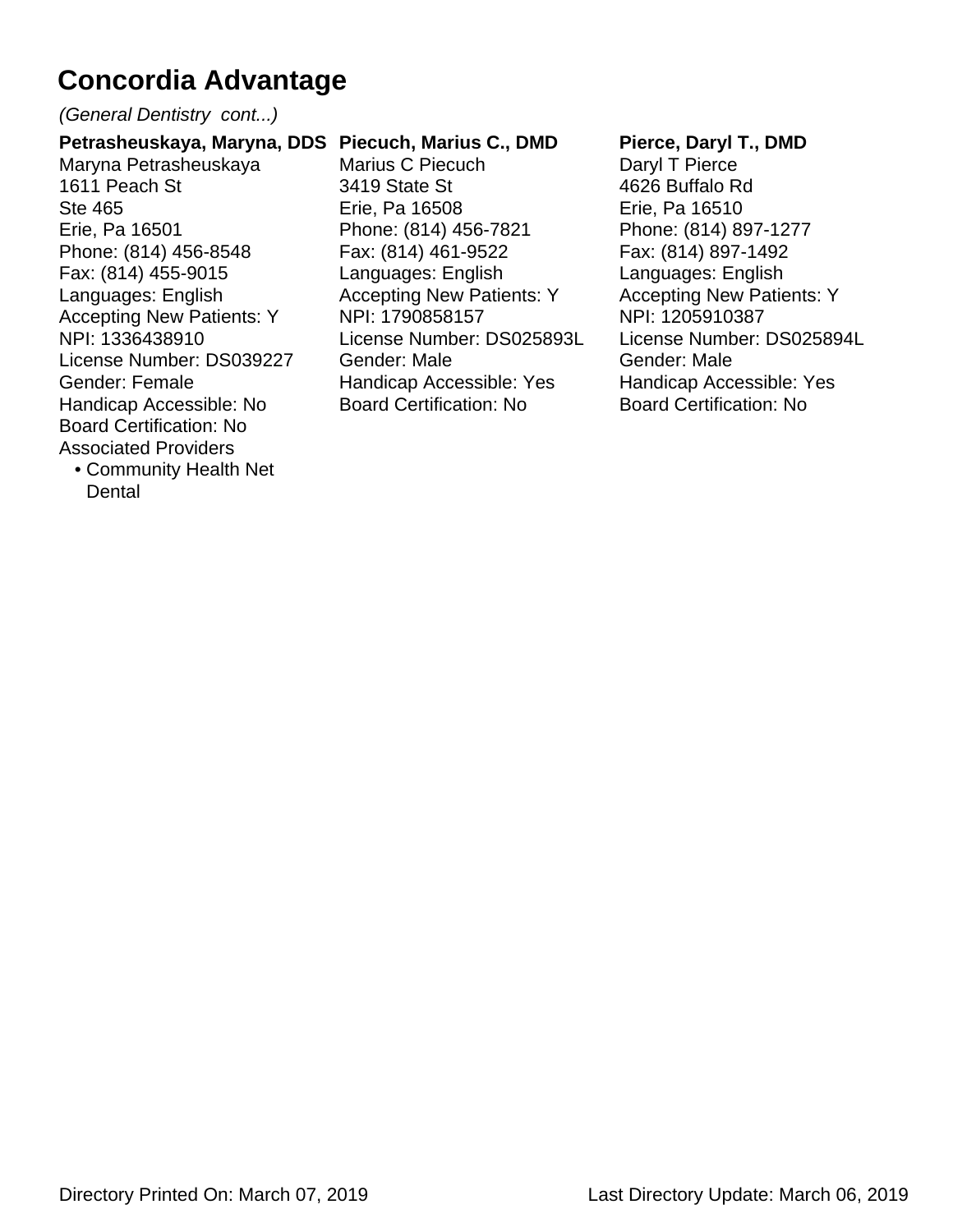# Concordia Advantage

*(General Dentistry cont...)*

**Petrasheuskaya, Maryna, DDS**
Maryna Petrasheuskaya
1611 Peach St
Ste 465
Erie, Pa 16501
Phone: (814) 456-8548
Fax: (814) 455-9015
Languages: English
Accepting New Patients: Y
NPI: 1336438910
License Number: DS039227
Gender: Female
Handicap Accessible: No
Board Certification: No
Associated Providers

- Community Health Net Dental

**Piecuch, Marius C., DMD**
Marius C Piecuch
3419 State St
Erie, Pa 16508
Phone: (814) 456-7821
Fax: (814) 461-9522
Languages: English
Accepting New Patients: Y
NPI: 1790858157
License Number: DS025893L
Gender: Male
Handicap Accessible: Yes
Board Certification: No

**Pierce, Daryl T., DMD**
Daryl T Pierce
4626 Buffalo Rd
Erie, Pa 16510
Phone: (814) 897-1277
Fax: (814) 897-1492
Languages: English
Accepting New Patients: Y
NPI: 1205910387
License Number: DS025894L
Gender: Male
Handicap Accessible: Yes
Board Certification: No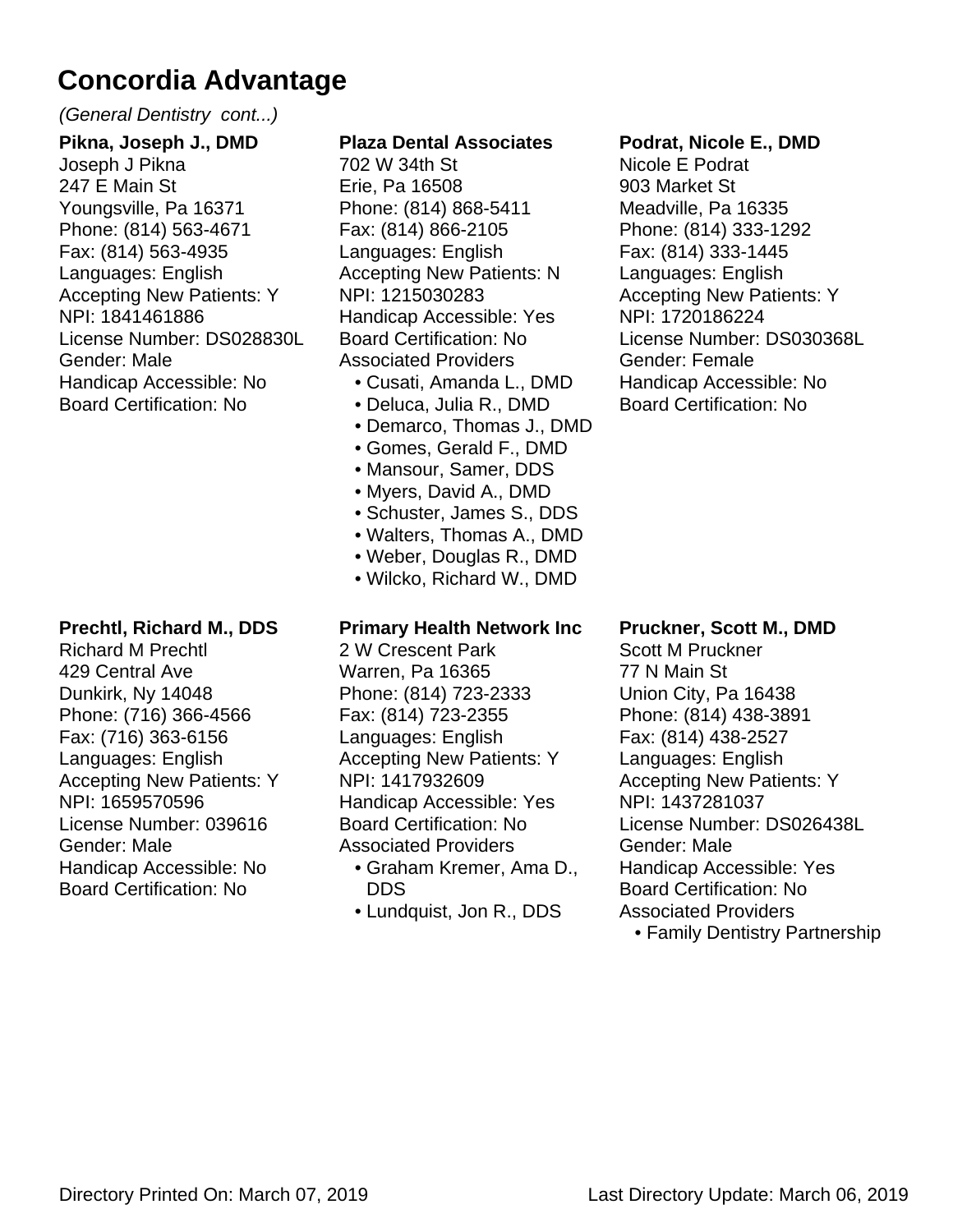# Concordia Advantage

*(General Dentistry cont...)*

**Pikna, Joseph J., DMD**
Joseph J Pikna
247 E Main St
Youngsville, Pa 16371
Phone: (814) 563-4671
Fax: (814) 563-4935
Languages: English
Accepting New Patients: Y
NPI: 1841461886
License Number: DS028830L
Gender: Male
Handicap Accessible: No
Board Certification: No

**Plaza Dental Associates**
702 W 34th St
Erie, Pa 16508
Phone: (814) 868-5411
Fax: (814) 866-2105
Languages: English
Accepting New Patients: N
NPI: 1215030283
Handicap Accessible: Yes
Board Certification: No
Associated Providers

- Cusati, Amanda L., DMD
- Deluca, Julia R., DMD
- Demarco, Thomas J., DMD
- Gomes, Gerald F., DMD
- Mansour, Samer, DDS
- Myers, David A., DMD
- Schuster, James S., DDS
- Walters, Thomas A., DMD
- Weber, Douglas R., DMD
- Wilcko, Richard W., DMD

**Podrat, Nicole E., DMD**
Nicole E Podrat
903 Market St
Meadville, Pa 16335
Phone: (814) 333-1292
Fax: (814) 333-1445
Languages: English
Accepting New Patients: Y
NPI: 1720186224
License Number: DS030368L
Gender: Female
Handicap Accessible: No
Board Certification: No

**Prechtl, Richard M., DDS**
Richard M Prechtl
429 Central Ave
Dunkirk, Ny 14048
Phone: (716) 366-4566
Fax: (716) 363-6156
Languages: English
Accepting New Patients: Y
NPI: 1659570596
License Number: 039616
Gender: Male
Handicap Accessible: No
Board Certification: No

**Primary Health Network Inc**
2 W Crescent Park
Warren, Pa 16365
Phone: (814) 723-2333
Fax: (814) 723-2355
Languages: English
Accepting New Patients: Y
NPI: 1417932609
Handicap Accessible: Yes
Board Certification: No
Associated Providers

- Graham Kremer, Ama D., DDS
- Lundquist, Jon R., DDS

**Pruckner, Scott M., DMD**
Scott M Pruckner
77 N Main St
Union City, Pa 16438
Phone: (814) 438-3891
Fax: (814) 438-2527
Languages: English
Accepting New Patients: Y
NPI: 1437281037
License Number: DS026438L
Gender: Male
Handicap Accessible: Yes
Board Certification: No
Associated Providers

- Family Dentistry Partnership

Directory Printed On: March 07, 2019　　Last Directory Update: March 06, 2019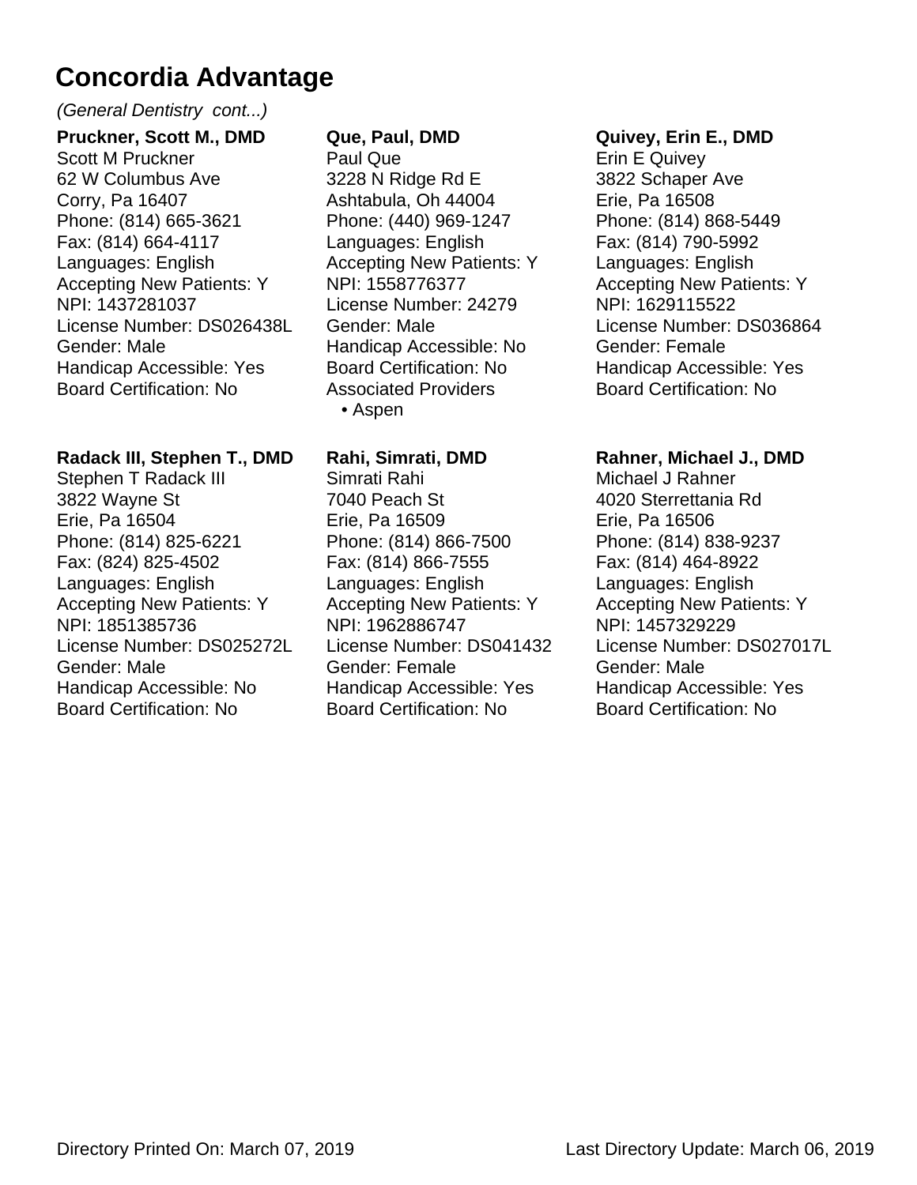# Concordia Advantage

*(General Dentistry cont...)*

**Pruckner, Scott M., DMD**
Scott M Pruckner
62 W Columbus Ave
Corry, Pa 16407
Phone: (814) 665-3621
Fax: (814) 664-4117
Languages: English
Accepting New Patients: Y
NPI: 1437281037
License Number: DS026438L
Gender: Male
Handicap Accessible: Yes
Board Certification: No

**Que, Paul, DMD**
Paul Que
3228 N Ridge Rd E
Ashtabula, Oh 44004
Phone: (440) 969-1247
Languages: English
Accepting New Patients: Y
NPI: 1558776377
License Number: 24279
Gender: Male
Handicap Accessible: No
Board Certification: No
Associated Providers
- Aspen

**Quivey, Erin E., DMD**
Erin E Quivey
3822 Schaper Ave
Erie, Pa 16508
Phone: (814) 868-5449
Fax: (814) 790-5992
Languages: English
Accepting New Patients: Y
NPI: 1629115522
License Number: DS036864
Gender: Female
Handicap Accessible: Yes
Board Certification: No

**Radack III, Stephen T., DMD**
Stephen T Radack III
3822 Wayne St
Erie, Pa 16504
Phone: (814) 825-6221
Fax: (824) 825-4502
Languages: English
Accepting New Patients: Y
NPI: 1851385736
License Number: DS025272L
Gender: Male
Handicap Accessible: No
Board Certification: No

**Rahi, Simrati, DMD**
Simrati Rahi
7040 Peach St
Erie, Pa 16509
Phone: (814) 866-7500
Fax: (814) 866-7555
Languages: English
Accepting New Patients: Y
NPI: 1962886747
License Number: DS041432
Gender: Female
Handicap Accessible: Yes
Board Certification: No

**Rahner, Michael J., DMD**
Michael J Rahner
4020 Sterrettania Rd
Erie, Pa 16506
Phone: (814) 838-9237
Fax: (814) 464-8922
Languages: English
Accepting New Patients: Y
NPI: 1457329229
License Number: DS027017L
Gender: Male
Handicap Accessible: Yes
Board Certification: No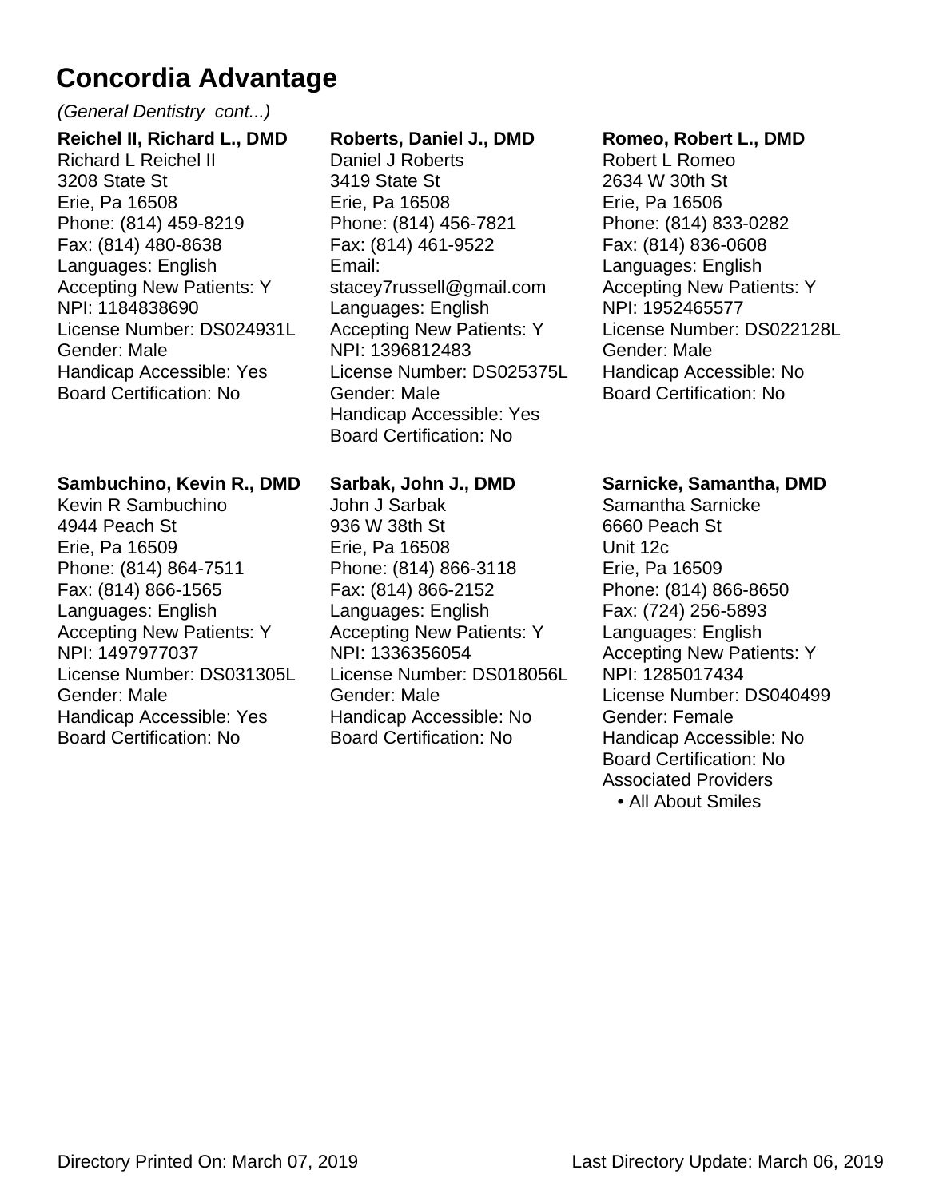# Concordia Advantage

*(General Dentistry cont...)*

**Reichel II, Richard L., DMD**
Richard L Reichel II
3208 State St
Erie, Pa 16508
Phone: (814) 459-8219
Fax: (814) 480-8638
Languages: English
Accepting New Patients: Y
NPI: 1184838690
License Number: DS024931L
Gender: Male
Handicap Accessible: Yes
Board Certification: No

**Roberts, Daniel J., DMD**
Daniel J Roberts
3419 State St
Erie, Pa 16508
Phone: (814) 456-7821
Fax: (814) 461-9522
Email:
stacey7russell@gmail.com
Languages: English
Accepting New Patients: Y
NPI: 1396812483
License Number: DS025375L
Gender: Male
Handicap Accessible: Yes
Board Certification: No

**Romeo, Robert L., DMD**
Robert L Romeo
2634 W 30th St
Erie, Pa 16506
Phone: (814) 833-0282
Fax: (814) 836-0608
Languages: English
Accepting New Patients: Y
NPI: 1952465577
License Number: DS022128L
Gender: Male
Handicap Accessible: No
Board Certification: No

**Sambuchino, Kevin R., DMD**
Kevin R Sambuchino
4944 Peach St
Erie, Pa 16509
Phone: (814) 864-7511
Fax: (814) 866-1565
Languages: English
Accepting New Patients: Y
NPI: 1497977037
License Number: DS031305L
Gender: Male
Handicap Accessible: Yes
Board Certification: No

**Sarbak, John J., DMD**
John J Sarbak
936 W 38th St
Erie, Pa 16508
Phone: (814) 866-3118
Fax: (814) 866-2152
Languages: English
Accepting New Patients: Y
NPI: 1336356054
License Number: DS018056L
Gender: Male
Handicap Accessible: No
Board Certification: No

**Sarnicke, Samantha, DMD**
Samantha Sarnicke
6660 Peach St
Unit 12c
Erie, Pa 16509
Phone: (814) 866-8650
Fax: (724) 256-5893
Languages: English
Accepting New Patients: Y
NPI: 1285017434
License Number: DS040499
Gender: Female
Handicap Accessible: No
Board Certification: No
Associated Providers
- All About Smiles

Directory Printed On: March 07, 2019 Last Directory Update: March 06, 2019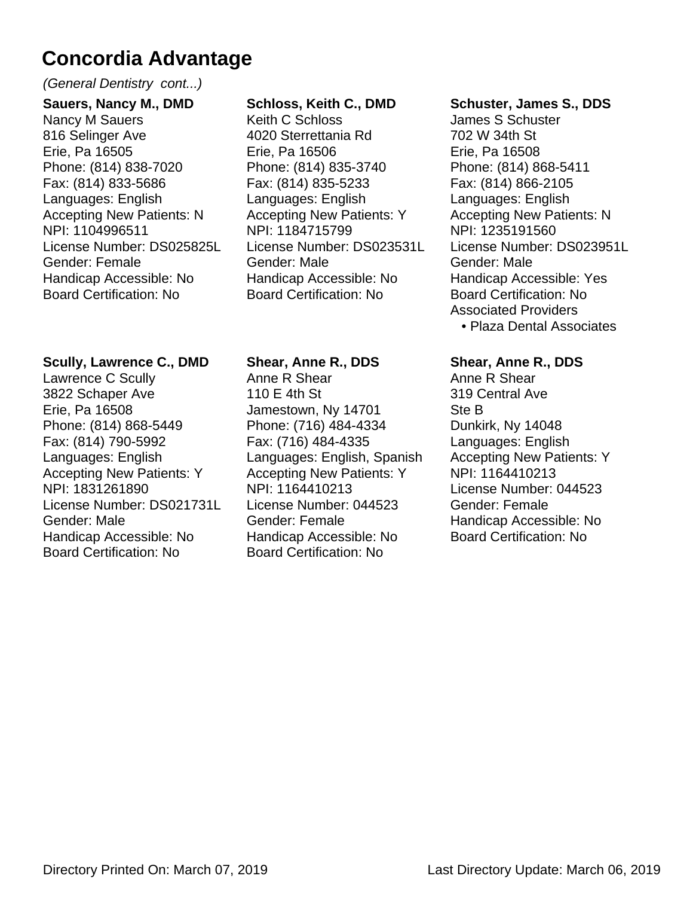# Concordia Advantage

*(General Dentistry cont...)*

**Sauers, Nancy M., DMD**
Nancy M Sauers
816 Selinger Ave
Erie, Pa 16505
Phone: (814) 838-7020
Fax: (814) 833-5686
Languages: English
Accepting New Patients: N
NPI: 1104996511
License Number: DS025825L
Gender: Female
Handicap Accessible: No
Board Certification: No

**Schloss, Keith C., DMD**
Keith C Schloss
4020 Sterrettania Rd
Erie, Pa 16506
Phone: (814) 835-3740
Fax: (814) 835-5233
Languages: English
Accepting New Patients: Y
NPI: 1184715799
License Number: DS023531L
Gender: Male
Handicap Accessible: No
Board Certification: No

**Schuster, James S., DDS**
James S Schuster
702 W 34th St
Erie, Pa 16508
Phone: (814) 868-5411
Fax: (814) 866-2105
Languages: English
Accepting New Patients: N
NPI: 1235191560
License Number: DS023951L
Gender: Male
Handicap Accessible: Yes
Board Certification: No
Associated Providers

- Plaza Dental Associates

**Scully, Lawrence C., DMD**
Lawrence C Scully
3822 Schaper Ave
Erie, Pa 16508
Phone: (814) 868-5449
Fax: (814) 790-5992
Languages: English
Accepting New Patients: Y
NPI: 1831261890
License Number: DS021731L
Gender: Male
Handicap Accessible: No
Board Certification: No

**Shear, Anne R., DDS**
Anne R Shear
110 E 4th St
Jamestown, Ny 14701
Phone: (716) 484-4334
Fax: (716) 484-4335
Languages: English, Spanish
Accepting New Patients: Y
NPI: 1164410213
License Number: 044523
Gender: Female
Handicap Accessible: No
Board Certification: No

**Shear, Anne R., DDS**
Anne R Shear
319 Central Ave
Ste B
Dunkirk, Ny 14048
Languages: English
Accepting New Patients: Y
NPI: 1164410213
License Number: 044523
Gender: Female
Handicap Accessible: No
Board Certification: No

Directory Printed On: March 07, 2019 Last Directory Update: March 06, 2019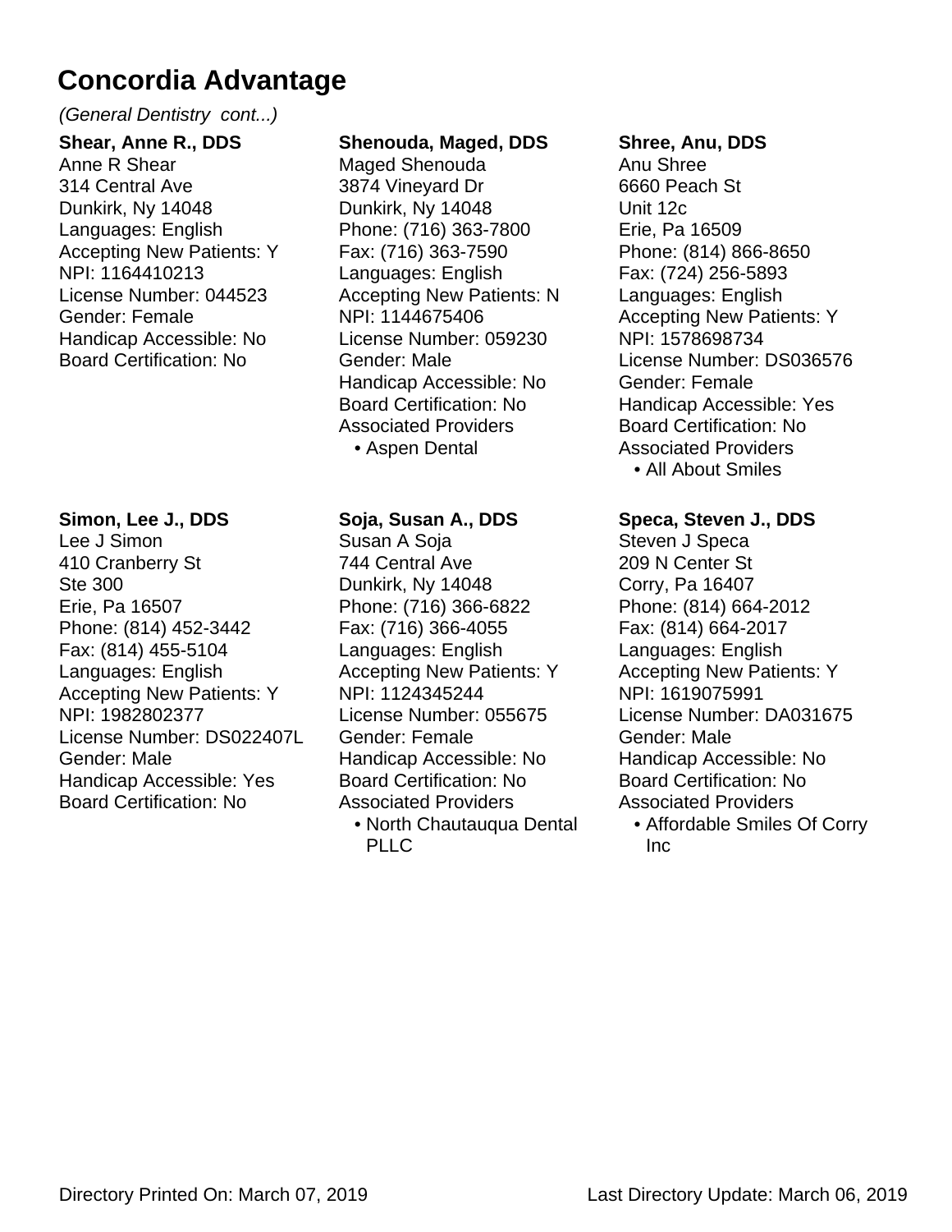# Concordia Advantage

*(General Dentistry cont...)*

**Shear, Anne R., DDS**
Anne R Shear
314 Central Ave
Dunkirk, Ny 14048
Languages: English
Accepting New Patients: Y
NPI: 1164410213
License Number: 044523
Gender: Female
Handicap Accessible: No
Board Certification: No

**Shenouda, Maged, DDS**
Maged Shenouda
3874 Vineyard Dr
Dunkirk, Ny 14048
Phone: (716) 363-7800
Fax: (716) 363-7590
Languages: English
Accepting New Patients: N
NPI: 1144675406
License Number: 059230
Gender: Male
Handicap Accessible: No
Board Certification: No
Associated Providers
- Aspen Dental

**Shree, Anu, DDS**
Anu Shree
6660 Peach St
Unit 12c
Erie, Pa 16509
Phone: (814) 866-8650
Fax: (724) 256-5893
Languages: English
Accepting New Patients: Y
NPI: 1578698734
License Number: DS036576
Gender: Female
Handicap Accessible: Yes
Board Certification: No
Associated Providers
- All About Smiles

**Simon, Lee J., DDS**
Lee J Simon
410 Cranberry St
Ste 300
Erie, Pa 16507
Phone: (814) 452-3442
Fax: (814) 455-5104
Languages: English
Accepting New Patients: Y
NPI: 1982802377
License Number: DS022407L
Gender: Male
Handicap Accessible: Yes
Board Certification: No

**Soja, Susan A., DDS**
Susan A Soja
744 Central Ave
Dunkirk, Ny 14048
Phone: (716) 366-6822
Fax: (716) 366-4055
Languages: English
Accepting New Patients: Y
NPI: 1124345244
License Number: 055675
Gender: Female
Handicap Accessible: No
Board Certification: No
Associated Providers
- North Chautauqua Dental PLLC

**Speca, Steven J., DDS**
Steven J Speca
209 N Center St
Corry, Pa 16407
Phone: (814) 664-2012
Fax: (814) 664-2017
Languages: English
Accepting New Patients: Y
NPI: 1619075991
License Number: DA031675
Gender: Male
Handicap Accessible: No
Board Certification: No
Associated Providers
- Affordable Smiles Of Corry Inc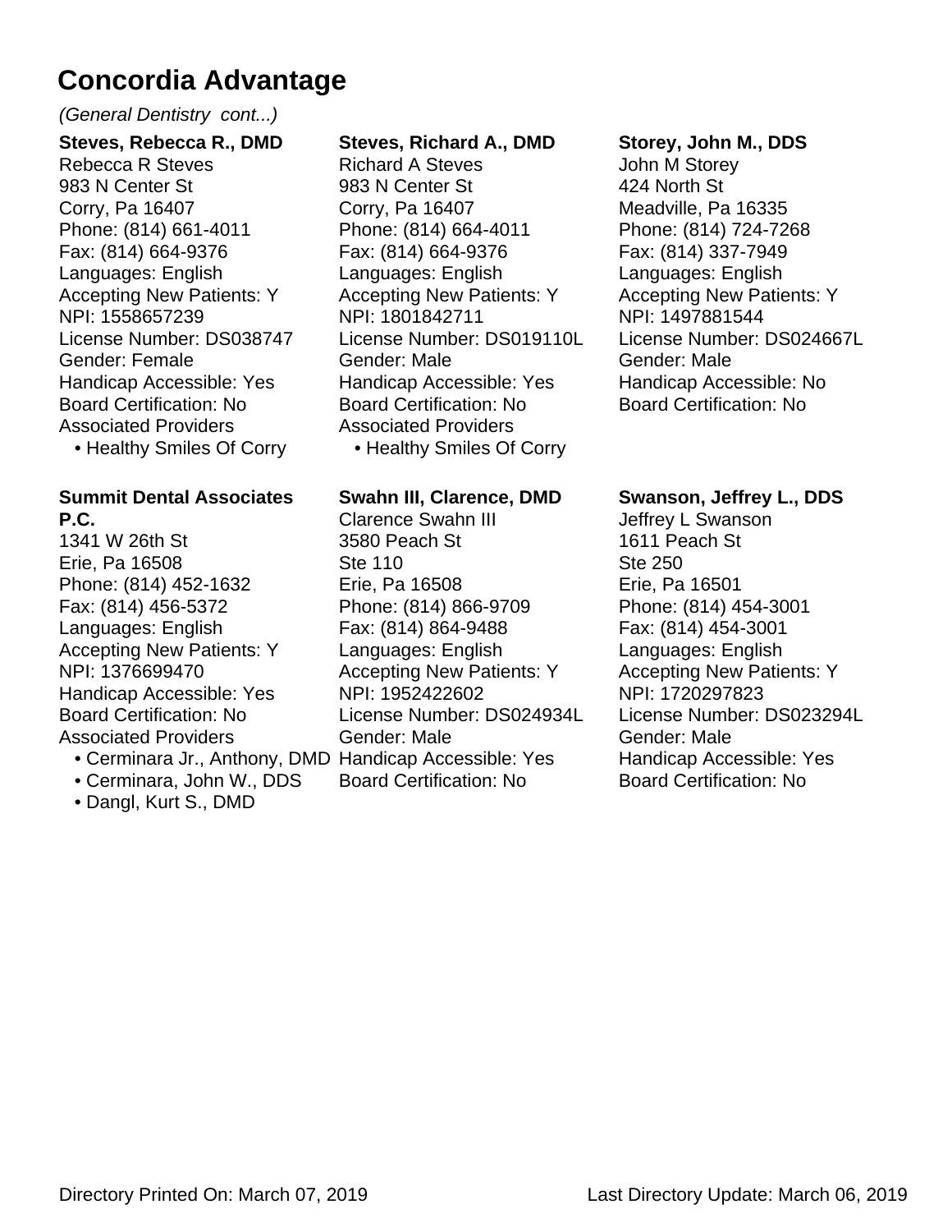# Concordia Advantage

*(General Dentistry cont...)*

**Steves, Rebecca R., DMD**
Rebecca R Steves
983 N Center St
Corry, Pa 16407
Phone: (814) 661-4011
Fax: (814) 664-9376
Languages: English
Accepting New Patients: Y
NPI: 1558657239
License Number: DS038747
Gender: Female
Handicap Accessible: Yes
Board Certification: No
Associated Providers
- Healthy Smiles Of Corry

**Summit Dental Associates P.C.**
1341 W 26th St
Erie, Pa 16508
Phone: (814) 452-1632
Fax: (814) 456-5372
Languages: English
Accepting New Patients: Y
NPI: 1376699470
Handicap Accessible: Yes
Board Certification: No
Associated Providers
- Cerminara Jr., Anthony, DMD
- Cerminara, John W., DDS
- Dangl, Kurt S., DMD

**Steves, Richard A., DMD**
Richard A Steves
983 N Center St
Corry, Pa 16407
Phone: (814) 664-4011
Fax: (814) 664-9376
Languages: English
Accepting New Patients: Y
NPI: 1801842711
License Number: DS019110L
Gender: Male
Handicap Accessible: Yes
Board Certification: No
Associated Providers
- Healthy Smiles Of Corry

**Swahn III, Clarence, DMD**
Clarence Swahn III
3580 Peach St
Ste 110
Erie, Pa 16508
Phone: (814) 866-9709
Fax: (814) 864-9488
Languages: English
Accepting New Patients: Y
NPI: 1952422602
License Number: DS024934L
Gender: Male
Handicap Accessible: Yes
Board Certification: No

**Storey, John M., DDS**
John M Storey
424 North St
Meadville, Pa 16335
Phone: (814) 724-7268
Fax: (814) 337-7949
Languages: English
Accepting New Patients: Y
NPI: 1497881544
License Number: DS024667L
Gender: Male
Handicap Accessible: No
Board Certification: No

**Swanson, Jeffrey L., DDS**
Jeffrey L Swanson
1611 Peach St
Ste 250
Erie, Pa 16501
Phone: (814) 454-3001
Fax: (814) 454-3001
Languages: English
Accepting New Patients: Y
NPI: 1720297823
License Number: DS023294L
Gender: Male
Handicap Accessible: Yes
Board Certification: No

Directory Printed On: March 07, 2019 Last Directory Update: March 06, 2019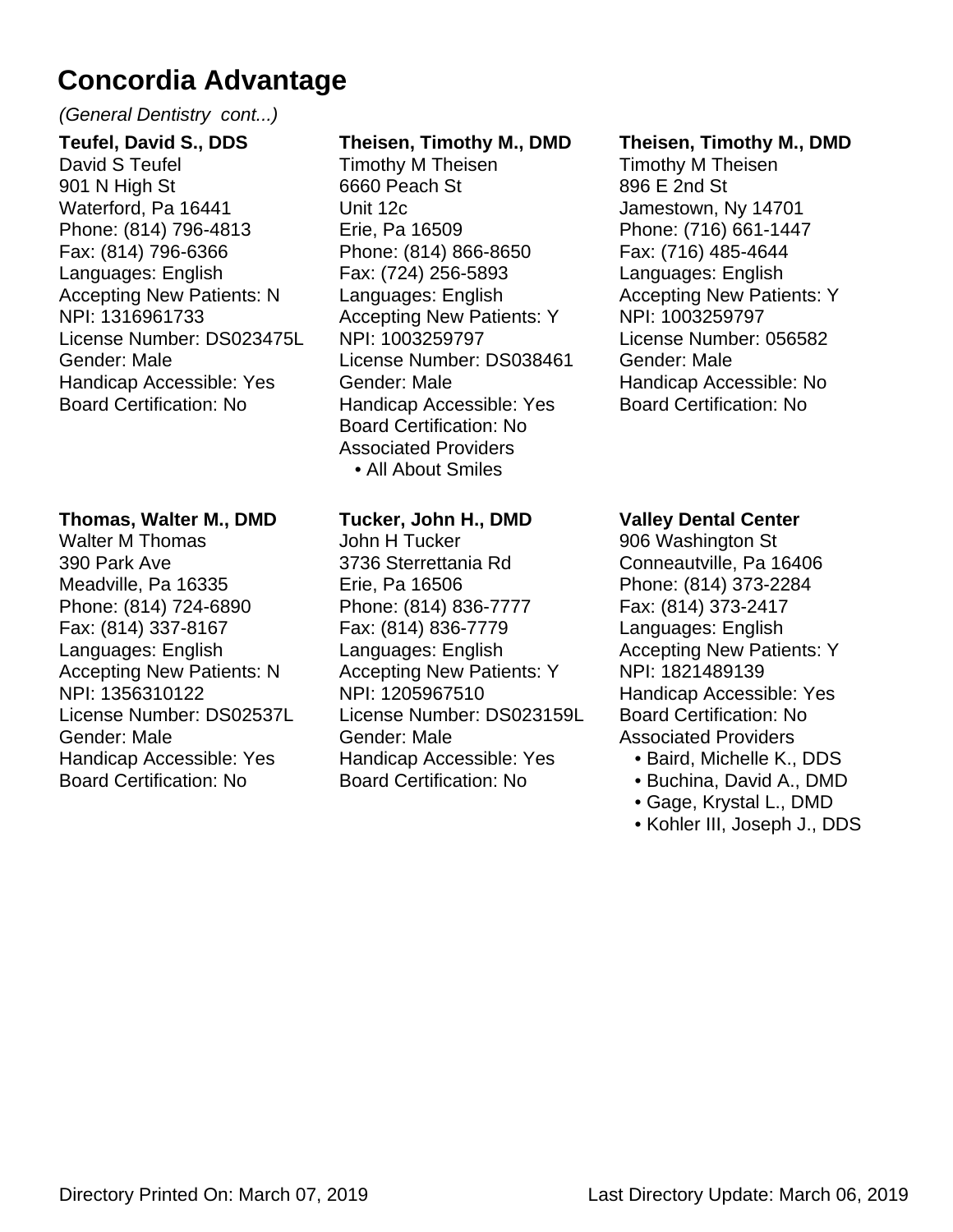# Concordia Advantage

*(General Dentistry cont...)*

**Teufel, David S., DDS**
David S Teufel
901 N High St
Waterford, Pa 16441
Phone: (814) 796-4813
Fax: (814) 796-6366
Languages: English
Accepting New Patients: N
NPI: 1316961733
License Number: DS023475L
Gender: Male
Handicap Accessible: Yes
Board Certification: No

**Theisen, Timothy M., DMD**
Timothy M Theisen
6660 Peach St
Unit 12c
Erie, Pa 16509
Phone: (814) 866-8650
Fax: (724) 256-5893
Languages: English
Accepting New Patients: Y
NPI: 1003259797
License Number: DS038461
Gender: Male
Handicap Accessible: Yes
Board Certification: No
Associated Providers
- All About Smiles

**Theisen, Timothy M., DMD**
Timothy M Theisen
896 E 2nd St
Jamestown, Ny 14701
Phone: (716) 661-1447
Fax: (716) 485-4644
Languages: English
Accepting New Patients: Y
NPI: 1003259797
License Number: 056582
Gender: Male
Handicap Accessible: No
Board Certification: No

**Thomas, Walter M., DMD**
Walter M Thomas
390 Park Ave
Meadville, Pa 16335
Phone: (814) 724-6890
Fax: (814) 337-8167
Languages: English
Accepting New Patients: N
NPI: 1356310122
License Number: DS02537L
Gender: Male
Handicap Accessible: Yes
Board Certification: No

**Tucker, John H., DMD**
John H Tucker
3736 Sterrettania Rd
Erie, Pa 16506
Phone: (814) 836-7777
Fax: (814) 836-7779
Languages: English
Accepting New Patients: Y
NPI: 1205967510
License Number: DS023159L
Gender: Male
Handicap Accessible: Yes
Board Certification: No

**Valley Dental Center**
906 Washington St
Conneautville, Pa 16406
Phone: (814) 373-2284
Fax: (814) 373-2417
Languages: English
Accepting New Patients: Y
NPI: 1821489139
Handicap Accessible: Yes
Board Certification: No
Associated Providers
- Baird, Michelle K., DDS
- Buchina, David A., DMD
- Gage, Krystal L., DMD
- Kohler III, Joseph J., DDS

Directory Printed On: March 07, 2019 Last Directory Update: March 06, 2019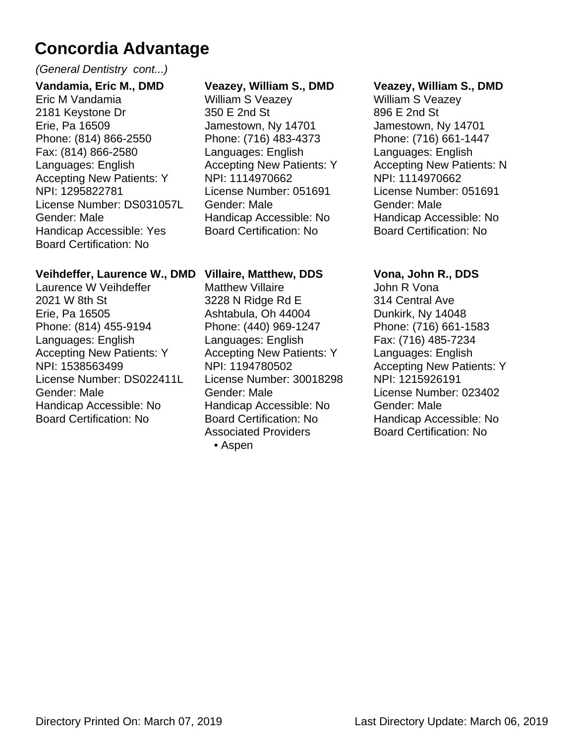# Concordia Advantage

*(General Dentistry cont...)*

**Vandamia, Eric M., DMD**
Eric M Vandamia
2181 Keystone Dr
Erie, Pa 16509
Phone: (814) 866-2550
Fax: (814) 866-2580
Languages: English
Accepting New Patients: Y
NPI: 1295822781
License Number: DS031057L
Gender: Male
Handicap Accessible: Yes
Board Certification: No

**Veazey, William S., DMD**
William S Veazey
350 E 2nd St
Jamestown, Ny 14701
Phone: (716) 483-4373
Languages: English
Accepting New Patients: Y
NPI: 1114970662
License Number: 051691
Gender: Male
Handicap Accessible: No
Board Certification: No

**Veazey, William S., DMD**
William S Veazey
896 E 2nd St
Jamestown, Ny 14701
Phone: (716) 661-1447
Languages: English
Accepting New Patients: N
NPI: 1114970662
License Number: 051691
Gender: Male
Handicap Accessible: No
Board Certification: No

**Veihdeffer, Laurence W., DMD**
Laurence W Veihdeffer
2021 W 8th St
Erie, Pa 16505
Phone: (814) 455-9194
Languages: English
Accepting New Patients: Y
NPI: 1538563499
License Number: DS022411L
Gender: Male
Handicap Accessible: No
Board Certification: No

**Villaire, Matthew, DDS**
Matthew Villaire
3228 N Ridge Rd E
Ashtabula, Oh 44004
Phone: (440) 969-1247
Languages: English
Accepting New Patients: Y
NPI: 1194780502
License Number: 30018298
Gender: Male
Handicap Accessible: No
Board Certification: No
Associated Providers

- Aspen

**Vona, John R., DDS**
John R Vona
314 Central Ave
Dunkirk, Ny 14048
Phone: (716) 661-1583
Fax: (716) 485-7234
Languages: English
Accepting New Patients: Y
NPI: 1215926191
License Number: 023402
Gender: Male
Handicap Accessible: No
Board Certification: No

Directory Printed On: March 07, 2019 Last Directory Update: March 06, 2019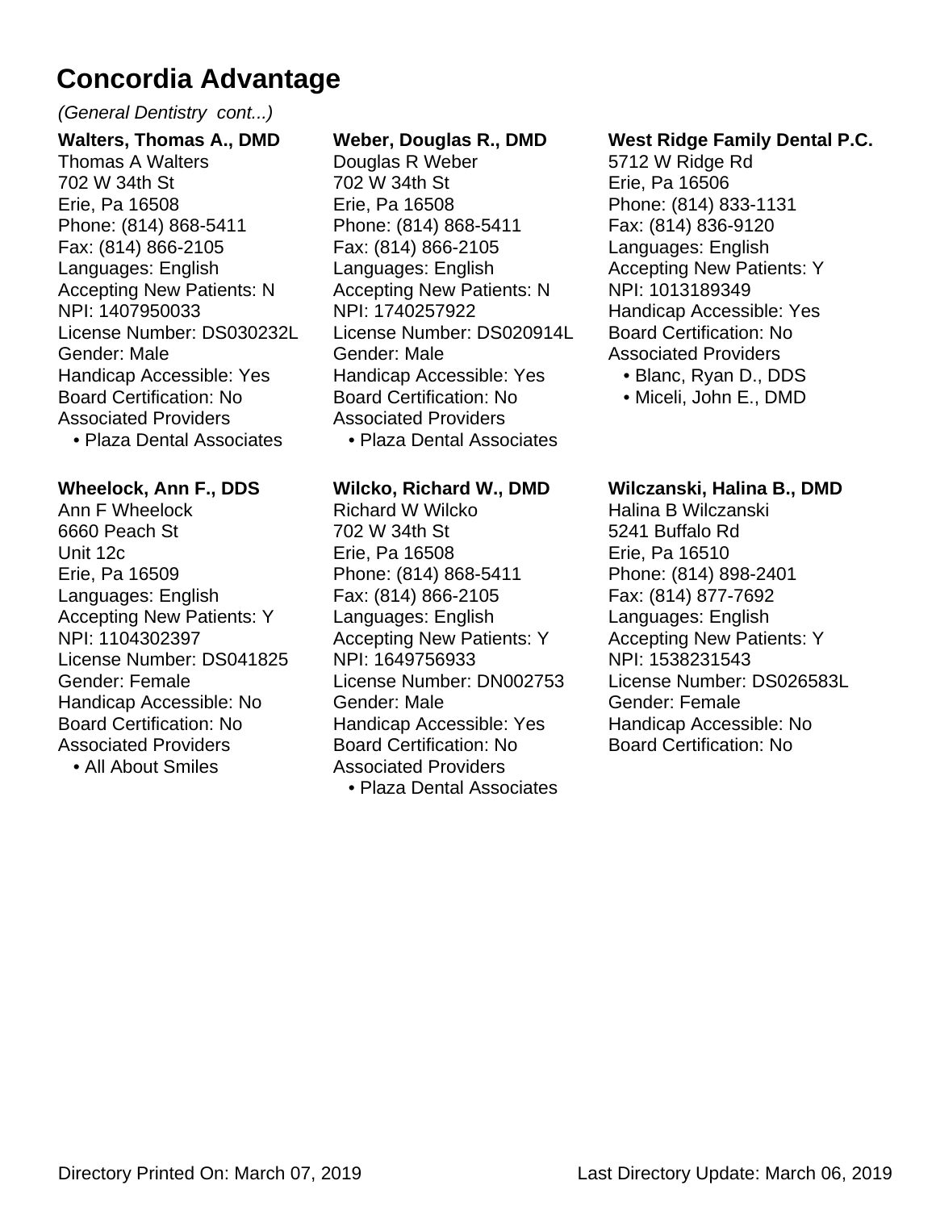# Concordia Advantage

*(General Dentistry cont...)*

**Walters, Thomas A., DMD**
Thomas A Walters
702 W 34th St
Erie, Pa 16508
Phone: (814) 868-5411
Fax: (814) 866-2105
Languages: English
Accepting New Patients: N
NPI: 1407950033
License Number: DS030232L
Gender: Male
Handicap Accessible: Yes
Board Certification: No
Associated Providers
- Plaza Dental Associates

**Weber, Douglas R., DMD**
Douglas R Weber
702 W 34th St
Erie, Pa 16508
Phone: (814) 868-5411
Fax: (814) 866-2105
Languages: English
Accepting New Patients: N
NPI: 1740257922
License Number: DS020914L
Gender: Male
Handicap Accessible: Yes
Board Certification: No
Associated Providers
- Plaza Dental Associates

**West Ridge Family Dental P.C.**
5712 W Ridge Rd
Erie, Pa 16506
Phone: (814) 833-1131
Fax: (814) 836-9120
Languages: English
Accepting New Patients: Y
NPI: 1013189349
Handicap Accessible: Yes
Board Certification: No
Associated Providers
- Blanc, Ryan D., DDS
- Miceli, John E., DMD

**Wheelock, Ann F., DDS**
Ann F Wheelock
6660 Peach St
Unit 12c
Erie, Pa 16509
Languages: English
Accepting New Patients: Y
NPI: 1104302397
License Number: DS041825
Gender: Female
Handicap Accessible: No
Board Certification: No
Associated Providers
- All About Smiles

**Wilcko, Richard W., DMD**
Richard W Wilcko
702 W 34th St
Erie, Pa 16508
Phone: (814) 868-5411
Fax: (814) 866-2105
Languages: English
Accepting New Patients: Y
NPI: 1649756933
License Number: DN002753
Gender: Male
Handicap Accessible: Yes
Board Certification: No
Associated Providers
- Plaza Dental Associates

**Wilczanski, Halina B., DMD**
Halina B Wilczanski
5241 Buffalo Rd
Erie, Pa 16510
Phone: (814) 898-2401
Fax: (814) 877-7692
Languages: English
Accepting New Patients: Y
NPI: 1538231543
License Number: DS026583L
Gender: Female
Handicap Accessible: No
Board Certification: No

Directory Printed On: March 07, 2019    Last Directory Update: March 06, 2019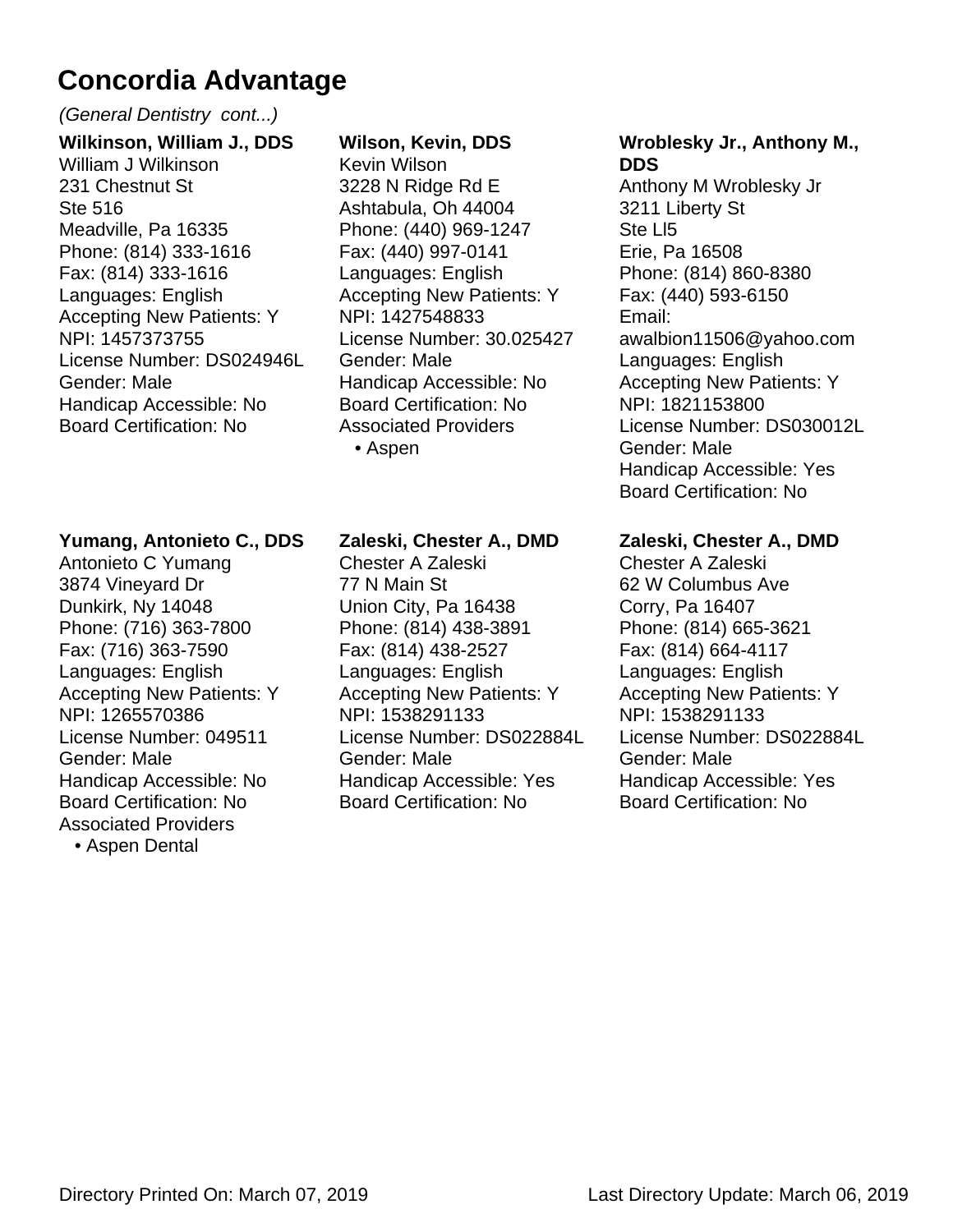# Concordia Advantage

*(General Dentistry cont...)*

**Wilkinson, William J., DDS**
William J Wilkinson
231 Chestnut St
Ste 516
Meadville, Pa 16335
Phone: (814) 333-1616
Fax: (814) 333-1616
Languages: English
Accepting New Patients: Y
NPI: 1457373755
License Number: DS024946L
Gender: Male
Handicap Accessible: No
Board Certification: No

**Wilson, Kevin, DDS**
Kevin Wilson
3228 N Ridge Rd E
Ashtabula, Oh 44004
Phone: (440) 969-1247
Fax: (440) 997-0141
Languages: English
Accepting New Patients: Y
NPI: 1427548833
License Number: 30.025427
Gender: Male
Handicap Accessible: No
Board Certification: No
Associated Providers

- Aspen

**Wroblesky Jr., Anthony M., DDS**
Anthony M Wroblesky Jr
3211 Liberty St
Ste Ll5
Erie, Pa 16508
Phone: (814) 860-8380
Fax: (440) 593-6150
Email:
awalbion11506@yahoo.com
Languages: English
Accepting New Patients: Y
NPI: 1821153800
License Number: DS030012L
Gender: Male
Handicap Accessible: Yes
Board Certification: No

**Yumang, Antonieto C., DDS**
Antonieto C Yumang
3874 Vineyard Dr
Dunkirk, Ny 14048
Phone: (716) 363-7800
Fax: (716) 363-7590
Languages: English
Accepting New Patients: Y
NPI: 1265570386
License Number: 049511
Gender: Male
Handicap Accessible: No
Board Certification: No
Associated Providers

- Aspen Dental

**Zaleski, Chester A., DMD**
Chester A Zaleski
77 N Main St
Union City, Pa 16438
Phone: (814) 438-3891
Fax: (814) 438-2527
Languages: English
Accepting New Patients: Y
NPI: 1538291133
License Number: DS022884L
Gender: Male
Handicap Accessible: Yes
Board Certification: No

**Zaleski, Chester A., DMD**
Chester A Zaleski
62 W Columbus Ave
Corry, Pa 16407
Phone: (814) 665-3621
Fax: (814) 664-4117
Languages: English
Accepting New Patients: Y
NPI: 1538291133
License Number: DS022884L
Gender: Male
Handicap Accessible: Yes
Board Certification: No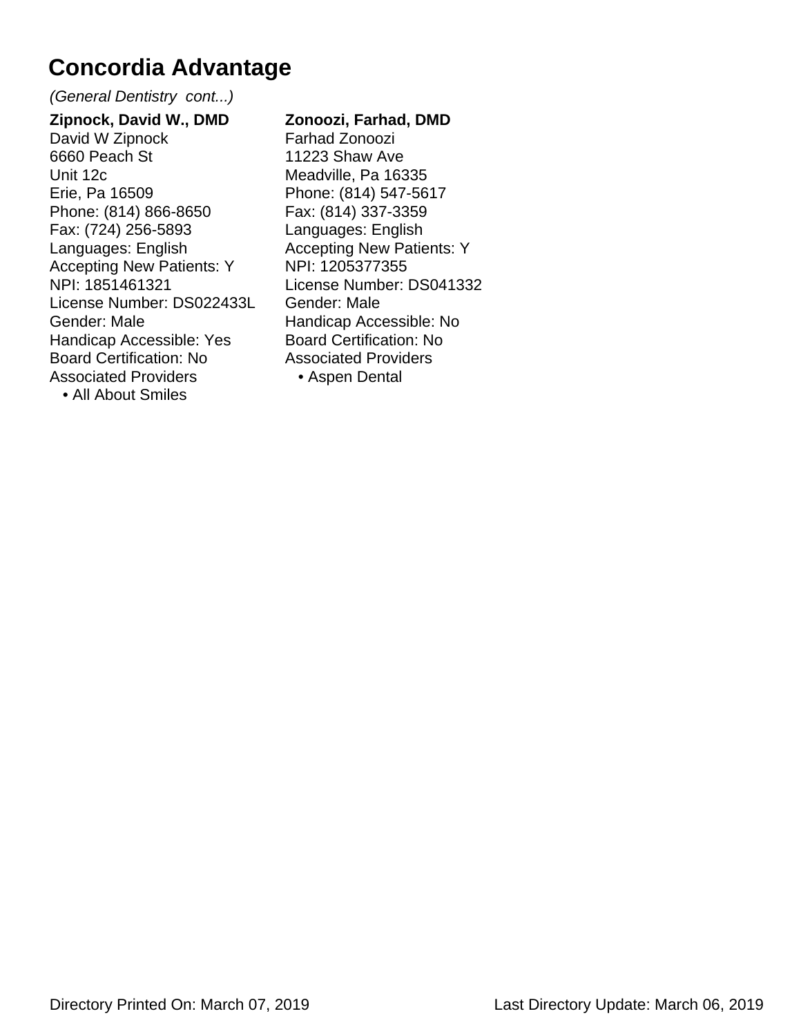# Concordia Advantage

*(General Dentistry cont...)*

**Zipnock, David W., DMD**
David W Zipnock
6660 Peach St
Unit 12c
Erie, Pa 16509
Phone: (814) 866-8650
Fax: (724) 256-5893
Languages: English
Accepting New Patients: Y
NPI: 1851461321
License Number: DS022433L
Gender: Male
Handicap Accessible: Yes
Board Certification: No
Associated Providers
- All About Smiles

**Zonoozi, Farhad, DMD**
Farhad Zonoozi
11223 Shaw Ave
Meadville, Pa 16335
Phone: (814) 547-5617
Fax: (814) 337-3359
Languages: English
Accepting New Patients: Y
NPI: 1205377355
License Number: DS041332
Gender: Male
Handicap Accessible: No
Board Certification: No
Associated Providers
- Aspen Dental

Directory Printed On: March 07, 2019 Last Directory Update: March 06, 2019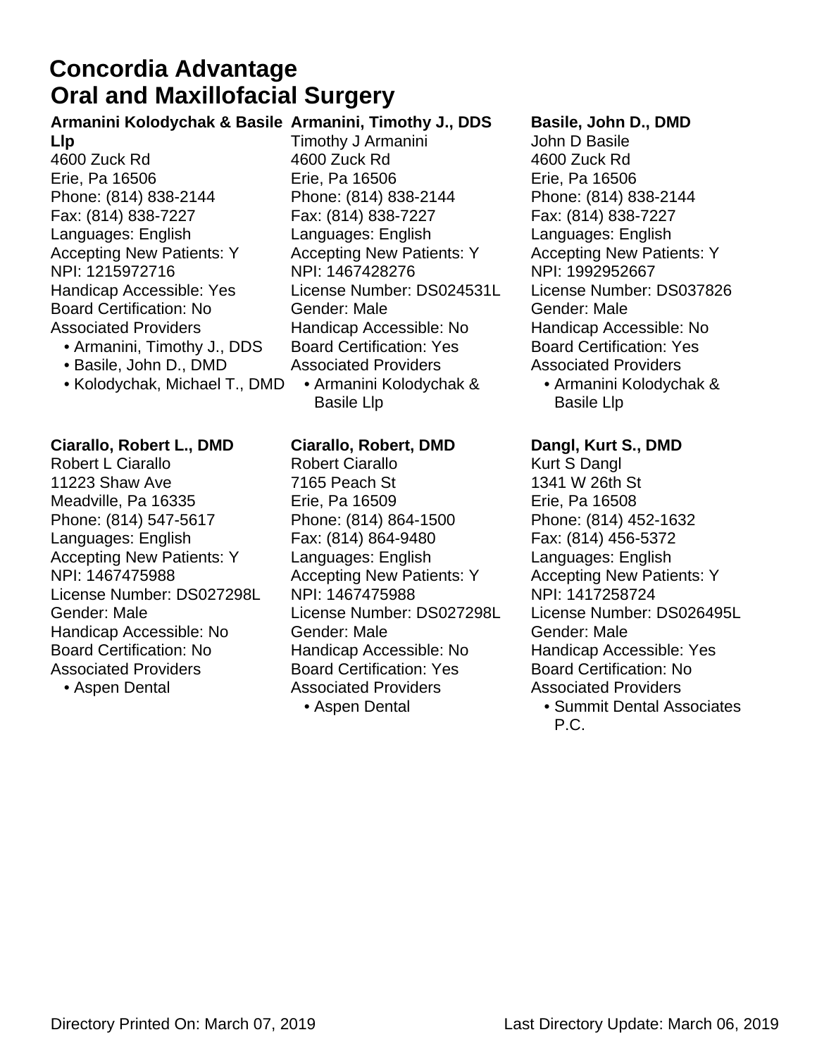# Concordia Advantage
## Oral and Maxillofacial Surgery

**Armanini Kolodychak & Basile Llp**
4600 Zuck Rd
Erie, Pa 16506
Phone: (814) 838-2144
Fax: (814) 838-7227
Languages: English
Accepting New Patients: Y
NPI: 1215972716
Handicap Accessible: Yes
Board Certification: No
Associated Providers
- Armanini, Timothy J., DDS
- Basile, John D., DMD
- Kolodychak, Michael T., DMD

**Armanini, Timothy J., DDS**
Timothy J Armanini
4600 Zuck Rd
Erie, Pa 16506
Phone: (814) 838-2144
Fax: (814) 838-7227
Languages: English
Accepting New Patients: Y
NPI: 1467428276
License Number: DS024531L
Gender: Male
Handicap Accessible: No
Board Certification: Yes
Associated Providers
- Armanini Kolodychak & Basile Llp

**Basile, John D., DMD**
John D Basile
4600 Zuck Rd
Erie, Pa 16506
Phone: (814) 838-2144
Fax: (814) 838-7227
Languages: English
Accepting New Patients: Y
NPI: 1992952667
License Number: DS037826
Gender: Male
Handicap Accessible: No
Board Certification: Yes
Associated Providers
- Armanini Kolodychak & Basile Llp

**Ciarallo, Robert L., DMD**
Robert L Ciarallo
11223 Shaw Ave
Meadville, Pa 16335
Phone: (814) 547-5617
Languages: English
Accepting New Patients: Y
NPI: 1467475988
License Number: DS027298L
Gender: Male
Handicap Accessible: No
Board Certification: No
Associated Providers
- Aspen Dental

**Ciarallo, Robert, DMD**
Robert Ciarallo
7165 Peach St
Erie, Pa 16509
Phone: (814) 864-1500
Fax: (814) 864-9480
Languages: English
Accepting New Patients: Y
NPI: 1467475988
License Number: DS027298L
Gender: Male
Handicap Accessible: No
Board Certification: Yes
Associated Providers
- Aspen Dental

**Dangl, Kurt S., DMD**
Kurt S Dangl
1341 W 26th St
Erie, Pa 16508
Phone: (814) 452-1632
Fax: (814) 456-5372
Languages: English
Accepting New Patients: Y
NPI: 1417258724
License Number: DS026495L
Gender: Male
Handicap Accessible: Yes
Board Certification: No
Associated Providers
- Summit Dental Associates P.C.

Directory Printed On: March 07, 2019    Last Directory Update: March 06, 2019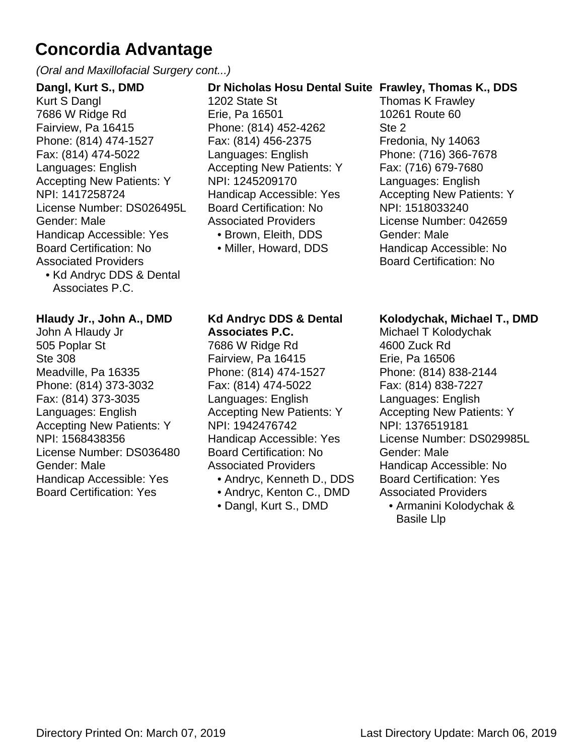# Concordia Advantage

*(Oral and Maxillofacial Surgery cont...)*

**Dangl, Kurt S., DMD**
Kurt S Dangl
7686 W Ridge Rd
Fairview, Pa 16415
Phone: (814) 474-1527
Fax: (814) 474-5022
Languages: English
Accepting New Patients: Y
NPI: 1417258724
License Number: DS026495L
Gender: Male
Handicap Accessible: Yes
Board Certification: No
Associated Providers

- Kd Andryc DDS & Dental Associates P.C.

**Dr Nicholas Hosu Dental Suite**
1202 State St
Erie, Pa 16501
Phone: (814) 452-4262
Fax: (814) 456-2375
Languages: English
Accepting New Patients: Y
NPI: 1245209170
Handicap Accessible: Yes
Board Certification: No
Associated Providers

- Brown, Eleith, DDS
- Miller, Howard, DDS

**Frawley, Thomas K., DDS**
Thomas K Frawley
10261 Route 60
Ste 2
Fredonia, Ny 14063
Phone: (716) 366-7678
Fax: (716) 679-7680
Languages: English
Accepting New Patients: Y
NPI: 1518033240
License Number: 042659
Gender: Male
Handicap Accessible: No
Board Certification: No

**Hlaudy Jr., John A., DMD**
John A Hlaudy Jr
505 Poplar St
Ste 308
Meadville, Pa 16335
Phone: (814) 373-3032
Fax: (814) 373-3035
Languages: English
Accepting New Patients: Y
NPI: 1568438356
License Number: DS036480
Gender: Male
Handicap Accessible: Yes
Board Certification: Yes

**Kd Andryc DDS & Dental Associates P.C.**
7686 W Ridge Rd
Fairview, Pa 16415
Phone: (814) 474-1527
Fax: (814) 474-5022
Languages: English
Accepting New Patients: Y
NPI: 1942476742
Handicap Accessible: Yes
Board Certification: No
Associated Providers

- Andryc, Kenneth D., DDS
- Andryc, Kenton C., DMD
- Dangl, Kurt S., DMD

**Kolodychak, Michael T., DMD**
Michael T Kolodychak
4600 Zuck Rd
Erie, Pa 16506
Phone: (814) 838-2144
Fax: (814) 838-7227
Languages: English
Accepting New Patients: Y
NPI: 1376519181
License Number: DS029985L
Gender: Male
Handicap Accessible: No
Board Certification: Yes
Associated Providers

- Armanini Kolodychak & Basile Llp

Directory Printed On: March 07, 2019    Last Directory Update: March 06, 2019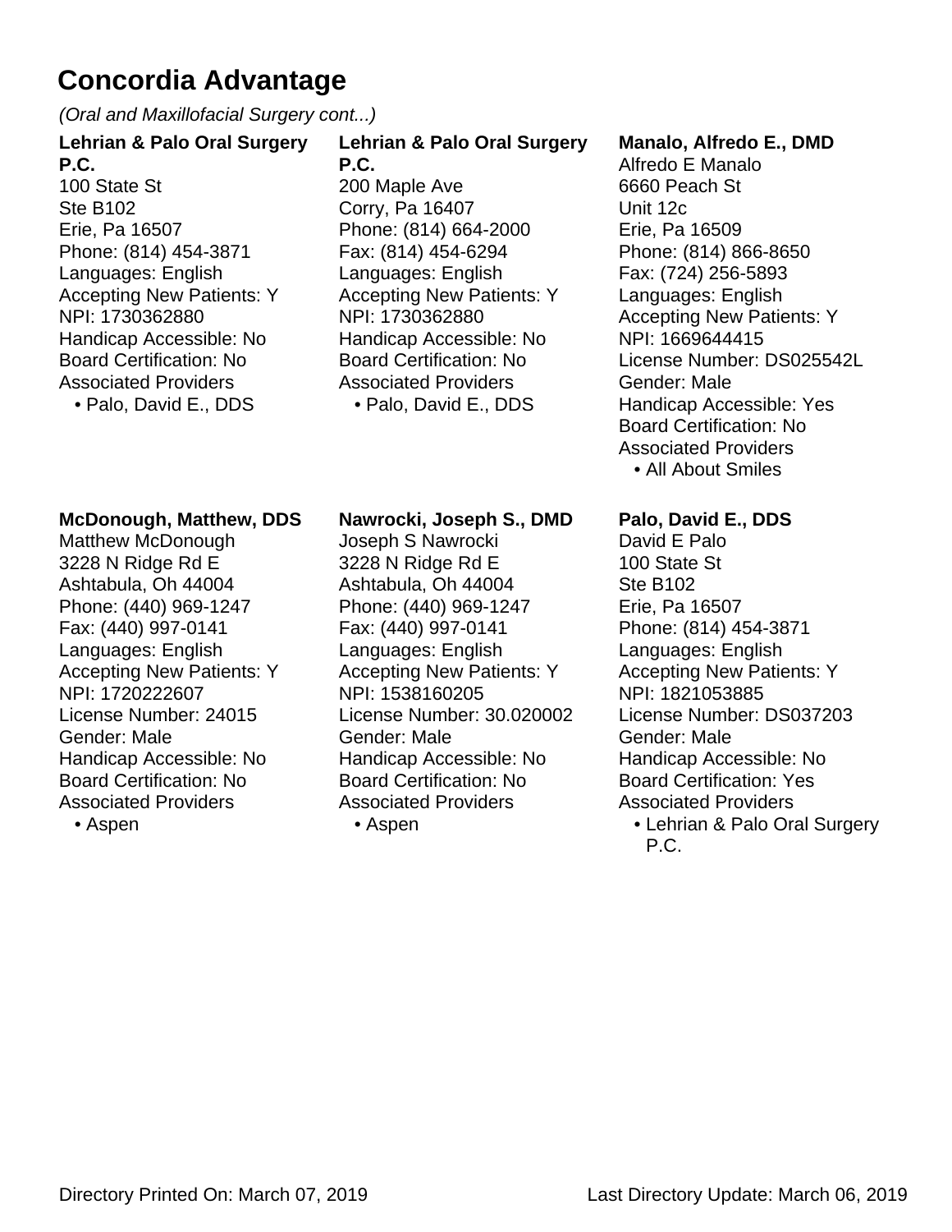# Concordia Advantage

*(Oral and Maxillofacial Surgery cont...)*

**Lehrian & Palo Oral Surgery P.C.**
100 State St
Ste B102
Erie, Pa 16507
Phone: (814) 454-3871
Languages: English
Accepting New Patients: Y
NPI: 1730362880
Handicap Accessible: No
Board Certification: No
Associated Providers
- Palo, David E., DDS

**Lehrian & Palo Oral Surgery P.C.**
200 Maple Ave
Corry, Pa 16407
Phone: (814) 664-2000
Fax: (814) 454-6294
Languages: English
Accepting New Patients: Y
NPI: 1730362880
Handicap Accessible: No
Board Certification: No
Associated Providers
- Palo, David E., DDS

**Manalo, Alfredo E., DMD**
Alfredo E Manalo
6660 Peach St
Unit 12c
Erie, Pa 16509
Phone: (814) 866-8650
Fax: (724) 256-5893
Languages: English
Accepting New Patients: Y
NPI: 1669644415
License Number: DS025542L
Gender: Male
Handicap Accessible: Yes
Board Certification: No
Associated Providers
- All About Smiles

**McDonough, Matthew, DDS**
Matthew McDonough
3228 N Ridge Rd E
Ashtabula, Oh 44004
Phone: (440) 969-1247
Fax: (440) 997-0141
Languages: English
Accepting New Patients: Y
NPI: 1720222607
License Number: 24015
Gender: Male
Handicap Accessible: No
Board Certification: No
Associated Providers
- Aspen

**Nawrocki, Joseph S., DMD**
Joseph S Nawrocki
3228 N Ridge Rd E
Ashtabula, Oh 44004
Phone: (440) 969-1247
Fax: (440) 997-0141
Languages: English
Accepting New Patients: Y
NPI: 1538160205
License Number: 30.020002
Gender: Male
Handicap Accessible: No
Board Certification: No
Associated Providers
- Aspen

**Palo, David E., DDS**
David E Palo
100 State St
Ste B102
Erie, Pa 16507
Phone: (814) 454-3871
Languages: English
Accepting New Patients: Y
NPI: 1821053885
License Number: DS037203
Gender: Male
Handicap Accessible: No
Board Certification: Yes
Associated Providers
- Lehrian & Palo Oral Surgery P.C.

Directory Printed On: March 07, 2019 | Last Directory Update: March 06, 2019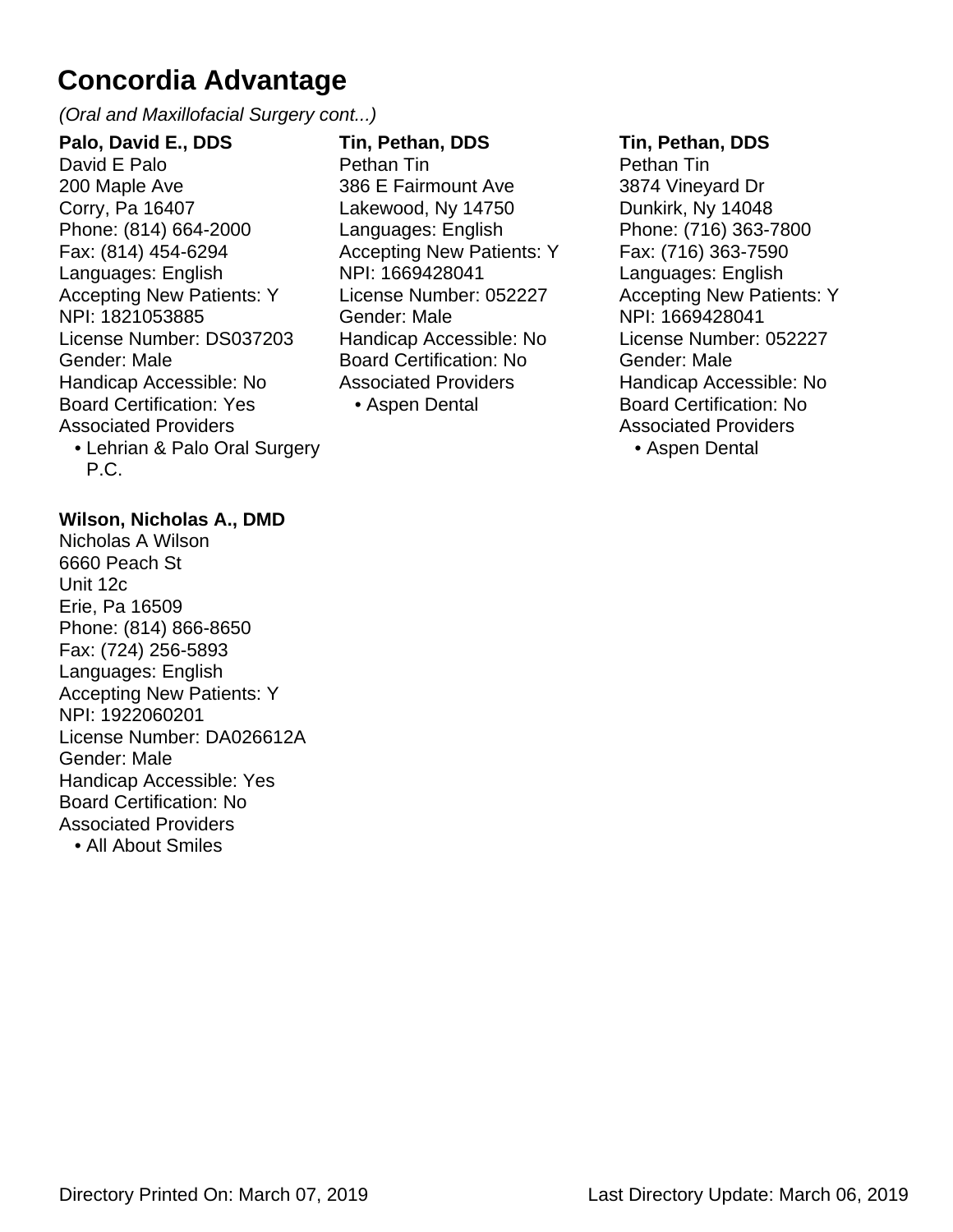# Concordia Advantage

*(Oral and Maxillofacial Surgery cont...)*

**Palo, David E., DDS**
David E Palo
200 Maple Ave
Corry, Pa 16407
Phone: (814) 664-2000
Fax: (814) 454-6294
Languages: English
Accepting New Patients: Y
NPI: 1821053885
License Number: DS037203
Gender: Male
Handicap Accessible: No
Board Certification: Yes
Associated Providers
- Lehrian & Palo Oral Surgery P.C.

**Wilson, Nicholas A., DMD**
Nicholas A Wilson
6660 Peach St
Unit 12c
Erie, Pa 16509
Phone: (814) 866-8650
Fax: (724) 256-5893
Languages: English
Accepting New Patients: Y
NPI: 1922060201
License Number: DA026612A
Gender: Male
Handicap Accessible: Yes
Board Certification: No
Associated Providers
- All About Smiles

**Tin, Pethan, DDS**
Pethan Tin
386 E Fairmount Ave
Lakewood, Ny 14750
Languages: English
Accepting New Patients: Y
NPI: 1669428041
License Number: 052227
Gender: Male
Handicap Accessible: No
Board Certification: No
Associated Providers
- Aspen Dental

**Tin, Pethan, DDS**
Pethan Tin
3874 Vineyard Dr
Dunkirk, Ny 14048
Phone: (716) 363-7800
Fax: (716) 363-7590
Languages: English
Accepting New Patients: Y
NPI: 1669428041
License Number: 052227
Gender: Male
Handicap Accessible: No
Board Certification: No
Associated Providers
- Aspen Dental

Directory Printed On: March 07, 2019 Last Directory Update: March 06, 2019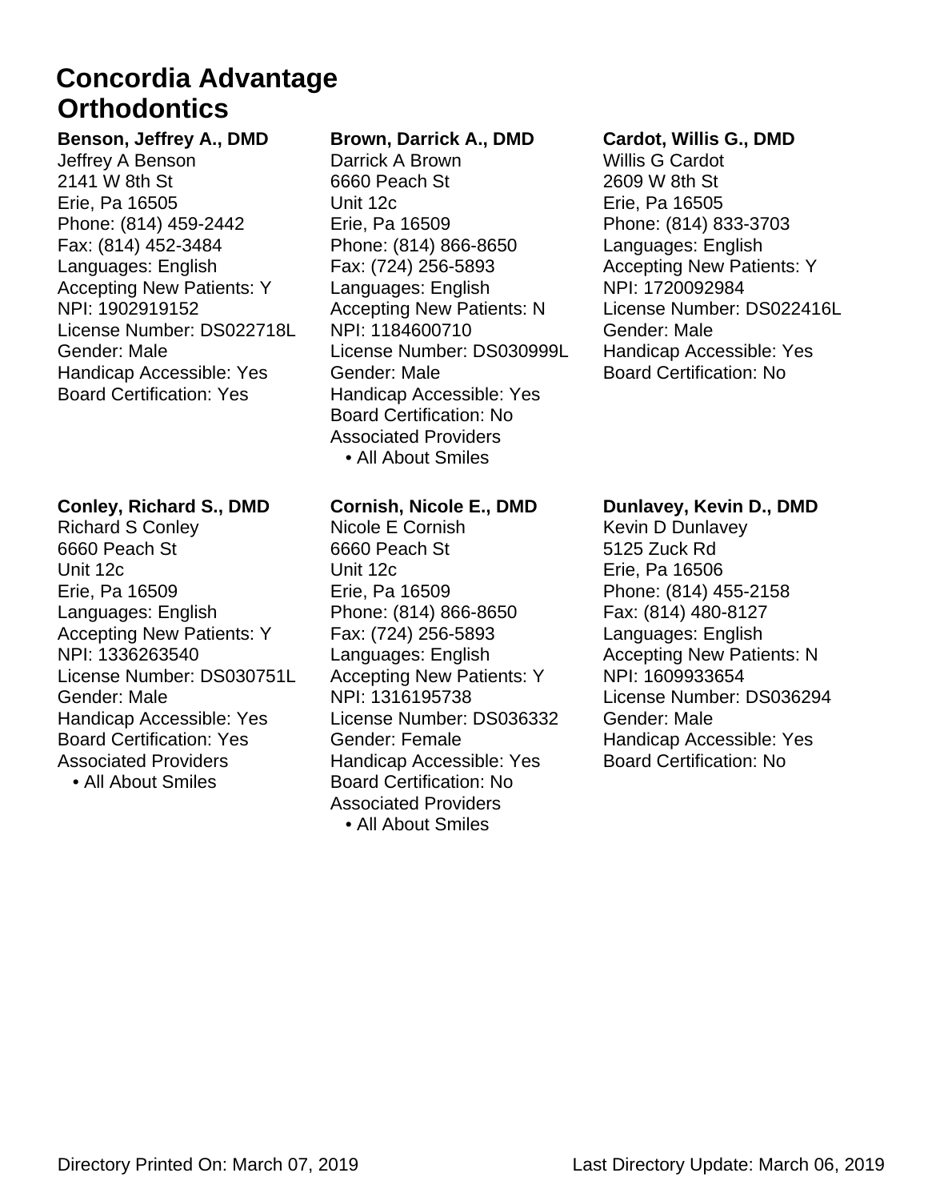# Concordia Advantage Orthodontics

**Benson, Jeffrey A., DMD**
Jeffrey A Benson
2141 W 8th St
Erie, Pa 16505
Phone: (814) 459-2442
Fax: (814) 452-3484
Languages: English
Accepting New Patients: Y
NPI: 1902919152
License Number: DS022718L
Gender: Male
Handicap Accessible: Yes
Board Certification: Yes

**Brown, Darrick A., DMD**
Darrick A Brown
6660 Peach St
Unit 12c
Erie, Pa 16509
Phone: (814) 866-8650
Fax: (724) 256-5893
Languages: English
Accepting New Patients: N
NPI: 1184600710
License Number: DS030999L
Gender: Male
Handicap Accessible: Yes
Board Certification: No
Associated Providers
- All About Smiles

**Cardot, Willis G., DMD**
Willis G Cardot
2609 W 8th St
Erie, Pa 16505
Phone: (814) 833-3703
Languages: English
Accepting New Patients: Y
NPI: 1720092984
License Number: DS022416L
Gender: Male
Handicap Accessible: Yes
Board Certification: No

**Conley, Richard S., DMD**
Richard S Conley
6660 Peach St
Unit 12c
Erie, Pa 16509
Languages: English
Accepting New Patients: Y
NPI: 1336263540
License Number: DS030751L
Gender: Male
Handicap Accessible: Yes
Board Certification: Yes
Associated Providers
- All About Smiles

**Cornish, Nicole E., DMD**
Nicole E Cornish
6660 Peach St
Unit 12c
Erie, Pa 16509
Phone: (814) 866-8650
Fax: (724) 256-5893
Languages: English
Accepting New Patients: Y
NPI: 1316195738
License Number: DS036332
Gender: Female
Handicap Accessible: Yes
Board Certification: No
Associated Providers
- All About Smiles

**Dunlavey, Kevin D., DMD**
Kevin D Dunlavey
5125 Zuck Rd
Erie, Pa 16506
Phone: (814) 455-2158
Fax: (814) 480-8127
Languages: English
Accepting New Patients: N
NPI: 1609933654
License Number: DS036294
Gender: Male
Handicap Accessible: Yes
Board Certification: No

Directory Printed On: March 07, 2019 Last Directory Update: March 06, 2019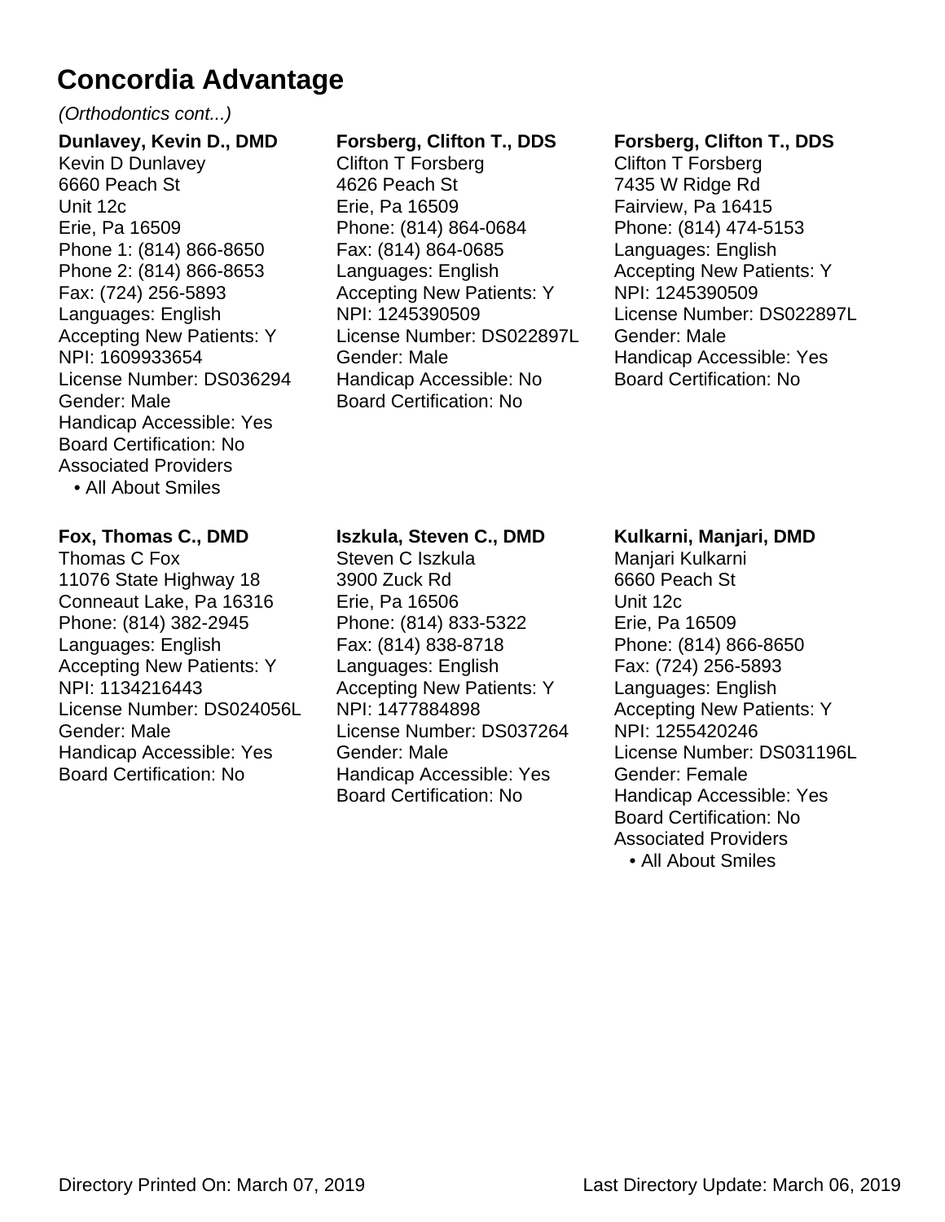# Concordia Advantage

*(Orthodontics cont...)*

**Dunlavey, Kevin D., DMD**
Kevin D Dunlavey
6660 Peach St
Unit 12c
Erie, Pa 16509
Phone 1: (814) 866-8650
Phone 2: (814) 866-8653
Fax: (724) 256-5893
Languages: English
Accepting New Patients: Y
NPI: 1609933654
License Number: DS036294
Gender: Male
Handicap Accessible: Yes
Board Certification: No
Associated Providers
- All About Smiles

**Forsberg, Clifton T., DDS**
Clifton T Forsberg
4626 Peach St
Erie, Pa 16509
Phone: (814) 864-0684
Fax: (814) 864-0685
Languages: English
Accepting New Patients: Y
NPI: 1245390509
License Number: DS022897L
Gender: Male
Handicap Accessible: No
Board Certification: No

**Forsberg, Clifton T., DDS**
Clifton T Forsberg
7435 W Ridge Rd
Fairview, Pa 16415
Phone: (814) 474-5153
Languages: English
Accepting New Patients: Y
NPI: 1245390509
License Number: DS022897L
Gender: Male
Handicap Accessible: Yes
Board Certification: No

**Fox, Thomas C., DMD**
Thomas C Fox
11076 State Highway 18
Conneaut Lake, Pa 16316
Phone: (814) 382-2945
Languages: English
Accepting New Patients: Y
NPI: 1134216443
License Number: DS024056L
Gender: Male
Handicap Accessible: Yes
Board Certification: No

**Iszkula, Steven C., DMD**
Steven C Iszkula
3900 Zuck Rd
Erie, Pa 16506
Phone: (814) 833-5322
Fax: (814) 838-8718
Languages: English
Accepting New Patients: Y
NPI: 1477884898
License Number: DS037264
Gender: Male
Handicap Accessible: Yes
Board Certification: No

**Kulkarni, Manjari, DMD**
Manjari Kulkarni
6660 Peach St
Unit 12c
Erie, Pa 16509
Phone: (814) 866-8650
Fax: (724) 256-5893
Languages: English
Accepting New Patients: Y
NPI: 1255420246
License Number: DS031196L
Gender: Female
Handicap Accessible: Yes
Board Certification: No
Associated Providers
- All About Smiles

Directory Printed On: March 07, 2019 Last Directory Update: March 06, 2019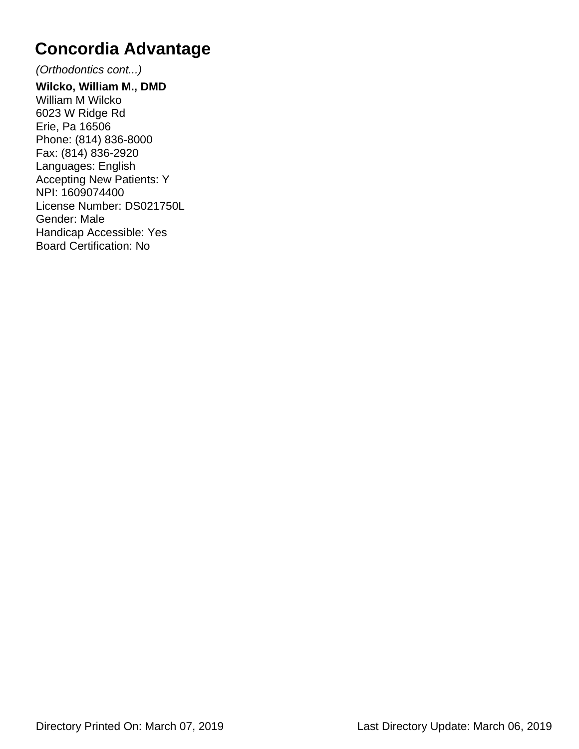# Concordia Advantage

*(Orthodontics cont...)*

**Wilcko, William M., DMD**
William M Wilcko
6023 W Ridge Rd
Erie, Pa 16506
Phone: (814) 836-8000
Fax: (814) 836-2920
Languages: English
Accepting New Patients: Y
NPI: 1609074400
License Number: DS021750L
Gender: Male
Handicap Accessible: Yes
Board Certification: No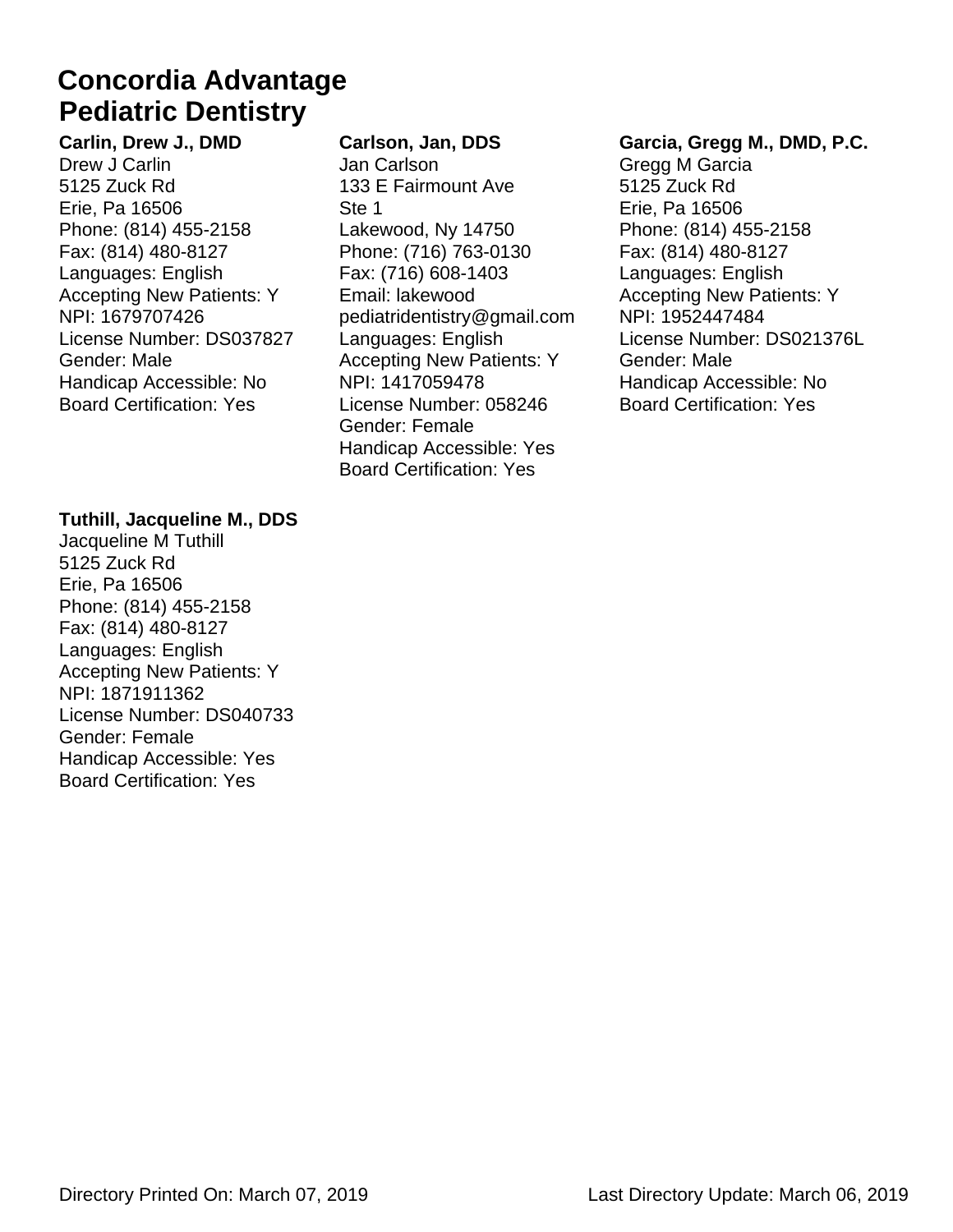# Concordia Advantage
## Pediatric Dentistry

**Carlin, Drew J., DMD**
Drew J Carlin
5125 Zuck Rd
Erie, Pa 16506
Phone: (814) 455-2158
Fax: (814) 480-8127
Languages: English
Accepting New Patients: Y
NPI: 1679707426
License Number: DS037827
Gender: Male
Handicap Accessible: No
Board Certification: Yes

**Carlson, Jan, DDS**
Jan Carlson
133 E Fairmount Ave
Ste 1
Lakewood, Ny 14750
Phone: (716) 763-0130
Fax: (716) 608-1403
Email: lakewood pediatridentistry@gmail.com
Languages: English
Accepting New Patients: Y
NPI: 1417059478
License Number: 058246
Gender: Female
Handicap Accessible: Yes
Board Certification: Yes

**Garcia, Gregg M., DMD, P.C.**
Gregg M Garcia
5125 Zuck Rd
Erie, Pa 16506
Phone: (814) 455-2158
Fax: (814) 480-8127
Languages: English
Accepting New Patients: Y
NPI: 1952447484
License Number: DS021376L
Gender: Male
Handicap Accessible: No
Board Certification: Yes

**Tuthill, Jacqueline M., DDS**
Jacqueline M Tuthill
5125 Zuck Rd
Erie, Pa 16506
Phone: (814) 455-2158
Fax: (814) 480-8127
Languages: English
Accepting New Patients: Y
NPI: 1871911362
License Number: DS040733
Gender: Female
Handicap Accessible: Yes
Board Certification: Yes

Directory Printed On: March 07, 2019 Last Directory Update: March 06, 2019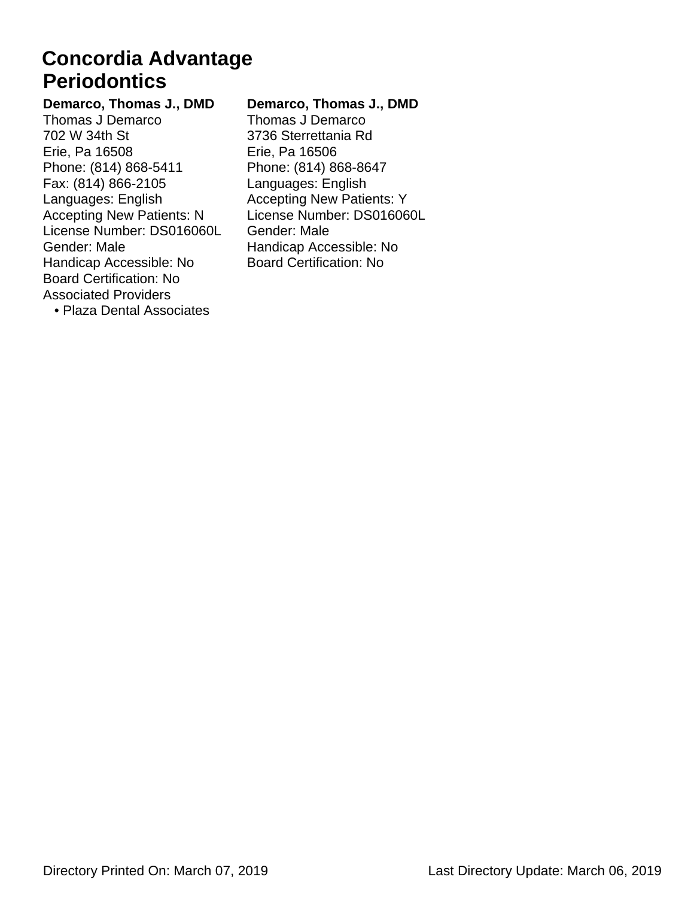# Concordia Advantage
## Periodontics

**Demarco, Thomas J., DMD**
Thomas J Demarco
702 W 34th St
Erie, Pa 16508
Phone: (814) 868-5411
Fax: (814) 866-2105
Languages: English
Accepting New Patients: N
License Number: DS016060L
Gender: Male
Handicap Accessible: No
Board Certification: No
Associated Providers
- Plaza Dental Associates

**Demarco, Thomas J., DMD**
Thomas J Demarco
3736 Sterrettania Rd
Erie, Pa 16506
Phone: (814) 868-8647
Languages: English
Accepting New Patients: Y
License Number: DS016060L
Gender: Male
Handicap Accessible: No
Board Certification: No

Directory Printed On: March 07, 2019 Last Directory Update: March 06, 2019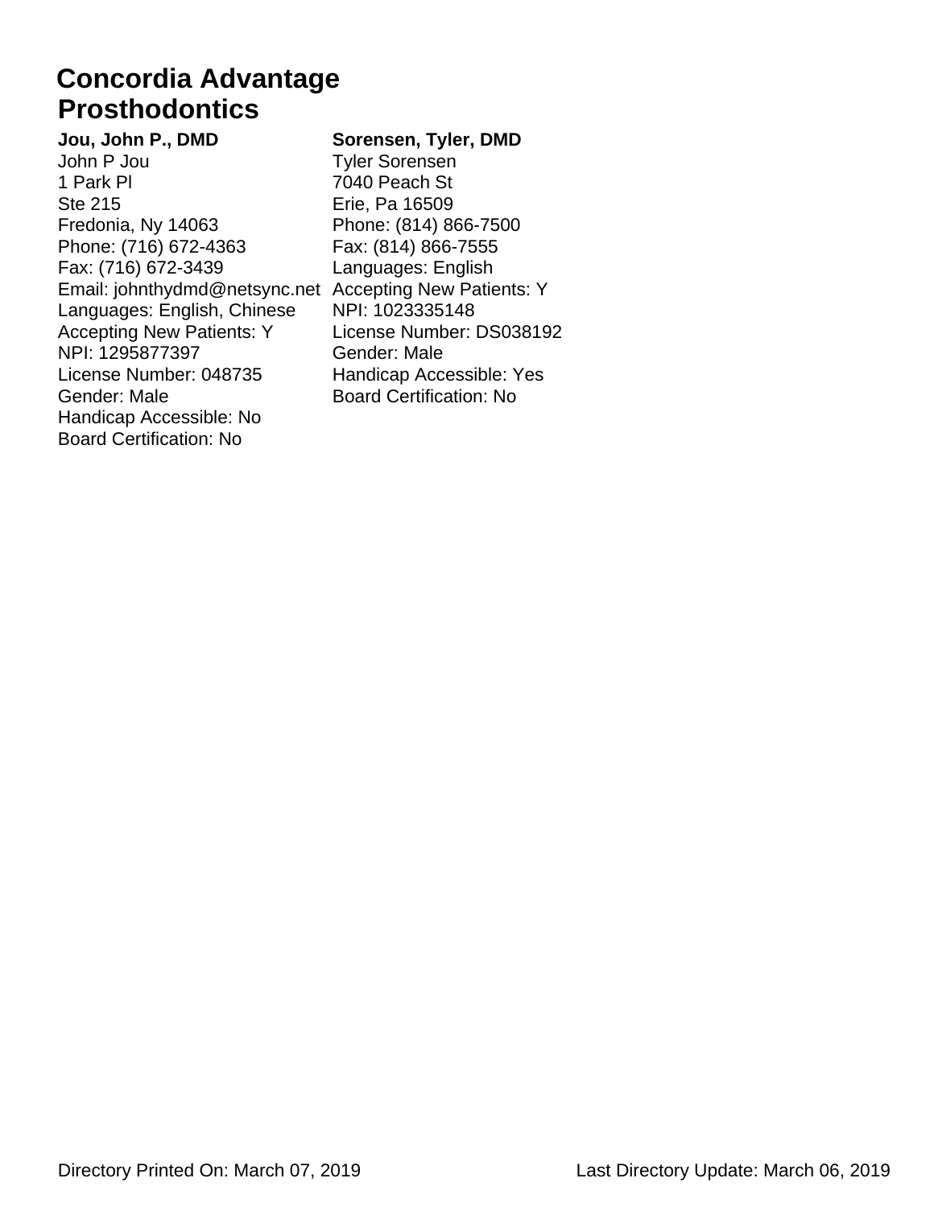# Concordia Advantage
## Prosthodontics

**Jou, John P., DMD**
John P Jou
1 Park Pl
Ste 215
Fredonia, Ny 14063
Phone: (716) 672-4363
Fax: (716) 672-3439
Email: johnthydmd@netsync.net
Languages: English, Chinese
Accepting New Patients: Y
NPI: 1295877397
License Number: 048735
Gender: Male
Handicap Accessible: No
Board Certification: No

**Sorensen, Tyler, DMD**
Tyler Sorensen
7040 Peach St
Erie, Pa 16509
Phone: (814) 866-7500
Fax: (814) 866-7555
Languages: English
Accepting New Patients: Y
NPI: 1023335148
License Number: DS038192
Gender: Male
Handicap Accessible: Yes
Board Certification: No

Directory Printed On: March 07, 2019    Last Directory Update: March 06, 2019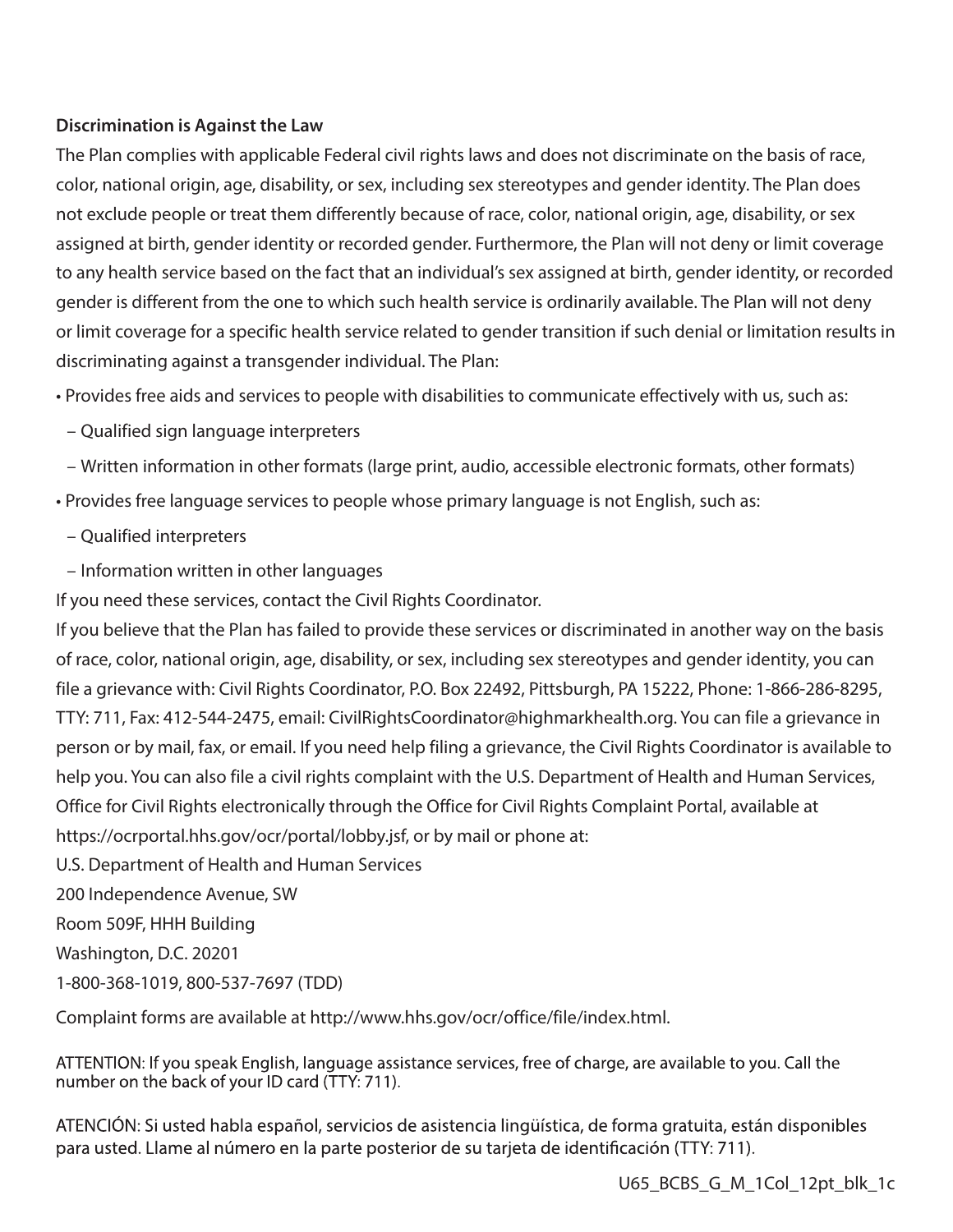**Discrimination is Against the Law**

The Plan complies with applicable Federal civil rights laws and does not discriminate on the basis of race, color, national origin, age, disability, or sex, including sex stereotypes and gender identity. The Plan does not exclude people or treat them differently because of race, color, national origin, age, disability, or sex assigned at birth, gender identity or recorded gender. Furthermore, the Plan will not deny or limit coverage to any health service based on the fact that an individual's sex assigned at birth, gender identity, or recorded gender is different from the one to which such health service is ordinarily available. The Plan will not deny or limit coverage for a specific health service related to gender transition if such denial or limitation results in discriminating against a transgender individual. The Plan:

- Provides free aids and services to people with disabilities to communicate effectively with us, such as:
  - Qualified sign language interpreters
  - Written information in other formats (large print, audio, accessible electronic formats, other formats)
- Provides free language services to people whose primary language is not English, such as:
  - Qualified interpreters
  - Information written in other languages

If you need these services, contact the Civil Rights Coordinator.

If you believe that the Plan has failed to provide these services or discriminated in another way on the basis of race, color, national origin, age, disability, or sex, including sex stereotypes and gender identity, you can file a grievance with: Civil Rights Coordinator, P.O. Box 22492, Pittsburgh, PA 15222, Phone: 1-866-286-8295, TTY: 711, Fax: 412-544-2475, email: CivilRightsCoordinator@highmarkhealth.org. You can file a grievance in person or by mail, fax, or email. If you need help filing a grievance, the Civil Rights Coordinator is available to help you. You can also file a civil rights complaint with the U.S. Department of Health and Human Services, Office for Civil Rights electronically through the Office for Civil Rights Complaint Portal, available at https://ocrportal.hhs.gov/ocr/portal/lobby.jsf, or by mail or phone at:

U.S. Department of Health and Human Services

200 Independence Avenue, SW

Room 509F, HHH Building

Washington, D.C. 20201

1-800-368-1019, 800-537-7697 (TDD)

Complaint forms are available at http://www.hhs.gov/ocr/office/file/index.html.

ATTENTION: If you speak English, language assistance services, free of charge, are available to you. Call the number on the back of your ID card (TTY: 711).

ATENCIÓN: Si usted habla español, servicios de asistencia lingüística, de forma gratuita, están disponibles para usted. Llame al número en la parte posterior de su tarjeta de identificación (TTY: 711).

U65_BCBS_G_M_1Col_12pt_blk_1c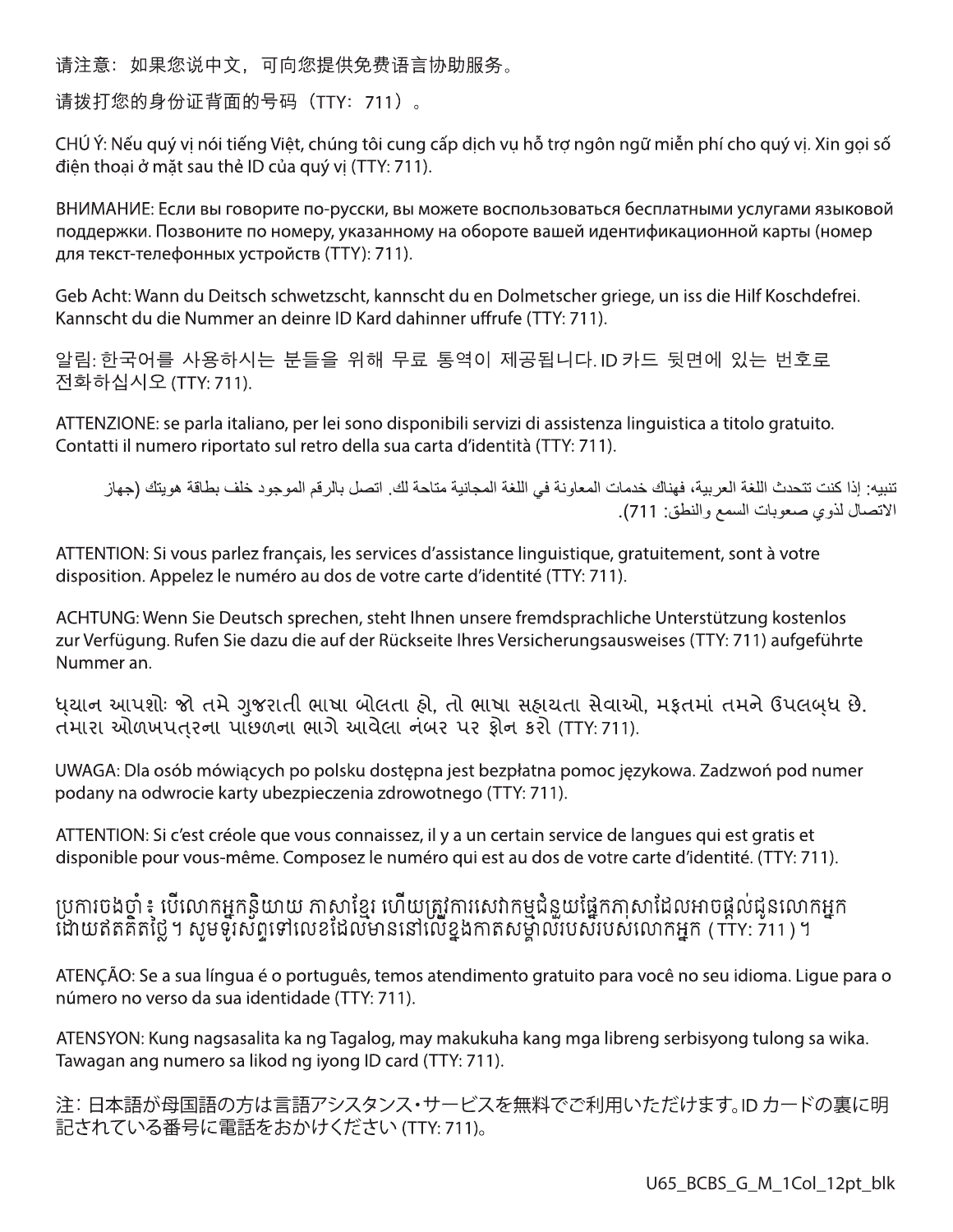请注意：如果您说中文，可向您提供免费语言协助服务。

请拨打您的身份证背面的号码（TTY：711）。

CHÚ Ý: Nếu quý vị nói tiếng Việt, chúng tôi cung cấp dịch vụ hỗ trợ ngôn ngữ miễn phí cho quý vị. Xin gọi số điện thoại ở mặt sau thẻ ID của quý vị (TTY: 711).

ВНИМАНИЕ: Если вы говорите по-русски, вы можете воспользоваться бесплатными услугами языковой поддержки. Позвоните по номеру, указанному на обороте вашей идентификационной карты (номер для текст-телефонных устройств (TTY): 711).

Geb Acht: Wann du Deitsch schwetzscht, kannscht du en Dolmetscher griege, un iss die Hilf Koschdefrei. Kannscht du die Nummer an deinre ID Kard dahinner uffrufe (TTY: 711).

알림: 한국어를 사용하시는 분들을 위해 무료 통역이 제공됩니다. ID 카드 뒷면에 있는 번호로 전화하십시오 (TTY: 711).

ATTENZIONE: se parla italiano, per lei sono disponibili servizi di assistenza linguistica a titolo gratuito. Contatti il numero riportato sul retro della sua carta d'identità (TTY: 711).

تنبيه: إذا كنت تتحدث اللغة العربية، فهناك خدمات المعاونة في اللغة المجانية متاحة لك. اتصل بالرقم الموجود خلف بطاقة هويتك (جهاز الاتصال لذوي صعوبات السمع والنطق: 711).

ATTENTION: Si vous parlez français, les services d'assistance linguistique, gratuitement, sont à votre disposition. Appelez le numéro au dos de votre carte d'identité (TTY: 711).

ACHTUNG: Wenn Sie Deutsch sprechen, steht Ihnen unsere fremdsprachliche Unterstützung kostenlos zur Verfügung. Rufen Sie dazu die auf der Rückseite Ihres Versicherungsausweises (TTY: 711) aufgeführte Nummer an.

ધ્યાન આપશોઃ જો તમે ગુજરાતી ભાષા બોલતા હો, તો ભાષા સહાયતા સેવાઓ, મફતમાં તમને ઉપલબ્ધ છે. તમારા ઓળખપત્રના પાછળના ભાગે આવેલા નંબર પર ફોન કરો (TTY: 711).

UWAGA: Dla osób mówiących po polsku dostępna jest bezpłatna pomoc językowa. Zadzwoń pod numer podany na odwrocie karty ubezpieczenia zdrowotnego (TTY: 711).

ATTENTION: Si c'est créole que vous connaissez, il y a un certain service de langues qui est gratis et disponible pour vous-même. Composez le numéro qui est au dos de votre carte d'identité. (TTY: 711).

ប្រការចងចាំ៖ បើលោកអ្នកនិយាយ ភាសាខ្មែរ ហើយត្រូវការសេវាកម្មជំនួយផ្នែកភាសាដែលអាចផ្តល់ជូនលោកអ្នក ដោយឥតគិតថ្លៃ។ សូមទូរស័ព្ទទៅលេខដែលមាននៅលើខ្នងកាតសម្គាល់របស់របស់លោកអ្នក ( TTY: 711 ) ។

ATENÇÃO: Se a sua língua é o português, temos atendimento gratuito para você no seu idioma. Ligue para o número no verso da sua identidade (TTY: 711).

ATENSYON: Kung nagsasalita ka ng Tagalog, may makukuha kang mga libreng serbisyong tulong sa wika. Tawagan ang numero sa likod ng iyong ID card (TTY: 711).

注：日本語が母国語の方は言語アシスタンス・サービスを無料でご利用いただけます。ID カードの裏に明記されている番号に電話をおかけください (TTY: 711)。

U65_BCBS_G_M_1Col_12pt_blk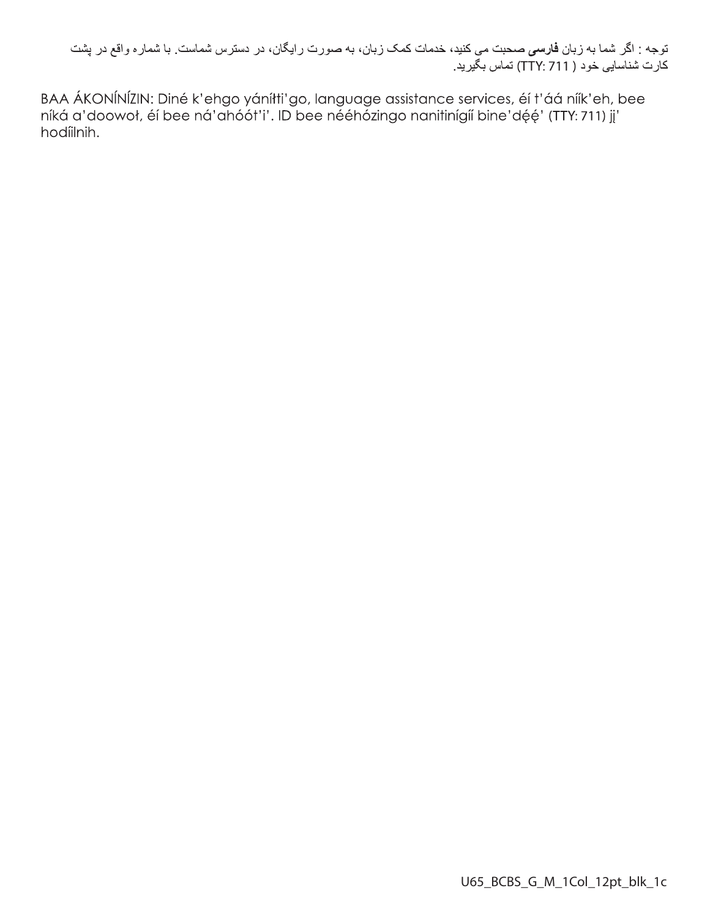توجه : اگر شما به زبان **فارسی** صحبت می کنید، خدمات کمک زبان، به صورت رایگان، در دسترس شماست. با شماره واقع در پشت کارت شناسایی خود ( TTY: 711) تماس بگیرید.

BAA ÁKONÍNÍZIN: Diné k'ehgo yáníłti'go, language assistance services, éí t'áá níík'eh, bee níká a'doowoł, éí bee ná'ahóót'i'. ID bee nééhózingo nanitinígíí bine'dęę' (TTY: 711) jį' hodíilnih.

U65_BCBS_G_M_1Col_12pt_blk_1c